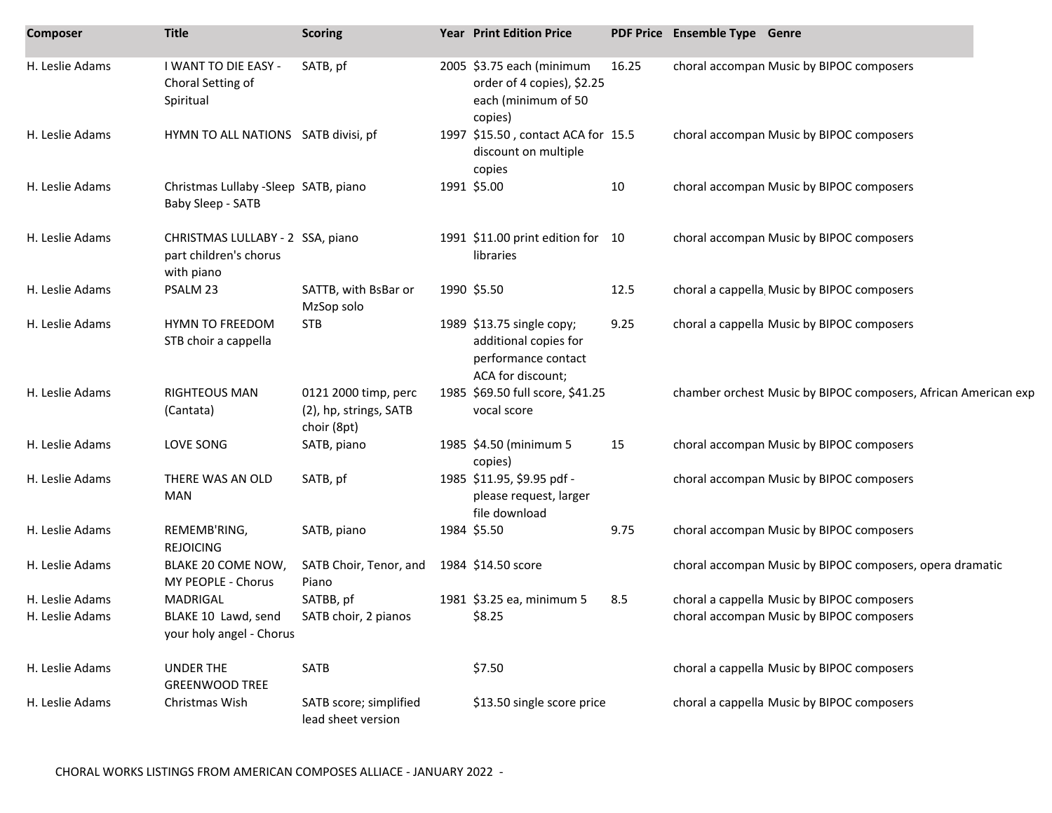| Composer | Title | Scoring | Year | Print Edition Price | PDF Price | Ensemble Type | Genre |
|---|---|---|---|---|---|---|---|
| H. Leslie Adams | I WANT TO DIE EASY - Choral Setting of Spiritual | SATB, pf | 2005 | $3.75 each (minimum order of 4 copies), $2.25 each (minimum of 50 copies) | 16.25 | choral accompan | Music by BIPOC composers |
| H. Leslie Adams | HYMN TO ALL NATIONS | SATB divisi, pf | 1997 | $15.50 , contact ACA for discount on multiple copies | 15.5 | choral accompan | Music by BIPOC composers |
| H. Leslie Adams | Christmas Lullaby -Sleep Baby Sleep - SATB | SATB, piano | 1991 | $5.00 | 10 | choral accompan | Music by BIPOC composers |
| H. Leslie Adams | CHRISTMAS LULLABY - 2 part children's chorus with piano | SSA, piano | 1991 | $11.00 print edition for libraries | 10 | choral accompan | Music by BIPOC composers |
| H. Leslie Adams | PSALM 23 | SATTB, with BsBar or MzSop solo | 1990 | $5.50 | 12.5 | choral a cappella | Music by BIPOC composers |
| H. Leslie Adams | HYMN TO FREEDOM STB choir a cappella | STB | 1989 | $13.75 single copy; additional copies for performance contact ACA for discount; | 9.25 | choral a cappella | Music by BIPOC composers |
| H. Leslie Adams | RIGHTEOUS MAN (Cantata) | 0121 2000 timp, perc (2), hp, strings, SATB choir (8pt) | 1985 | $69.50 full score, $41.25 vocal score | | chamber orchest | Music by BIPOC composers, African American exp |
| H. Leslie Adams | LOVE SONG | SATB, piano | 1985 | $4.50 (minimum 5 copies) | 15 | choral accompan | Music by BIPOC composers |
| H. Leslie Adams | THERE WAS AN OLD MAN | SATB, pf | 1985 | $11.95, $9.95 pdf - please request, larger file download | | choral accompan | Music by BIPOC composers |
| H. Leslie Adams | REMEMB'RING, REJOICING | SATB, piano | 1984 | $5.50 | 9.75 | choral accompan | Music by BIPOC composers |
| H. Leslie Adams | BLAKE 20 COME NOW, MY PEOPLE - Chorus | SATB Choir, Tenor, and Piano | 1984 | $14.50 score | | choral accompan | Music by BIPOC composers, opera dramatic |
| H. Leslie Adams | MADRIGAL | SATBB, pf | 1981 | $3.25 ea, minimum 5 | 8.5 | choral a cappella | Music by BIPOC composers |
| H. Leslie Adams | BLAKE 10 Lawd, send your holy angel - Chorus | SATB choir, 2 pianos | | $8.25 | | choral accompan | Music by BIPOC composers |
| H. Leslie Adams | UNDER THE GREENWOOD TREE | SATB | | $7.50 | | choral a cappella | Music by BIPOC composers |
| H. Leslie Adams | Christmas Wish | SATB score; simplified lead sheet version | | $13.50 single score price | | choral a cappella | Music by BIPOC composers |

CHORAL WORKS LISTINGS FROM AMERICAN COMPOSES ALLIACE - JANUARY 2022 -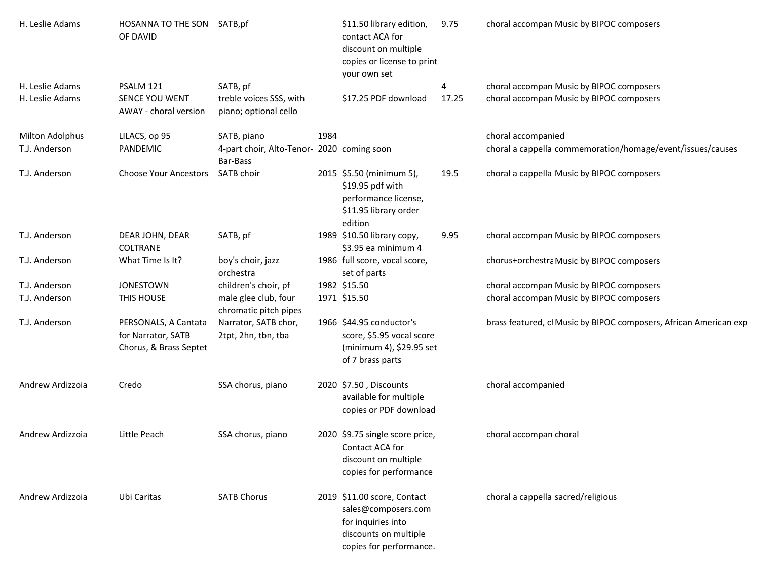| | | | | | | | |
|---|---|---|---|---|---|---|---|
| H. Leslie Adams | HOSANNA TO THE SON OF DAVID | SATB,pf | | $11.50 library edition, contact ACA for discount on multiple copies or license to print your own set | 9.75 | choral accompan | Music by BIPOC composers |
| H. Leslie Adams | PSALM 121 | SATB, pf | | | 4 | choral accompan | Music by BIPOC composers |
| H. Leslie Adams | SENCE YOU WENT AWAY - choral version | treble voices SSS, with piano; optional cello | | $17.25 PDF download | 17.25 | choral accompan | Music by BIPOC composers |
| Milton Adolphus | LILACS, op 95 | SATB, piano | 1984 | | | choral accompanied | |
| T.J. Anderson | PANDEMIC | 4-part choir, Alto-Tenor-Bar-Bass | 2020 | coming soon | | choral a cappella | commemoration/homage/event/issues/causes |
| T.J. Anderson | Choose Your Ancestors | SATB choir | 2015 | $5.50 (minimum 5), $19.95 pdf with performance license, $11.95 library order edition | 19.5 | choral a cappella | Music by BIPOC composers |
| T.J. Anderson | DEAR JOHN, DEAR COLTRANE | SATB, pf | 1989 | $10.50 library copy, $3.95 ea minimum 4 | 9.95 | choral accompan | Music by BIPOC composers |
| T.J. Anderson | What Time Is It? | boy's choir, jazz orchestra | 1986 | full score, vocal score, set of parts | | chorus+orchestra | Music by BIPOC composers |
| T.J. Anderson | JONESTOWN | children's choir, pf | 1982 | $15.50 | | choral accompan | Music by BIPOC composers |
| T.J. Anderson | THIS HOUSE | male glee club, four chromatic pitch pipes | 1971 | $15.50 | | choral accompan | Music by BIPOC composers |
| T.J. Anderson | PERSONALS, A Cantata for Narrator, SATB Chorus, & Brass Septet | Narrator, SATB chor, 2tpt, 2hn, tbn, tba | 1966 | $44.95 conductor's score, $5.95 vocal score (minimum 4), $29.95 set of 7 brass parts | | brass featured, cl | Music by BIPOC composers, African American exp |
| Andrew Ardizzoia | Credo | SSA chorus, piano | 2020 | $7.50 , Discounts available for multiple copies or PDF download | | choral accompanied | |
| Andrew Ardizzoia | Little Peach | SSA chorus, piano | 2020 | $9.75 single score price, Contact ACA for discount on multiple copies for performance | | choral accompan | choral |
| Andrew Ardizzoia | Ubi Caritas | SATB Chorus | 2019 | $11.00 score, Contact sales@composers.com for inquiries into discounts on multiple copies for performance. | | choral a cappella | sacred/religious |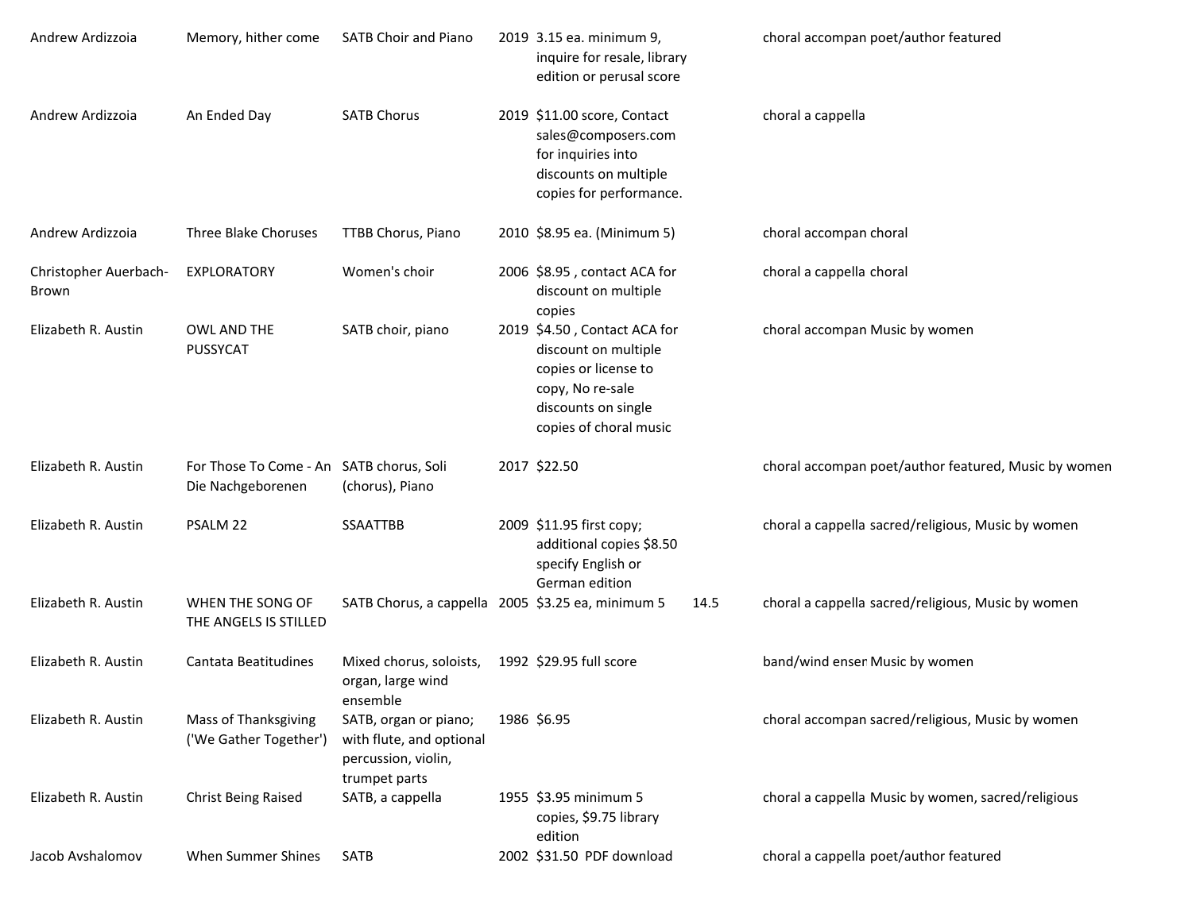| | | | | | | |
|---|---|---|---|---|---|---|
| Andrew Ardizzoia | Memory, hither come | SATB Choir and Piano | 2019 | 3.15 ea. minimum 9, inquire for resale, library edition or perusal score | | choral accompan poet/author featured |
| Andrew Ardizzoia | An Ended Day | SATB Chorus | 2019 | $11.00 score, Contact sales@composers.com for inquiries into discounts on multiple copies for performance. | | choral a cappella |
| Andrew Ardizzoia | Three Blake Choruses | TTBB Chorus, Piano | 2010 | $8.95 ea. (Minimum 5) | | choral accompan choral |
| Christopher Auerbach-Brown | EXPLORATORY | Women's choir | 2006 | $8.95 , contact ACA for discount on multiple copies | | choral a cappella choral |
| Elizabeth R. Austin | OWL AND THE PUSSYCAT | SATB choir, piano | 2019 | $4.50 , Contact ACA for discount on multiple copies or license to copy, No re-sale discounts on single copies of choral music | | choral accompan Music by women |
| Elizabeth R. Austin | For Those To Come - An Die Nachgeborenen | SATB chorus, Soli (chorus), Piano | 2017 | $22.50 | | choral accompan poet/author featured, Music by women |
| Elizabeth R. Austin | PSALM 22 | SSAATTBB | 2009 | $11.95 first copy; additional copies $8.50 specify English or German edition | | choral a cappella sacred/religious, Music by women |
| Elizabeth R. Austin | WHEN THE SONG OF THE ANGELS IS STILLED | SATB Chorus, a cappella | 2005 | $3.25 ea, minimum 5 | 14.5 | choral a cappella sacred/religious, Music by women |
| Elizabeth R. Austin | Cantata Beatitudines | Mixed chorus, soloists, organ, large wind ensemble | 1992 | $29.95 full score | | band/wind enser Music by women |
| Elizabeth R. Austin | Mass of Thanksgiving ('We Gather Together') | SATB, organ or piano; with flute, and optional percussion, violin, trumpet parts | 1986 | $6.95 | | choral accompan sacred/religious, Music by women |
| Elizabeth R. Austin | Christ Being Raised | SATB, a cappella | 1955 | $3.95 minimum 5 copies, $9.75 library edition | | choral a cappella Music by women, sacred/religious |
| Jacob Avshalomov | When Summer Shines | SATB | 2002 | $31.50 PDF download | | choral a cappella poet/author featured |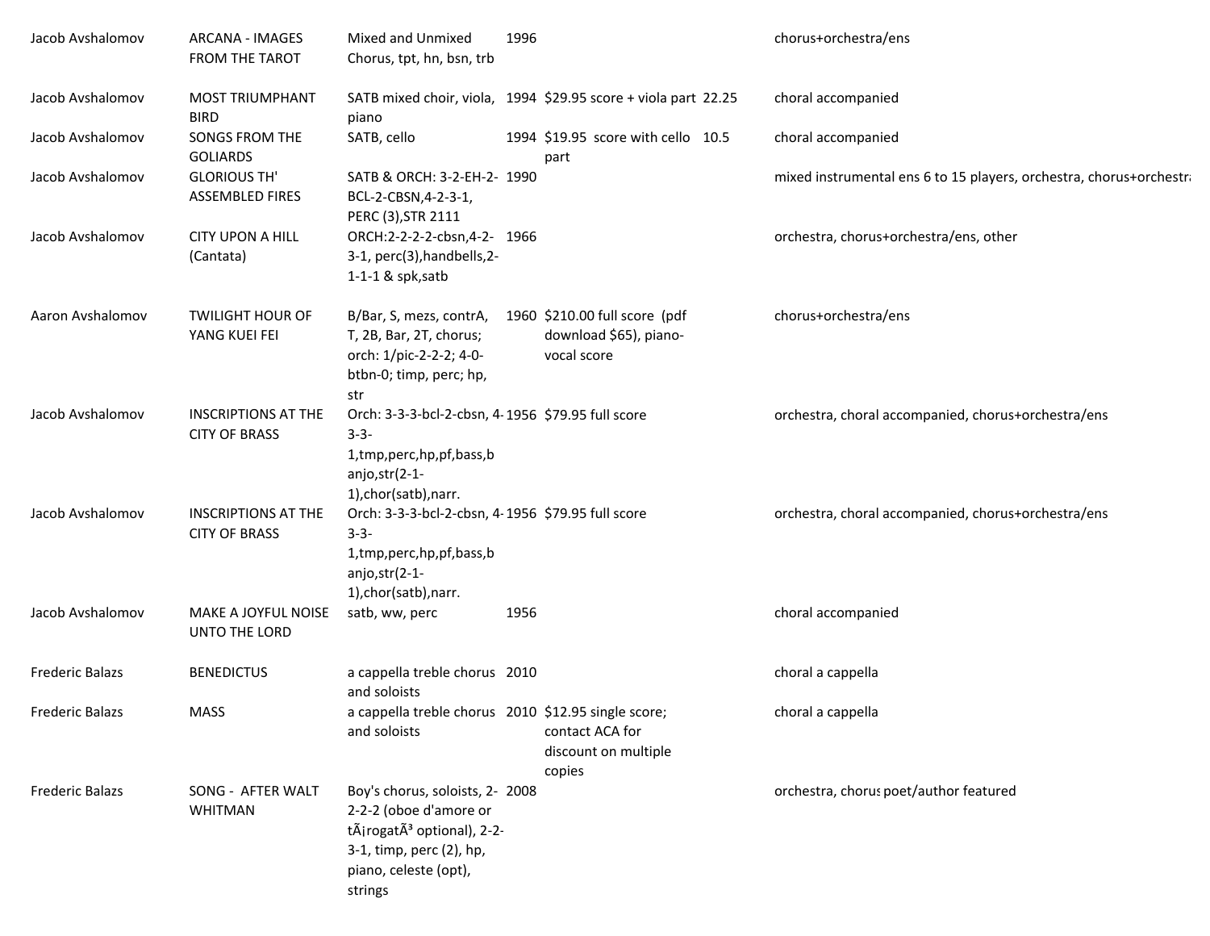| | | | | | | | |
|---|---|---|---|---|---|---|---|
| Jacob Avshalomov | ARCANA - IMAGES FROM THE TAROT | Mixed and Unmixed Chorus, tpt, hn, bsn, trb | 1996 | | | chorus+orchestra/ens | |
| Jacob Avshalomov | MOST TRIUMPHANT BIRD | SATB mixed choir, viola, piano | 1994 | $29.95 score + viola part | 22.25 | choral accompanied | |
| Jacob Avshalomov | SONGS FROM THE GOLIARDS | SATB, cello | 1994 | $19.95 score with cello part | 10.5 | choral accompanied | |
| Jacob Avshalomov | GLORIOUS TH' ASSEMBLED FIRES | SATB & ORCH: 3-2-EH-2-BCL-2-CBSN,4-2-3-1, PERC (3),STR 2111 | 1990 | | | mixed instrumental ens 6 to 15 players, orchestra, chorus+orchestra | |
| Jacob Avshalomov | CITY UPON A HILL (Cantata) | ORCH:2-2-2-2-cbsn,4-2-3-1, perc(3),handbells,2-1-1-1 & spk,satb | 1966 | | | orchestra, chorus+orchestra/ens, other | |
| Aaron Avshalomov | TWILIGHT HOUR OF YANG KUEI FEI | B/Bar, S, mezs, contrA, T, 2B, Bar, 2T, chorus; orch: 1/pic-2-2-2; 4-0-btbn-0; timp, perc; hp, str | 1960 | $210.00 full score (pdf download $65), piano-vocal score | | chorus+orchestra/ens | |
| Jacob Avshalomov | INSCRIPTIONS AT THE CITY OF BRASS | Orch: 3-3-3-bcl-2-cbsn, 4-3-3-1,tmp,perc,hp,pf,bass,banjo,str(2-1-1),chor(satb),narr. | 1956 | $79.95 full score | | orchestra, choral accompanied, chorus+orchestra/ens | |
| Jacob Avshalomov | INSCRIPTIONS AT THE CITY OF BRASS | Orch: 3-3-3-bcl-2-cbsn, 4-3-3-1,tmp,perc,hp,pf,bass,banjo,str(2-1-1),chor(satb),narr. | 1956 | $79.95 full score | | orchestra, choral accompanied, chorus+orchestra/ens | |
| Jacob Avshalomov | MAKE A JOYFUL NOISE UNTO THE LORD | satb, ww, perc | 1956 | | | choral accompanied | |
| Frederic Balazs | BENEDICTUS | a cappella treble chorus and soloists | 2010 | | | choral a cappella | |
| Frederic Balazs | MASS | a cappella treble chorus and soloists | 2010 | $12.95 single score; contact ACA for discount on multiple copies | | choral a cappella | |
| Frederic Balazs | SONG - AFTER WALT WHITMAN | Boy's chorus, soloists, 2-2-2-2 (oboe d'amore or tÃ¡rogatÃ³ optional), 2-2-3-1, timp, perc (2), hp, piano, celeste (opt), strings | 2008 | | | orchestra, chorus | poet/author featured |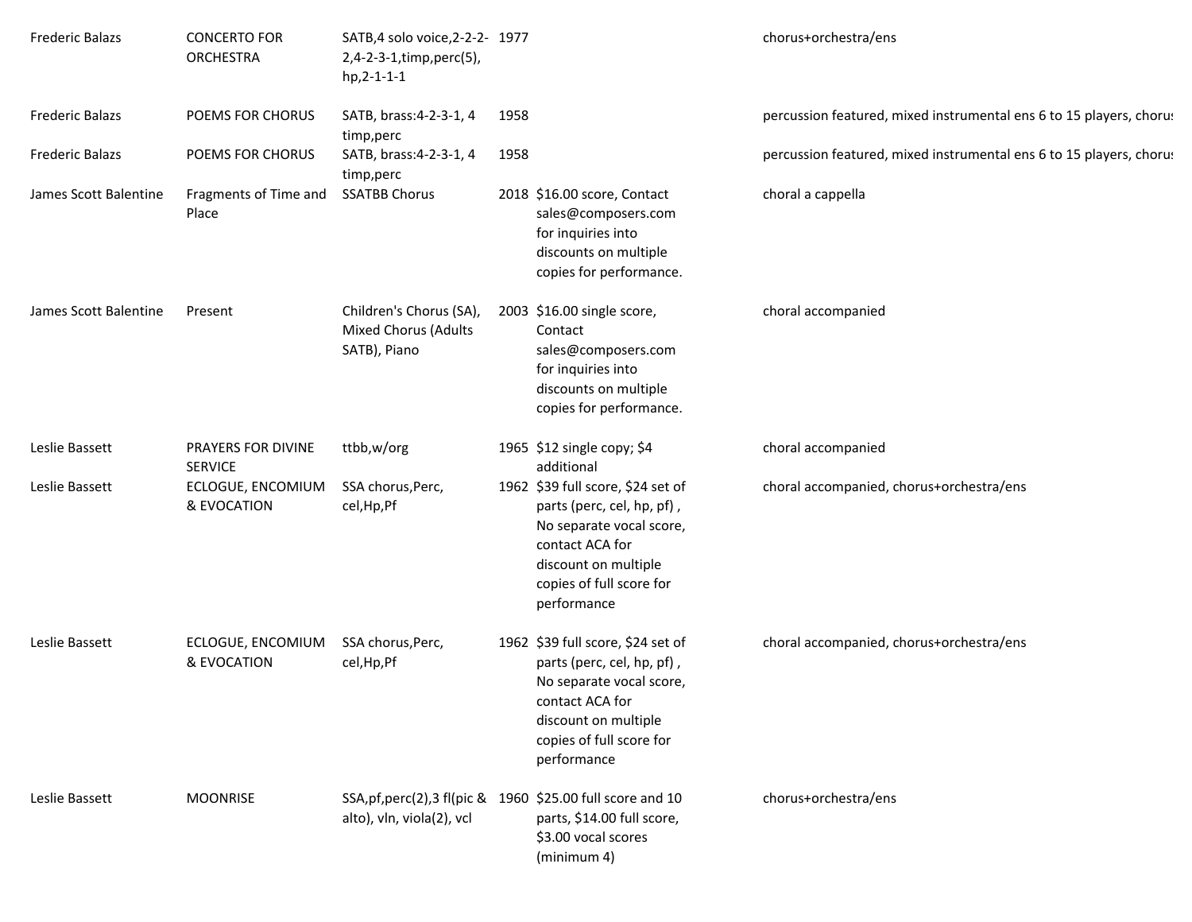| | | | | | | |
|---|---|---|---|---|---|---|
| Frederic Balazs | CONCERTO FOR ORCHESTRA | SATB,4 solo voice,2-2-2-2,4-2-3-1,timp,perc(5), hp,2-1-1-1 | 1977 | | | chorus+orchestra/ens |
| Frederic Balazs | POEMS FOR CHORUS | SATB, brass:4-2-3-1, 4 timp,perc | 1958 | | | percussion featured, mixed instrumental ens 6 to 15 players, chorus |
| Frederic Balazs | POEMS FOR CHORUS | SATB, brass:4-2-3-1, 4 timp,perc | 1958 | | | percussion featured, mixed instrumental ens 6 to 15 players, chorus |
| James Scott Balentine | Fragments of Time and Place | SSATBB Chorus | 2018 | $16.00 score, Contact sales@composers.com for inquiries into discounts on multiple copies for performance. | | choral a cappella |
| James Scott Balentine | Present | Children's Chorus (SA), Mixed Chorus (Adults SATB), Piano | 2003 | $16.00 single score, Contact sales@composers.com for inquiries into discounts on multiple copies for performance. | | choral accompanied |
| Leslie Bassett | PRAYERS FOR DIVINE SERVICE | ttbb,w/org | 1965 | $12 single copy; $4 additional | | choral accompanied |
| Leslie Bassett | ECLOGUE, ENCOMIUM & EVOCATION | SSA chorus,Perc, cel,Hp,Pf | 1962 | $39 full score, $24 set of parts (perc, cel, hp, pf) , No separate vocal score, contact ACA for discount on multiple copies of full score for performance | | choral accompanied, chorus+orchestra/ens |
| Leslie Bassett | ECLOGUE, ENCOMIUM & EVOCATION | SSA chorus,Perc, cel,Hp,Pf | 1962 | $39 full score, $24 set of parts (perc, cel, hp, pf) , No separate vocal score, contact ACA for discount on multiple copies of full score for performance | | choral accompanied, chorus+orchestra/ens |
| Leslie Bassett | MOONRISE | SSA,pf,perc(2),3 fl(pic & alto), vln, viola(2), vcl | 1960 | $25.00 full score and 10 parts, $14.00 full score, $3.00 vocal scores (minimum 4) | | chorus+orchestra/ens |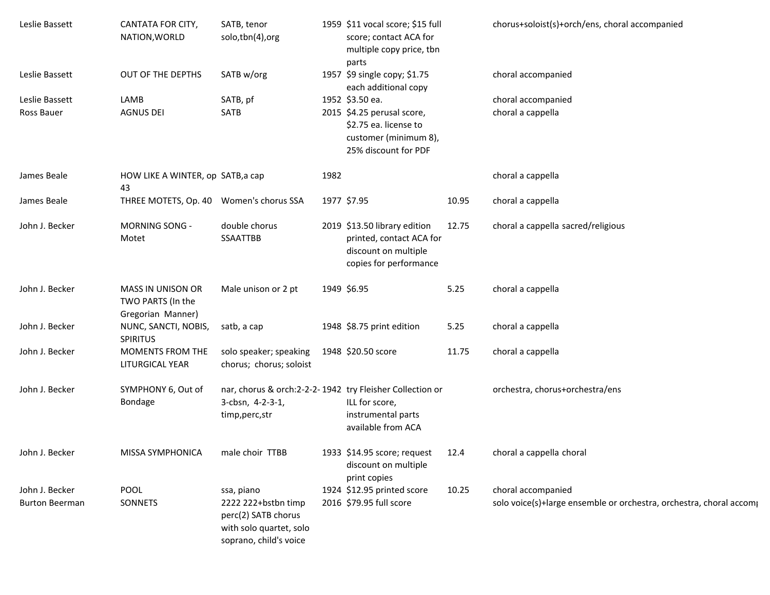| | | | | | | |
|---|---|---|---|---|---|---|
| Leslie Bassett | CANTATA FOR CITY, NATION,WORLD | SATB, tenor solo,tbn(4),org | 1959 | $11 vocal score; $15 full score; contact ACA for multiple copy price, tbn parts | | chorus+soloist(s)+orch/ens, choral accompanied |
| Leslie Bassett | OUT OF THE DEPTHS | SATB w/org | 1957 | $9 single copy; $1.75 each additional copy | | choral accompanied |
| Leslie Bassett | LAMB | SATB, pf | 1952 | $3.50 ea. | | choral accompanied |
| Ross Bauer | AGNUS DEI | SATB | 2015 | $4.25 perusal score, $2.75 ea. license to customer (minimum 8), 25% discount for PDF | | choral a cappella |
| James Beale | HOW LIKE A WINTER, op 43 | SATB,a cap | 1982 | | | choral a cappella |
| James Beale | THREE MOTETS, Op. 40 | Women's chorus SSA | 1977 | $7.95 | 10.95 | choral a cappella |
| John J. Becker | MORNING SONG - Motet | double chorus SSAATTBB | 2019 | $13.50 library edition printed, contact ACA for discount on multiple copies for performance | 12.75 | choral a cappella sacred/religious |
| John J. Becker | MASS IN UNISON OR TWO PARTS (In the Gregorian Manner) | Male unison or 2 pt | 1949 | $6.95 | 5.25 | choral a cappella |
| John J. Becker | NUNC, SANCTI, NOBIS, SPIRITUS | satb, a cap | 1948 | $8.75 print edition | 5.25 | choral a cappella |
| John J. Becker | MOMENTS FROM THE LITURGICAL YEAR | solo speaker; speaking chorus; chorus; soloist | 1948 | $20.50 score | 11.75 | choral a cappella |
| John J. Becker | SYMPHONY 6, Out of Bondage | nar, chorus & orch:2-2-2-3-cbsn, 4-2-3-1, timp,perc,str | 1942 | try Fleisher Collection or ILL for score, instrumental parts available from ACA | | orchestra, chorus+orchestra/ens |
| John J. Becker | MISSA SYMPHONICA | male choir TTBB | 1933 | $14.95 score; request discount on multiple print copies | 12.4 | choral a cappella choral |
| John J. Becker | POOL | ssa, piano | 1924 | $12.95 printed score | 10.25 | choral accompanied |
| Burton Beerman | SONNETS | 2222 222+bstbn timp perc(2) SATB chorus with solo quartet, solo soprano, child's voice | 2016 | $79.95 full score | | solo voice(s)+large ensemble or orchestra, orchestra, choral accomp |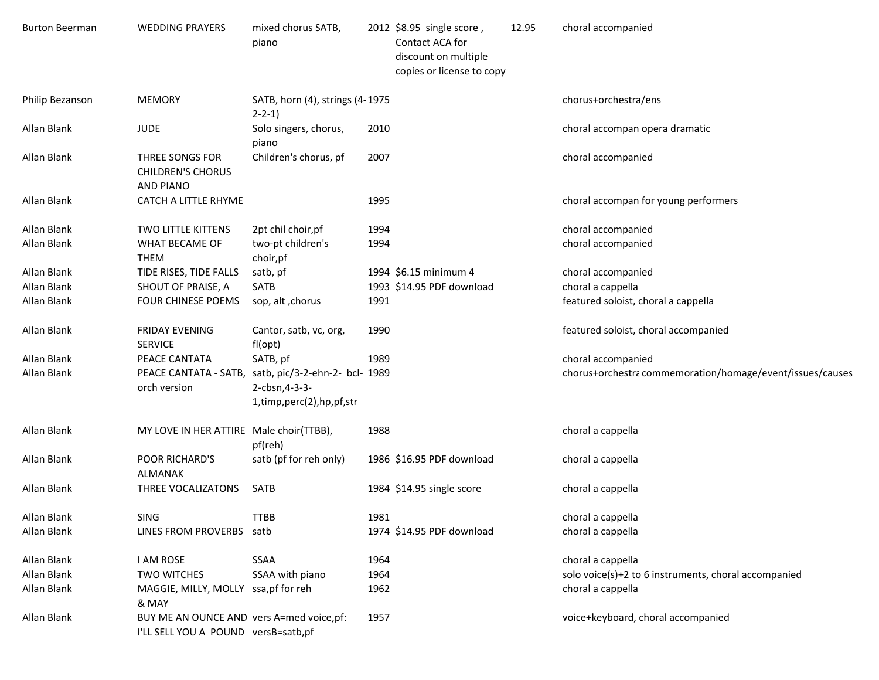| | | | | | | | |
|---|---|---|---|---|---|---|---|
| Burton Beerman | WEDDING PRAYERS | mixed chorus SATB, piano | 2012 | $8.95 single score , Contact ACA for discount on multiple copies or license to copy | 12.95 | choral accompanied | |
| Philip Bezanson | MEMORY | SATB, horn (4), strings (4-2-2-1) | 1975 | | | chorus+orchestra/ens | |
| Allan Blank | JUDE | Solo singers, chorus, piano | 2010 | | | choral accompan opera dramatic | |
| Allan Blank | THREE SONGS FOR CHILDREN'S CHORUS AND PIANO | Children's chorus, pf | 2007 | | | choral accompanied | |
| Allan Blank | CATCH A LITTLE RHYME | | 1995 | | | choral accompan for young performers | |
| Allan Blank | TWO LITTLE KITTENS | 2pt chil choir,pf | 1994 | | | choral accompanied | |
| Allan Blank | WHAT BECAME OF THEM | two-pt children's choir,pf | 1994 | | | choral accompanied | |
| Allan Blank | TIDE RISES, TIDE FALLS | satb, pf | 1994 | $6.15 minimum 4 | | choral accompanied | |
| Allan Blank | SHOUT OF PRAISE, A | SATB | 1993 | $14.95 PDF download | | choral a cappella | |
| Allan Blank | FOUR CHINESE POEMS | sop, alt ,chorus | 1991 | | | featured soloist, choral a cappella | |
| Allan Blank | FRIDAY EVENING SERVICE | Cantor, satb, vc, org, fl(opt) | 1990 | | | featured soloist, choral accompanied | |
| Allan Blank | PEACE CANTATA | SATB, pf | 1989 | | | choral accompanied | |
| Allan Blank | PEACE CANTATA - SATB, orch version | satb, pic/3-2-ehn-2- bcl-2-cbsn,4-3-3-1,timp,perc(2),hp,pf,str | 1989 | | | chorus+orchestra | commemoration/homage/event/issues/causes |
| Allan Blank | MY LOVE IN HER ATTIRE | Male choir(TTBB), pf(reh) | 1988 | | | choral a cappella | |
| Allan Blank | POOR RICHARD'S ALMANAK | satb (pf for reh only) | 1986 | $16.95 PDF download | | choral a cappella | |
| Allan Blank | THREE VOCALIZATONS | SATB | 1984 | $14.95 single score | | choral a cappella | |
| Allan Blank | SING | TTBB | 1981 | | | choral a cappella | |
| Allan Blank | LINES FROM PROVERBS | satb | 1974 | $14.95 PDF download | | choral a cappella | |
| Allan Blank | I AM ROSE | SSAA | 1964 | | | choral a cappella | |
| Allan Blank | TWO WITCHES | SSAA with piano | 1964 | | | solo voice(s)+2 to 6 instruments, choral accompanied | |
| Allan Blank | MAGGIE, MILLY, MOLLY & MAY | ssa,pf for reh | 1962 | | | choral a cappella | |
| Allan Blank | BUY ME AN OUNCE AND I'LL SELL YOU A POUND | vers A=med voice,pf: versB=satb,pf | 1957 | | | voice+keyboard, choral accompanied | |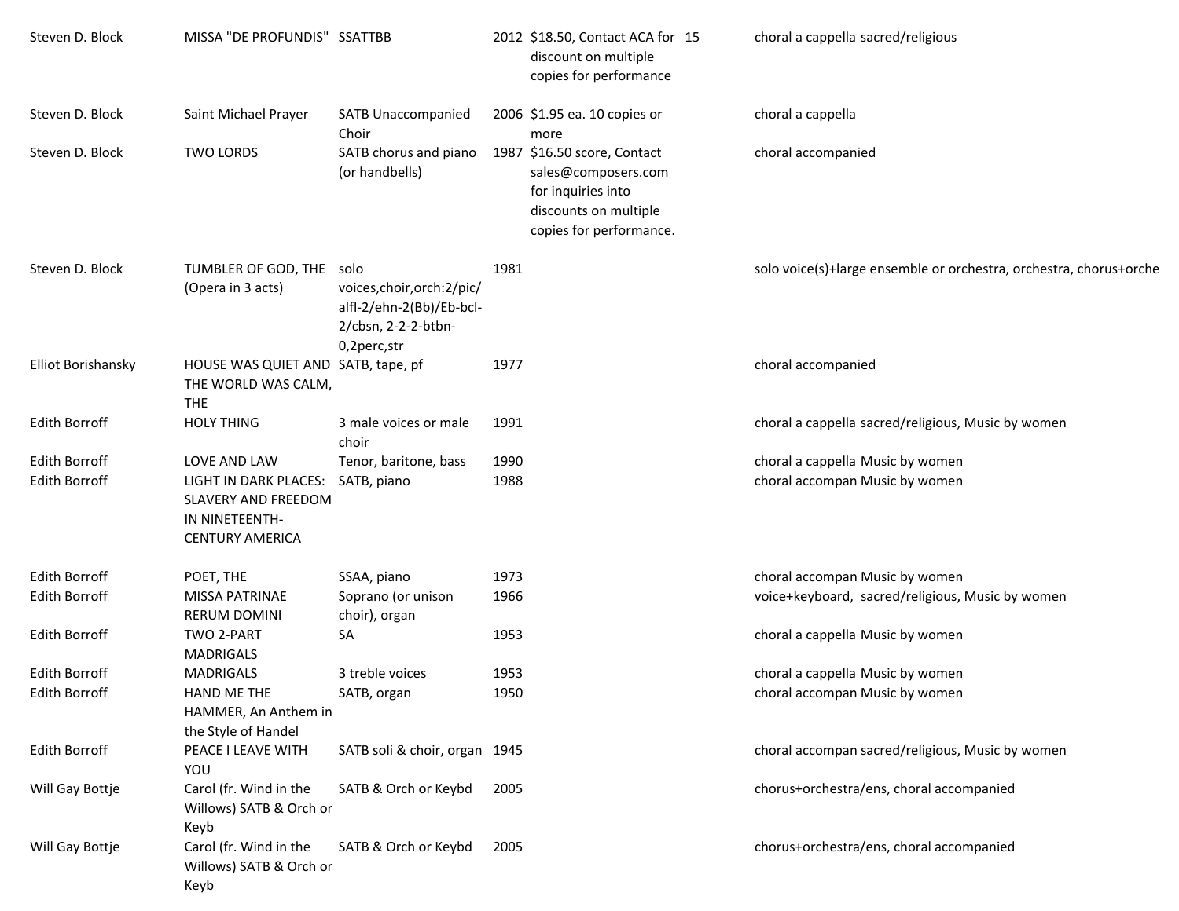| | | | | | | |
|---|---|---|---|---|---|---|
| Steven D. Block | MISSA "DE PROFUNDIS" | SSATTBB | 2012 | $18.50, Contact ACA for discount on multiple copies for performance | 15 | choral a cappella sacred/religious |
| Steven D. Block | Saint Michael Prayer | SATB Unaccompanied Choir | 2006 | $1.95 ea. 10 copies or more | | choral a cappella |
| Steven D. Block | TWO LORDS | SATB chorus and piano (or handbells) | 1987 | $16.50 score, Contact sales@composers.com for inquiries into discounts on multiple copies for performance. | | choral accompanied |
| Steven D. Block | TUMBLER OF GOD, THE (Opera in 3 acts) | solo voices,choir,orch:2/pic/alfl-2/ehn-2(Bb)/Eb-bcl-2/cbsn, 2-2-2-btbn-0,2perc,str | 1981 | | | solo voice(s)+large ensemble or orchestra, orchestra, chorus+orche |
| Elliot Borishansky | HOUSE WAS QUIET AND THE WORLD WAS CALM, THE | SATB, tape, pf | 1977 | | | choral accompanied |
| Edith Borroff | HOLY THING | 3 male voices or male choir | 1991 | | | choral a cappella sacred/religious, Music by women |
| Edith Borroff | LOVE AND LAW | Tenor, baritone, bass | 1990 | | | choral a cappella Music by women |
| Edith Borroff | LIGHT IN DARK PLACES: SLAVERY AND FREEDOM IN NINETEENTH-CENTURY AMERICA | SATB, piano | 1988 | | | choral accompan Music by women |
| Edith Borroff | POET, THE | SSAA, piano | 1973 | | | choral accompan Music by women |
| Edith Borroff | MISSA PATRINAE RERUM DOMINI | Soprano (or unison choir), organ | 1966 | | | voice+keyboard, sacred/religious, Music by women |
| Edith Borroff | TWO 2-PART MADRIGALS | SA | 1953 | | | choral a cappella Music by women |
| Edith Borroff | MADRIGALS | 3 treble voices | 1953 | | | choral a cappella Music by women |
| Edith Borroff | HAND ME THE HAMMER, An Anthem in the Style of Handel | SATB, organ | 1950 | | | choral accompan Music by women |
| Edith Borroff | PEACE I LEAVE WITH YOU | SATB soli & choir, organ | 1945 | | | choral accompan sacred/religious, Music by women |
| Will Gay Bottje | Carol (fr. Wind in the Willows) SATB & Orch or Keyb | SATB & Orch or Keybd | 2005 | | | chorus+orchestra/ens, choral accompanied |
| Will Gay Bottje | Carol (fr. Wind in the Willows) SATB & Orch or Keyb | SATB & Orch or Keybd | 2005 | | | chorus+orchestra/ens, choral accompanied |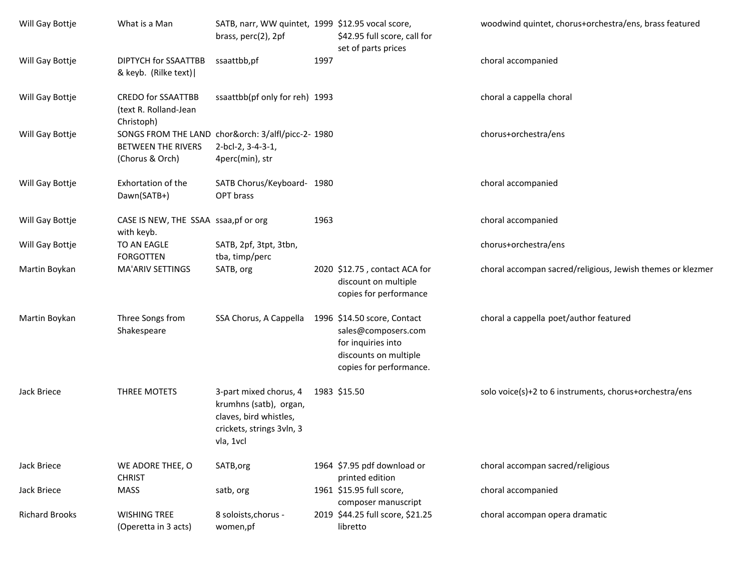| | | | | | |
|---|---|---|---|---|---|
| Will Gay Bottje | What is a Man | SATB, narr, WW quintet, brass, perc(2), 2pf | 1999 | $12.95 vocal score, $42.95 full score, call for set of parts prices | woodwind quintet, chorus+orchestra/ens, brass featured |
| Will Gay Bottje | DIPTYCH for SSAATTBB & keyb. (Rilke text)\| | ssaattbb,pf | 1997 | | choral accompanied |
| Will Gay Bottje | CREDO for SSAATTBB (text R. Rolland-Jean Christoph) | ssaattbb(pf only for reh) | 1993 | | choral a cappella choral |
| Will Gay Bottje | SONGS FROM THE LAND BETWEEN THE RIVERS (Chorus & Orch) | chor&orch: 3/alfl/picc-2-2-bcl-2, 3-4-3-1, 4perc(min), str | 1980 | | chorus+orchestra/ens |
| Will Gay Bottje | Exhortation of the Dawn(SATB+) | SATB Chorus/Keyboard-OPT brass | 1980 | | choral accompanied |
| Will Gay Bottje | CASE IS NEW, THE SSAA with keyb. | ssaa,pf or org | 1963 | | choral accompanied |
| Will Gay Bottje | TO AN EAGLE FORGOTTEN | SATB, 2pf, 3tpt, 3tbn, tba, timp/perc | | | chorus+orchestra/ens |
| Martin Boykan | MA'ARIV SETTINGS | SATB, org | 2020 | $12.75 , contact ACA for discount on multiple copies for performance | choral accompan sacred/religious, Jewish themes or klezmer |
| Martin Boykan | Three Songs from Shakespeare | SSA Chorus, A Cappella | 1996 | $14.50 score, Contact sales@composers.com for inquiries into discounts on multiple copies for performance. | choral a cappella poet/author featured |
| Jack Briece | THREE MOTETS | 3-part mixed chorus, 4 krumhns (satb), organ, claves, bird whistles, crickets, strings 3vln, 3 vla, 1vcl | 1983 | $15.50 | solo voice(s)+2 to 6 instruments, chorus+orchestra/ens |
| Jack Briece | WE ADORE THEE, O CHRIST | SATB,org | 1964 | $7.95 pdf download or printed edition | choral accompan sacred/religious |
| Jack Briece | MASS | satb, org | 1961 | $15.95 full score, composer manuscript | choral accompanied |
| Richard Brooks | WISHING TREE (Operetta in 3 acts) | 8 soloists,chorus - women,pf | 2019 | $44.25 full score, $21.25 libretto | choral accompan opera dramatic |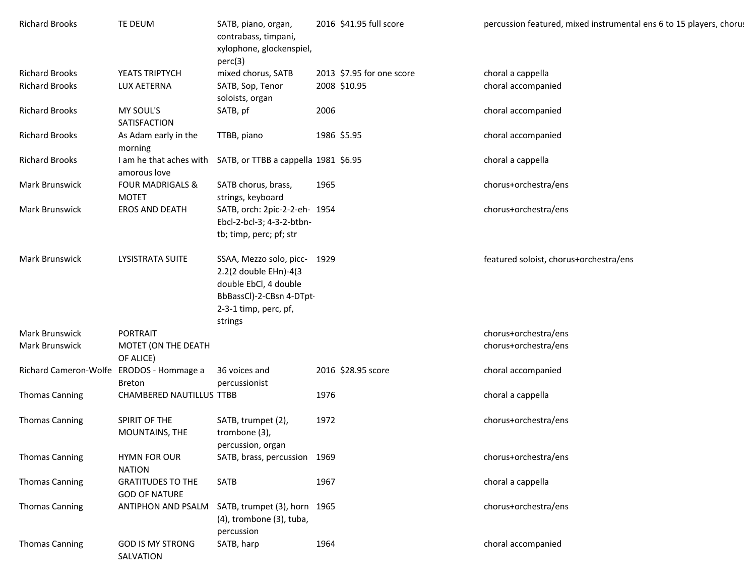| | | | | | |
|---|---|---|---|---|---|
| Richard Brooks | TE DEUM | SATB, piano, organ, contrabass, timpani, xylophone, glockenspiel, perc(3) | 2016 | $41.95 full score | percussion featured, mixed instrumental ens 6 to 15 players, chorus |
| Richard Brooks | YEATS TRIPTYCH | mixed chorus, SATB | 2013 | $7.95 for one score | choral a cappella |
| Richard Brooks | LUX AETERNA | SATB, Sop, Tenor soloists, organ | 2008 | $10.95 | choral accompanied |
| Richard Brooks | MY SOUL'S SATISFACTION | SATB, pf | 2006 | | choral accompanied |
| Richard Brooks | As Adam early in the morning | TTBB, piano | 1986 | $5.95 | choral accompanied |
| Richard Brooks | I am he that aches with amorous love | SATB, or TTBB a cappella | 1981 | $6.95 | choral a cappella |
| Mark Brunswick | FOUR MADRIGALS & MOTET | SATB chorus, brass, strings, keyboard | 1965 | | chorus+orchestra/ens |
| Mark Brunswick | EROS AND DEATH | SATB, orch: 2pic-2-2-eh-Ebcl-2-bcl-3; 4-3-2-btbn-tb; timp, perc; pf; str | 1954 | | chorus+orchestra/ens |
| Mark Brunswick | LYSISTRATA SUITE | SSAA, Mezzo solo, picc-2.2(2 double EHn)-4(3 double EbCl, 4 double BbBassCl)-2-CBsn 4-DTpt-2-3-1 timp, perc, pf, strings | 1929 | | featured soloist, chorus+orchestra/ens |
| Mark Brunswick | PORTRAIT | | | | chorus+orchestra/ens |
| Mark Brunswick | MOTET (ON THE DEATH OF ALICE) | | | | chorus+orchestra/ens |
| Richard Cameron-Wolfe | ERODOS - Hommage a Breton | 36 voices and percussionist | 2016 | $28.95 score | choral accompanied |
| Thomas Canning | CHAMBERED NAUTILLUS | TTBB | 1976 | | choral a cappella |
| Thomas Canning | SPIRIT OF THE MOUNTAINS, THE | SATB, trumpet (2), trombone (3), percussion, organ | 1972 | | chorus+orchestra/ens |
| Thomas Canning | HYMN FOR OUR NATION | SATB, brass, percussion | 1969 | | chorus+orchestra/ens |
| Thomas Canning | GRATITUDES TO THE GOD OF NATURE | SATB | 1967 | | choral a cappella |
| Thomas Canning | ANTIPHON AND PSALM | SATB, trumpet (3), horn (4), trombone (3), tuba, percussion | 1965 | | chorus+orchestra/ens |
| Thomas Canning | GOD IS MY STRONG SALVATION | SATB, harp | 1964 | | choral accompanied |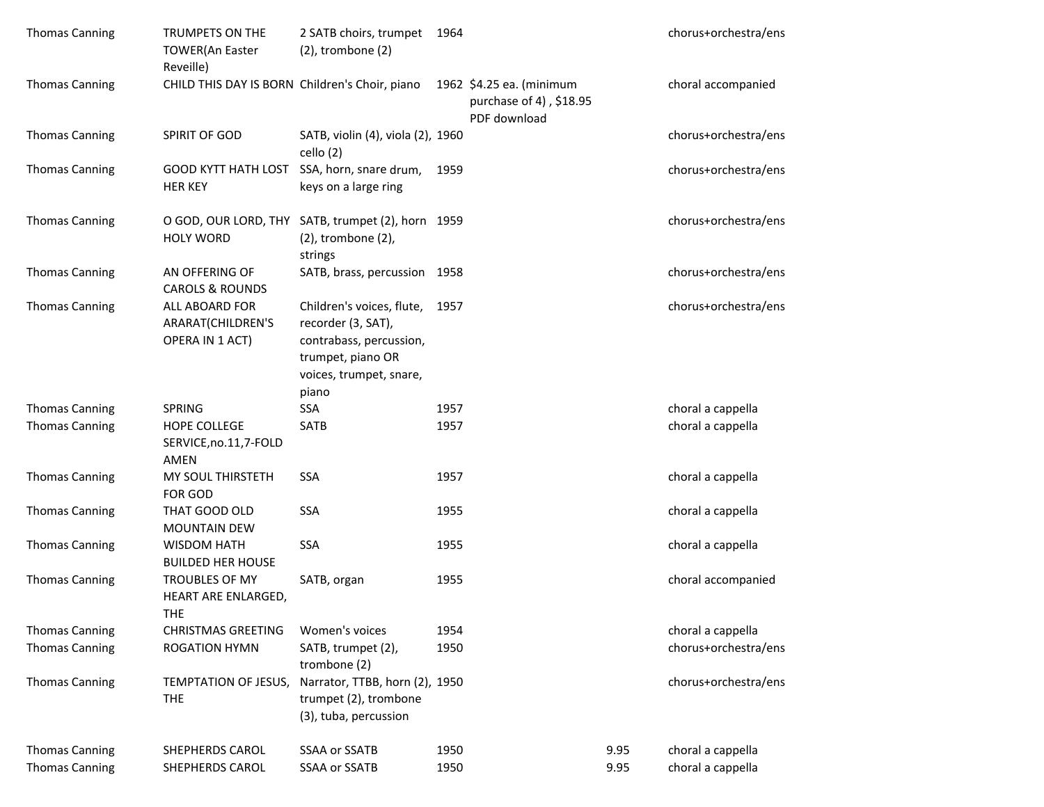| | | | | | | |
|---|---|---|---|---|---|---|
| Thomas Canning | TRUMPETS ON THE TOWER(An Easter Reveille) | 2 SATB choirs, trumpet (2), trombone (2) | 1964 | | | chorus+orchestra/ens |
| Thomas Canning | CHILD THIS DAY IS BORN | Children's Choir, piano | 1962 | $4.25 ea. (minimum purchase of 4) , $18.95 PDF download | | choral accompanied |
| Thomas Canning | SPIRIT OF GOD | SATB, violin (4), viola (2), cello (2) | 1960 | | | chorus+orchestra/ens |
| Thomas Canning | GOOD KYTT HATH LOST HER KEY | SSA, horn, snare drum, keys on a large ring | 1959 | | | chorus+orchestra/ens |
| Thomas Canning | O GOD, OUR LORD, THY HOLY WORD | SATB, trumpet (2), horn (2), trombone (2), strings | 1959 | | | chorus+orchestra/ens |
| Thomas Canning | AN OFFERING OF CAROLS & ROUNDS | SATB, brass, percussion | 1958 | | | chorus+orchestra/ens |
| Thomas Canning | ALL ABOARD FOR ARARAT(CHILDREN'S OPERA IN 1 ACT) | Children's voices, flute, recorder (3, SAT), contrabass, percussion, trumpet, piano OR voices, trumpet, snare, piano | 1957 | | | chorus+orchestra/ens |
| Thomas Canning | SPRING | SSA | 1957 | | | choral a cappella |
| Thomas Canning | HOPE COLLEGE SERVICE,no.11,7-FOLD AMEN | SATB | 1957 | | | choral a cappella |
| Thomas Canning | MY SOUL THIRSTETH FOR GOD | SSA | 1957 | | | choral a cappella |
| Thomas Canning | THAT GOOD OLD MOUNTAIN DEW | SSA | 1955 | | | choral a cappella |
| Thomas Canning | WISDOM HATH BUILDED HER HOUSE | SSA | 1955 | | | choral a cappella |
| Thomas Canning | TROUBLES OF MY HEART ARE ENLARGED, THE | SATB, organ | 1955 | | | choral accompanied |
| Thomas Canning | CHRISTMAS GREETING | Women's voices | 1954 | | | choral a cappella |
| Thomas Canning | ROGATION HYMN | SATB, trumpet (2), trombone (2) | 1950 | | | chorus+orchestra/ens |
| Thomas Canning | TEMPTATION OF JESUS, THE | Narrator, TTBB, horn (2), trumpet (2), trombone (3), tuba, percussion | 1950 | | | chorus+orchestra/ens |
| Thomas Canning | SHEPHERDS CAROL | SSAA or SSATB | 1950 | | 9.95 | choral a cappella |
| Thomas Canning | SHEPHERDS CAROL | SSAA or SSATB | 1950 | | 9.95 | choral a cappella |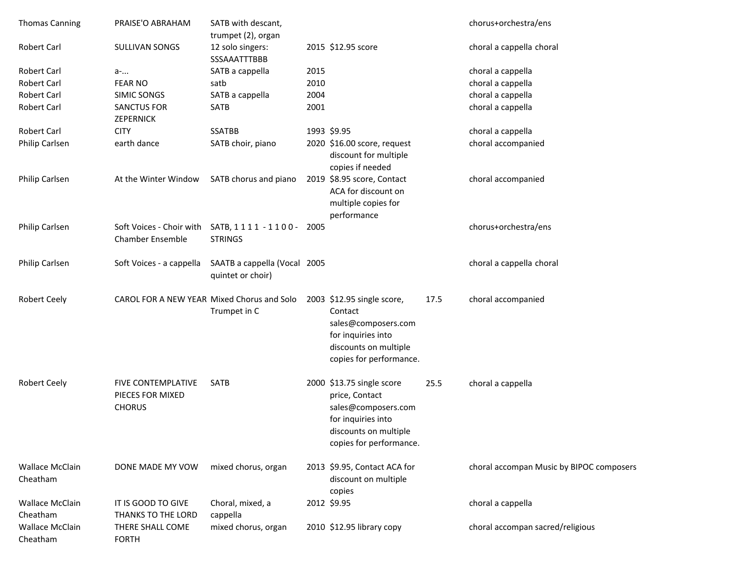| | | | | | | |
|---|---|---|---|---|---|---|
| Thomas Canning | PRAISE'O ABRAHAM | SATB with descant, trumpet (2), organ | | | | chorus+orchestra/ens |
| Robert Carl | SULLIVAN SONGS | 12 solo singers: SSSAAATTTBBB | 2015 | $12.95 score | | choral a cappella choral |
| Robert Carl | a-... | SATB a cappella | 2015 | | | choral a cappella |
| Robert Carl | FEAR NO | satb | 2010 | | | choral a cappella |
| Robert Carl | SIMIC SONGS | SATB a cappella | 2004 | | | choral a cappella |
| Robert Carl | SANCTUS FOR ZEPERNICK | SATB | 2001 | | | choral a cappella |
| Robert Carl | CITY | SSATBB | 1993 | $9.95 | | choral a cappella |
| Philip Carlsen | earth dance | SATB choir, piano | 2020 | $16.00 score, request discount for multiple copies if needed | | choral accompanied |
| Philip Carlsen | At the Winter Window | SATB chorus and piano | 2019 | $8.95 score, Contact ACA for discount on multiple copies for performance | | choral accompanied |
| Philip Carlsen | Soft Voices - Choir with Chamber Ensemble | SATB, 1 1 1 1 - 1 1 0 0 - STRINGS | 2005 | | | chorus+orchestra/ens |
| Philip Carlsen | Soft Voices - a cappella | SAATB a cappella (Vocal quintet or choir) | 2005 | | | choral a cappella choral |
| Robert Ceely | CAROL FOR A NEW YEAR | Mixed Chorus and Solo Trumpet in C | 2003 | $12.95 single score, Contact sales@composers.com for inquiries into discounts on multiple copies for performance. | 17.5 | choral accompanied |
| Robert Ceely | FIVE CONTEMPLATIVE PIECES FOR MIXED CHORUS | SATB | 2000 | $13.75 single score price, Contact sales@composers.com for inquiries into discounts on multiple copies for performance. | 25.5 | choral a cappella |
| Wallace McClain Cheatham | DONE MADE MY VOW | mixed chorus, organ | 2013 | $9.95, Contact ACA for discount on multiple copies | | choral accompan Music by BIPOC composers |
| Wallace McClain Cheatham | IT IS GOOD TO GIVE THANKS TO THE LORD | Choral, mixed, a cappella | 2012 | $9.95 | | choral a cappella |
| Wallace McClain Cheatham | THERE SHALL COME FORTH | mixed chorus, organ | 2010 | $12.95 library copy | | choral accompan sacred/religious |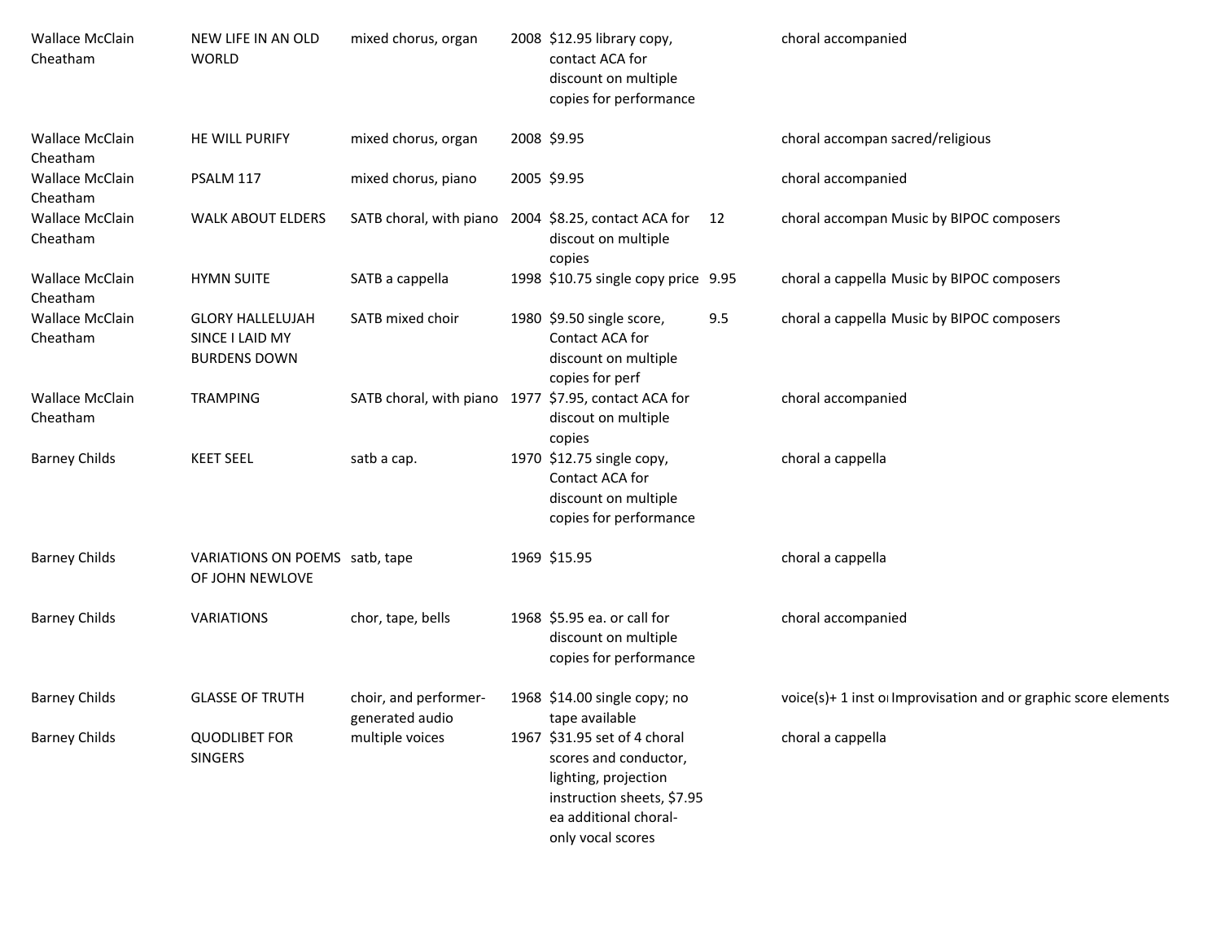| | | | | | | | |
|---|---|---|---|---|---|---|---|
| Wallace McClain Cheatham | NEW LIFE IN AN OLD WORLD | mixed chorus, organ | 2008 | $12.95 library copy, contact ACA for discount on multiple copies for performance | | choral accompanied | |
| Wallace McClain Cheatham | HE WILL PURIFY | mixed chorus, organ | 2008 | $9.95 | | choral accompan | sacred/religious |
| Wallace McClain Cheatham | PSALM 117 | mixed chorus, piano | 2005 | $9.95 | | choral accompanied | |
| Wallace McClain Cheatham | WALK ABOUT ELDERS | SATB choral, with piano | 2004 | $8.25, contact ACA for discout on multiple copies | 12 | choral accompan | Music by BIPOC composers |
| Wallace McClain Cheatham | HYMN SUITE | SATB a cappella | 1998 | $10.75 single copy price | 9.95 | choral a cappella | Music by BIPOC composers |
| Wallace McClain Cheatham | GLORY HALLELUJAH SINCE I LAID MY BURDENS DOWN | SATB mixed choir | 1980 | $9.50 single score, Contact ACA for discount on multiple copies for perf | 9.5 | choral a cappella | Music by BIPOC composers |
| Wallace McClain Cheatham | TRAMPING | SATB choral, with piano | 1977 | $7.95, contact ACA for discout on multiple copies | | choral accompanied | |
| Barney Childs | KEET SEEL | satb a cap. | 1970 | $12.75 single copy, Contact ACA for discount on multiple copies for performance | | choral a cappella | |
| Barney Childs | VARIATIONS ON POEMS OF JOHN NEWLOVE | satb, tape | 1969 | $15.95 | | choral a cappella | |
| Barney Childs | VARIATIONS | chor, tape, bells | 1968 | $5.95 ea. or call for discount on multiple copies for performance | | choral accompanied | |
| Barney Childs | GLASSE OF TRUTH | choir, and performer-generated audio | 1968 | $14.00 single copy; no tape available | | voice(s)+ 1 inst o | Improvisation and or graphic score elements |
| Barney Childs | QUODLIBET FOR SINGERS | multiple voices | 1967 | $31.95 set of 4 choral scores and conductor, lighting, projection instruction sheets, $7.95 ea additional choral-only vocal scores | | choral a cappella | |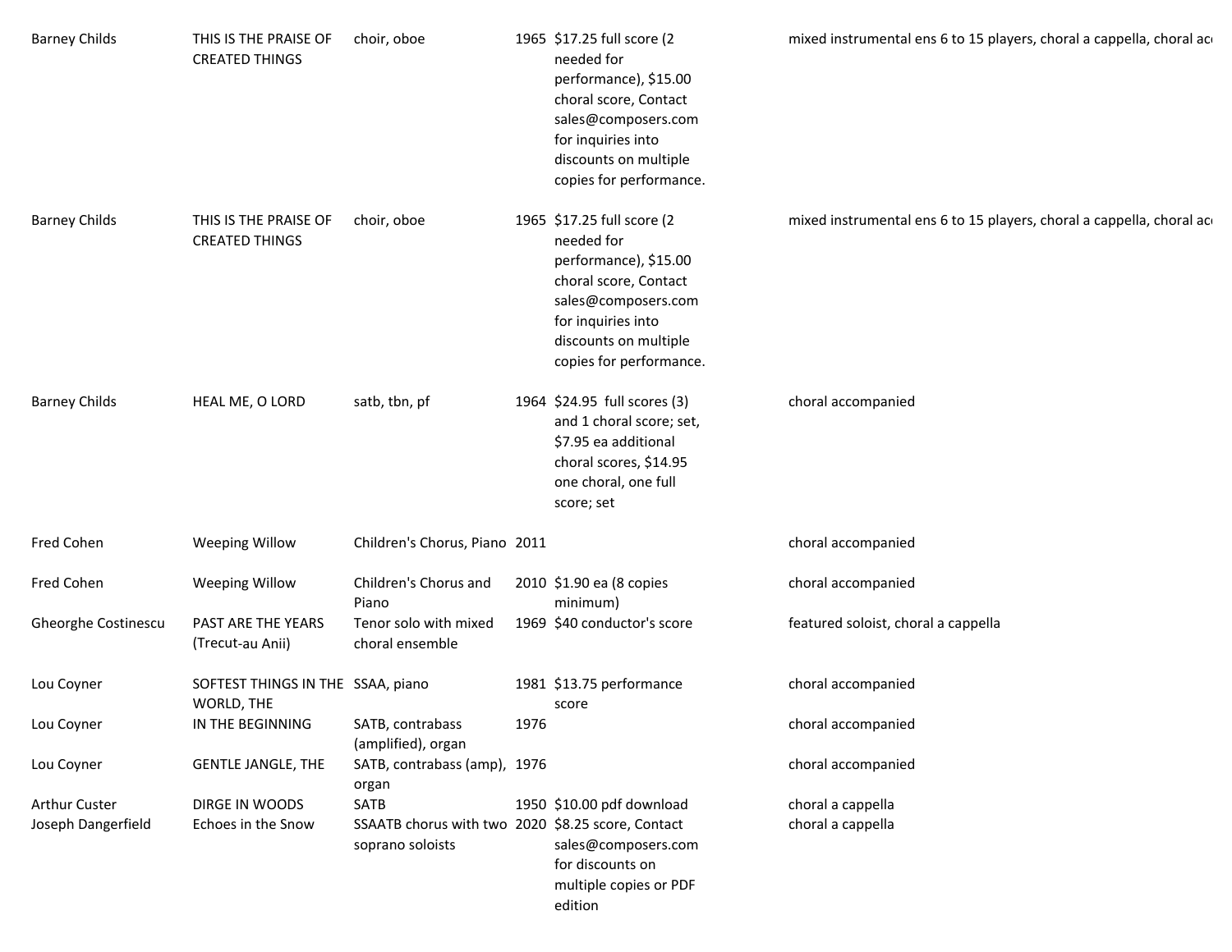| | | | | | |
|---|---|---|---|---|---|
| Barney Childs | THIS IS THE PRAISE OF CREATED THINGS | choir, oboe | 1965 | $17.25 full score (2 needed for performance), $15.00 choral score, Contact sales@composers.com for inquiries into discounts on multiple copies for performance. | mixed instrumental ens 6 to 15 players, choral a cappella, choral ac |
| Barney Childs | THIS IS THE PRAISE OF CREATED THINGS | choir, oboe | 1965 | $17.25 full score (2 needed for performance), $15.00 choral score, Contact sales@composers.com for inquiries into discounts on multiple copies for performance. | mixed instrumental ens 6 to 15 players, choral a cappella, choral ac |
| Barney Childs | HEAL ME, O LORD | satb, tbn, pf | 1964 | $24.95 full scores (3) and 1 choral score; set, $7.95 ea additional choral scores, $14.95 one choral, one full score; set | choral accompanied |
| Fred Cohen | Weeping Willow | Children's Chorus, Piano | 2011 | | choral accompanied |
| Fred Cohen | Weeping Willow | Children's Chorus and Piano | 2010 | $1.90 ea (8 copies minimum) | choral accompanied |
| Gheorghe Costinescu | PAST ARE THE YEARS (Trecut-au Anii) | Tenor solo with mixed choral ensemble | 1969 | $40 conductor's score | featured soloist, choral a cappella |
| Lou Coyner | SOFTEST THINGS IN THE WORLD, THE | SSAA, piano | 1981 | $13.75 performance score | choral accompanied |
| Lou Coyner | IN THE BEGINNING | SATB, contrabass (amplified), organ | 1976 | | choral accompanied |
| Lou Coyner | GENTLE JANGLE, THE | SATB, contrabass (amp), organ | 1976 | | choral accompanied |
| Arthur Custer | DIRGE IN WOODS | SATB | 1950 | $10.00 pdf download | choral a cappella |
| Joseph Dangerfield | Echoes in the Snow | SSAATB chorus with two soprano soloists | 2020 | $8.25 score, Contact sales@composers.com for discounts on multiple copies or PDF edition | choral a cappella |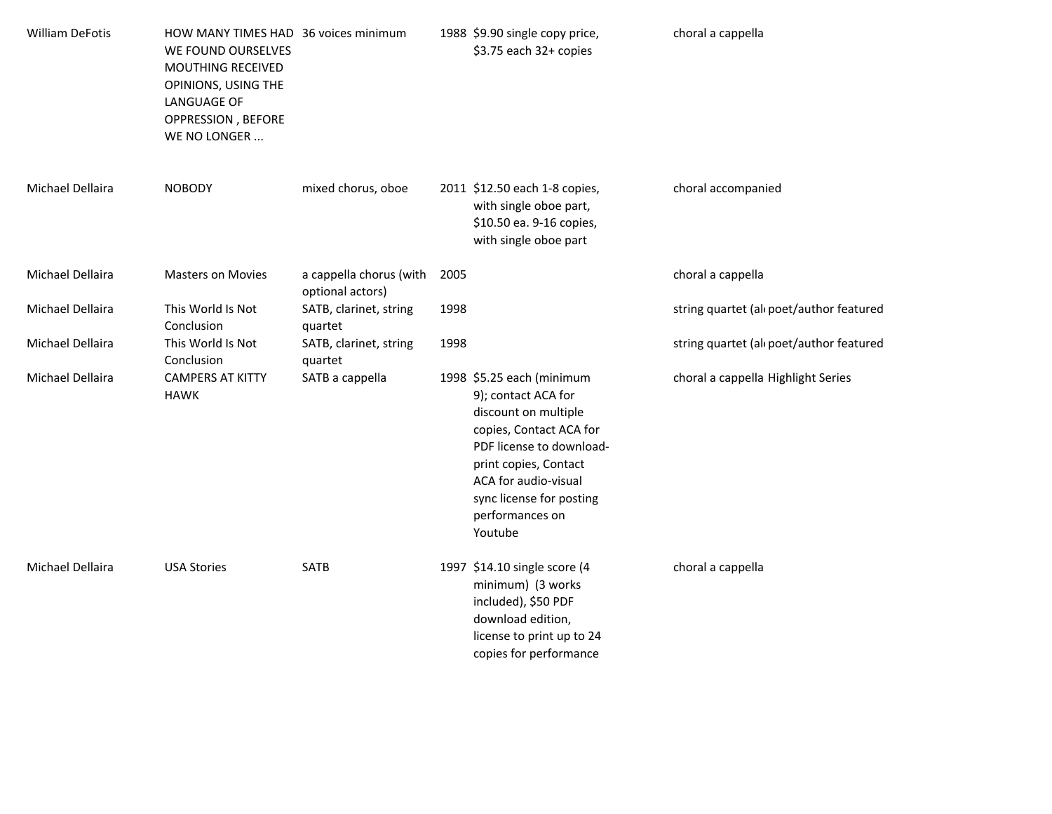| | | | | | | |
|---|---|---|---|---|---|---|
| William DeFotis | HOW MANY TIMES HAD WE FOUND OURSELVES MOUTHING RECEIVED OPINIONS, USING THE LANGUAGE OF OPPRESSION , BEFORE WE NO LONGER ... | 36 voices minimum | 1988 | $9.90 single copy price, $3.75 each 32+ copies | choral a cappella | |
| Michael Dellaira | NOBODY | mixed chorus, oboe | 2011 | $12.50 each 1-8 copies, with single oboe part, $10.50 ea. 9-16 copies, with single oboe part | choral accompanied | |
| Michael Dellaira | Masters on Movies | a cappella chorus (with optional actors) | 2005 | | choral a cappella | |
| Michael Dellaira | This World Is Not Conclusion | SATB, clarinet, string quartet | 1998 | | string quartet (al | poet/author featured |
| Michael Dellaira | This World Is Not Conclusion | SATB, clarinet, string quartet | 1998 | | string quartet (al | poet/author featured |
| Michael Dellaira | CAMPERS AT KITTY HAWK | SATB a cappella | 1998 | $5.25 each (minimum 9); contact ACA for discount on multiple copies, Contact ACA for PDF license to download-print copies, Contact ACA for audio-visual sync license for posting performances on Youtube | choral a cappella | Highlight Series |
| Michael Dellaira | USA Stories | SATB | 1997 | $14.10 single score (4 minimum) (3 works included), $50 PDF download edition, license to print up to 24 copies for performance | choral a cappella | |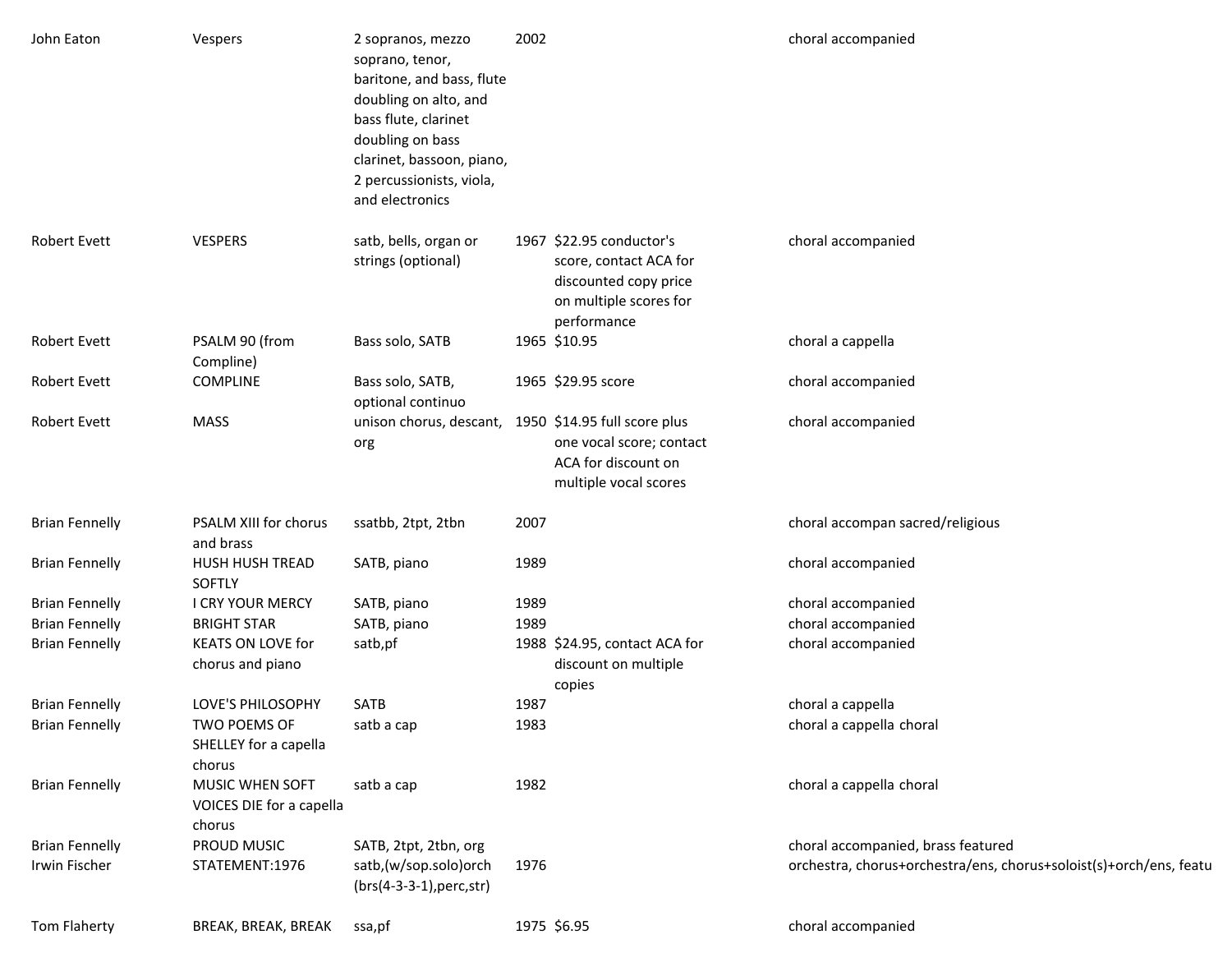| | | | | | |
|---|---|---|---|---|---|
| John Eaton | Vespers | 2 sopranos, mezzo soprano, tenor, baritone, and bass, flute doubling on alto, and bass flute, clarinet doubling on bass clarinet, bassoon, piano, 2 percussionists, viola, and electronics | 2002 | | choral accompanied |
| Robert Evett | VESPERS | satb, bells, organ or strings (optional) | 1967 | $22.95 conductor's score, contact ACA for discounted copy price on multiple scores for performance | choral accompanied |
| Robert Evett | PSALM 90 (from Compline) | Bass solo, SATB | 1965 | $10.95 | choral a cappella |
| Robert Evett | COMPLINE | Bass solo, SATB, optional continuo | 1965 | $29.95 score | choral accompanied |
| Robert Evett | MASS | unison chorus, descant, org | 1950 | $14.95 full score plus one vocal score; contact ACA for discount on multiple vocal scores | choral accompanied |
| Brian Fennelly | PSALM XIII for chorus and brass | ssatbb, 2tpt, 2tbn | 2007 | | choral accompan sacred/religious |
| Brian Fennelly | HUSH HUSH TREAD SOFTLY | SATB, piano | 1989 | | choral accompanied |
| Brian Fennelly | I CRY YOUR MERCY | SATB, piano | 1989 | | choral accompanied |
| Brian Fennelly | BRIGHT STAR | SATB, piano | 1989 | | choral accompanied |
| Brian Fennelly | KEATS ON LOVE for chorus and piano | satb,pf | 1988 | $24.95, contact ACA for discount on multiple copies | choral accompanied |
| Brian Fennelly | LOVE'S PHILOSOPHY | SATB | 1987 | | choral a cappella |
| Brian Fennelly | TWO POEMS OF SHELLEY for a capella chorus | satb a cap | 1983 | | choral a cappella choral |
| Brian Fennelly | MUSIC WHEN SOFT VOICES DIE for a capella chorus | satb a cap | 1982 | | choral a cappella choral |
| Brian Fennelly | PROUD MUSIC | SATB, 2tpt, 2tbn, org | | | choral accompanied, brass featured |
| Irwin Fischer | STATEMENT:1976 | satb,(w/sop.solo)orch (brs(4-3-3-1),perc,str) | 1976 | | orchestra, chorus+orchestra/ens, chorus+soloist(s)+orch/ens, featu |
| Tom Flaherty | BREAK, BREAK, BREAK | ssa,pf | 1975 | $6.95 | choral accompanied |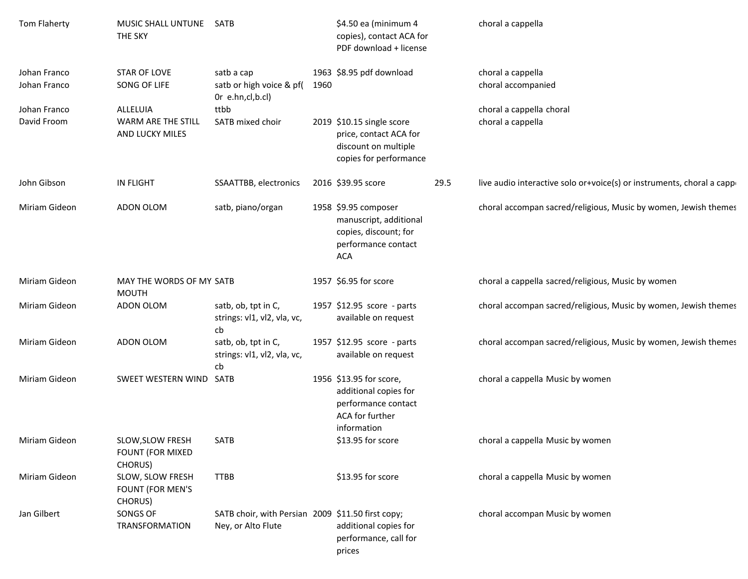| | | | | | | |
|---|---|---|---|---|---|---|
| Tom Flaherty | MUSIC SHALL UNTUNE THE SKY | SATB | | $4.50 ea (minimum 4 copies), contact ACA for PDF download + license | | choral a cappella |
| Johan Franco | STAR OF LOVE | satb a cap | 1963 | $8.95 pdf download | | choral a cappella |
| Johan Franco | SONG OF LIFE | satb or high voice & pf( 0r e.hn,cl,b.cl) | 1960 | | | choral accompanied |
| Johan Franco | ALLELUIA | ttbb | | | | choral a cappella choral |
| David Froom | WARM ARE THE STILL AND LUCKY MILES | SATB mixed choir | 2019 | $10.15 single score price, contact ACA for discount on multiple copies for performance | | choral a cappella |
| John Gibson | IN FLIGHT | SSAATTBB, electronics | 2016 | $39.95 score | 29.5 | live audio interactive solo or+voice(s) or instruments, choral a cappe |
| Miriam Gideon | ADON OLOM | satb, piano/organ | 1958 | $9.95 composer manuscript, additional copies, discount; for performance contact ACA | | choral accompan sacred/religious, Music by women, Jewish themes |
| Miriam Gideon | MAY THE WORDS OF MY MOUTH | SATB | 1957 | $6.95 for score | | choral a cappella sacred/religious, Music by women |
| Miriam Gideon | ADON OLOM | satb, ob, tpt in C, strings: vl1, vl2, vla, vc, cb | 1957 | $12.95 score - parts available on request | | choral accompan sacred/religious, Music by women, Jewish themes |
| Miriam Gideon | ADON OLOM | satb, ob, tpt in C, strings: vl1, vl2, vla, vc, cb | 1957 | $12.95 score - parts available on request | | choral accompan sacred/religious, Music by women, Jewish themes |
| Miriam Gideon | SWEET WESTERN WIND | SATB | 1956 | $13.95 for score, additional copies for performance contact ACA for further information | | choral a cappella Music by women |
| Miriam Gideon | SLOW,SLOW FRESH FOUNT (FOR MIXED CHORUS) | SATB | | $13.95 for score | | choral a cappella Music by women |
| Miriam Gideon | SLOW, SLOW FRESH FOUNT (FOR MEN'S CHORUS) | TTBB | | $13.95 for score | | choral a cappella Music by women |
| Jan Gilbert | SONGS OF TRANSFORMATION | SATB choir, with Persian Ney, or Alto Flute | 2009 | $11.50 first copy; additional copies for performance, call for prices | | choral accompan Music by women |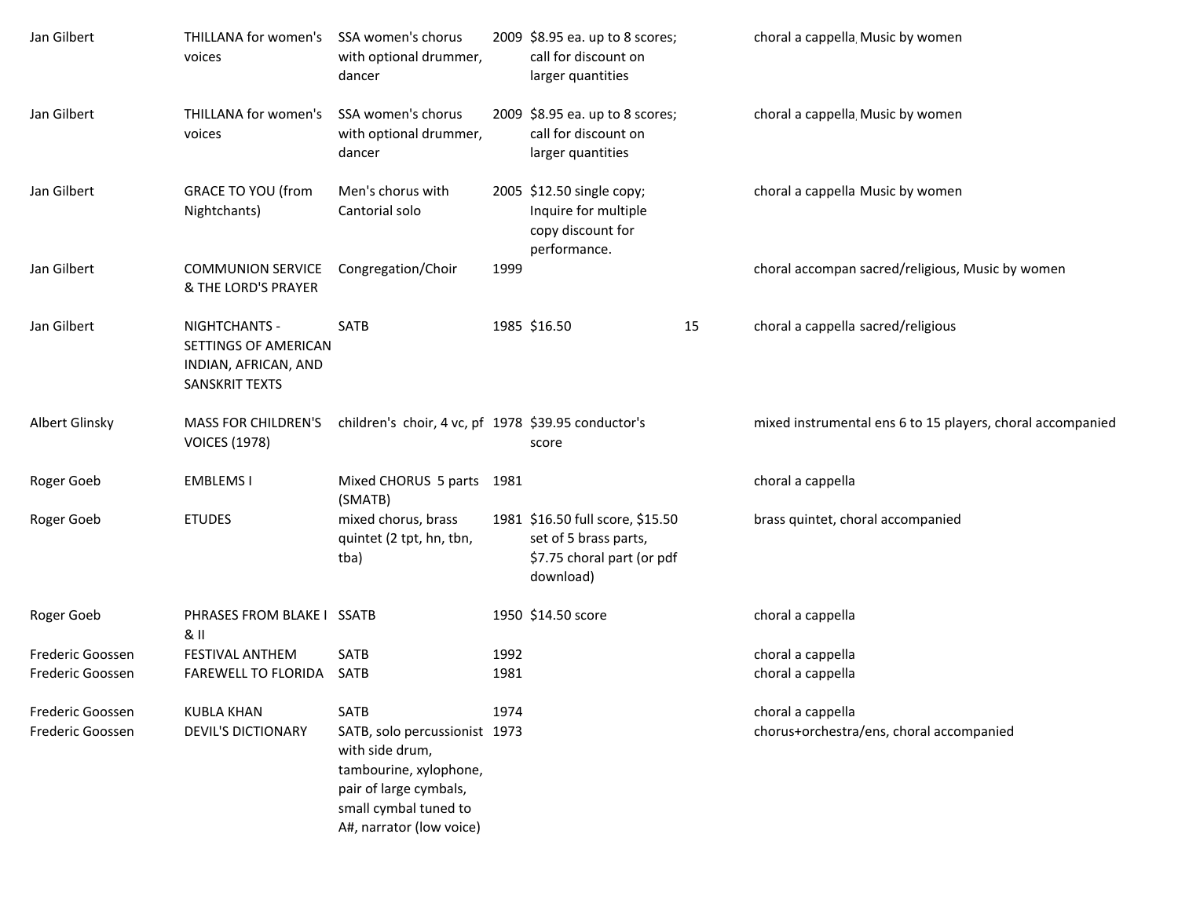| | | | | | | |
|---|---|---|---|---|---|---|
| Jan Gilbert | THILLANA for women's voices | SSA women's chorus with optional drummer, dancer | 2009 | $8.95 ea. up to 8 scores; call for discount on larger quantities | | choral a cappella, Music by women |
| Jan Gilbert | THILLANA for women's voices | SSA women's chorus with optional drummer, dancer | 2009 | $8.95 ea. up to 8 scores; call for discount on larger quantities | | choral a cappella, Music by women |
| Jan Gilbert | GRACE TO YOU (from Nightchants) | Men's chorus with Cantorial solo | 2005 | $12.50 single copy; Inquire for multiple copy discount for performance. | | choral a cappella Music by women |
| Jan Gilbert | COMMUNION SERVICE & THE LORD'S PRAYER | Congregation/Choir | 1999 | | | choral accompan sacred/religious, Music by women |
| Jan Gilbert | NIGHTCHANTS - SETTINGS OF AMERICAN INDIAN, AFRICAN, AND SANSKRIT TEXTS | SATB | 1985 | $16.50 | 15 | choral a cappella sacred/religious |
| Albert Glinsky | MASS FOR CHILDREN'S VOICES (1978) | children's choir, 4 vc, pf | 1978 | $39.95 conductor's score | | mixed instrumental ens 6 to 15 players, choral accompanied |
| Roger Goeb | EMBLEMS I | Mixed CHORUS 5 parts (SMATB) | 1981 | | | choral a cappella |
| Roger Goeb | ETUDES | mixed chorus, brass quintet (2 tpt, hn, tbn, tba) | 1981 | $16.50 full score, $15.50 set of 5 brass parts, $7.75 choral part (or pdf download) | | brass quintet, choral accompanied |
| Roger Goeb | PHRASES FROM BLAKE I & II | SSATB | 1950 | $14.50 score | | choral a cappella |
| Frederic Goossen | FESTIVAL ANTHEM | SATB | 1992 | | | choral a cappella |
| Frederic Goossen | FAREWELL TO FLORIDA | SATB | 1981 | | | choral a cappella |
| Frederic Goossen | KUBLA KHAN | SATB | 1974 | | | choral a cappella |
| Frederic Goossen | DEVIL'S DICTIONARY | SATB, solo percussionist with side drum, tambourine, xylophone, pair of large cymbals, small cymbal tuned to A#, narrator (low voice) | 1973 | | | chorus+orchestra/ens, choral accompanied |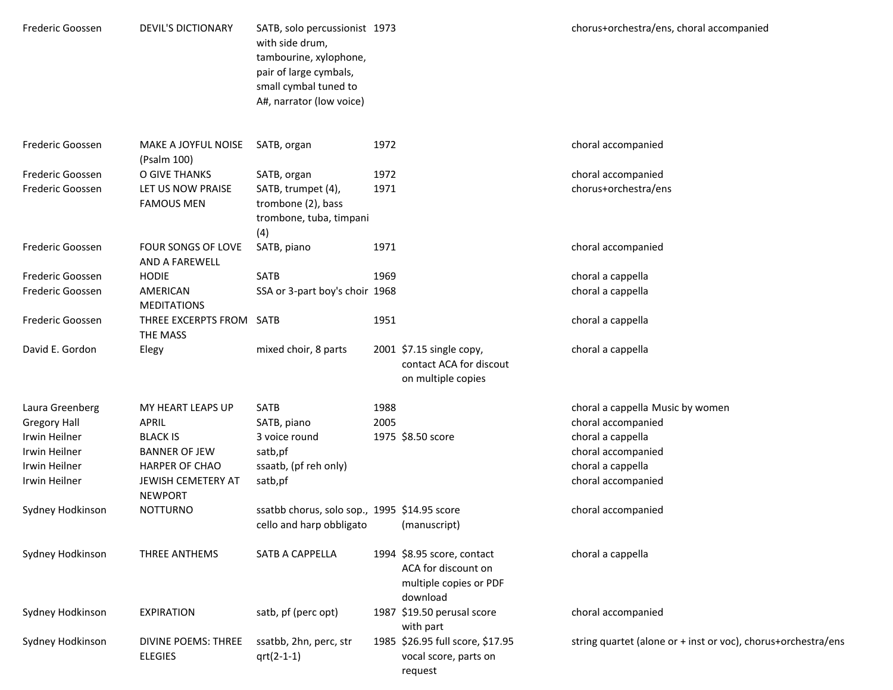| | | | | | |
|---|---|---|---|---|---|
| Frederic Goossen | DEVIL'S DICTIONARY | SATB, solo percussionist with side drum, tambourine, xylophone, pair of large cymbals, small cymbal tuned to A#, narrator (low voice) | 1973 | | chorus+orchestra/ens, choral accompanied |
| Frederic Goossen | MAKE A JOYFUL NOISE (Psalm 100) | SATB, organ | 1972 | | choral accompanied |
| Frederic Goossen | O GIVE THANKS | SATB, organ | 1972 | | choral accompanied |
| Frederic Goossen | LET US NOW PRAISE FAMOUS MEN | SATB, trumpet (4), trombone (2), bass trombone, tuba, timpani (4) | 1971 | | chorus+orchestra/ens |
| Frederic Goossen | FOUR SONGS OF LOVE AND A FAREWELL | SATB, piano | 1971 | | choral accompanied |
| Frederic Goossen | HODIE | SATB | 1969 | | choral a cappella |
| Frederic Goossen | AMERICAN MEDITATIONS | SSA or 3-part boy's choir | 1968 | | choral a cappella |
| Frederic Goossen | THREE EXCERPTS FROM THE MASS | SATB | 1951 | | choral a cappella |
| David E. Gordon | Elegy | mixed choir, 8 parts | 2001 | $7.15 single copy, contact ACA for discout on multiple copies | choral a cappella |
| Laura Greenberg | MY HEART LEAPS UP | SATB | 1988 | | choral a cappella Music by women |
| Gregory Hall | APRIL | SATB, piano | 2005 | | choral accompanied |
| Irwin Heilner | BLACK IS | 3 voice round | 1975 | $8.50 score | choral a cappella |
| Irwin Heilner | BANNER OF JEW | satb,pf | | | choral accompanied |
| Irwin Heilner | HARPER OF CHAO | ssaatb, (pf reh only) | | | choral a cappella |
| Irwin Heilner | JEWISH CEMETERY AT NEWPORT | satb,pf | | | choral accompanied |
| Sydney Hodkinson | NOTTURNO | ssatbb chorus, solo sop., cello and harp obbligato | 1995 | $14.95 score (manuscript) | choral accompanied |
| Sydney Hodkinson | THREE ANTHEMS | SATB A CAPPELLA | 1994 | $8.95 score, contact ACA for discount on multiple copies or PDF download | choral a cappella |
| Sydney Hodkinson | EXPIRATION | satb, pf (perc opt) | 1987 | $19.50 perusal score with part | choral accompanied |
| Sydney Hodkinson | DIVINE POEMS: THREE ELEGIES | ssatbb, 2hn, perc, str qrt(2-1-1) | 1985 | $26.95 full score, $17.95 vocal score, parts on request | string quartet (alone or + inst or voc), chorus+orchestra/ens |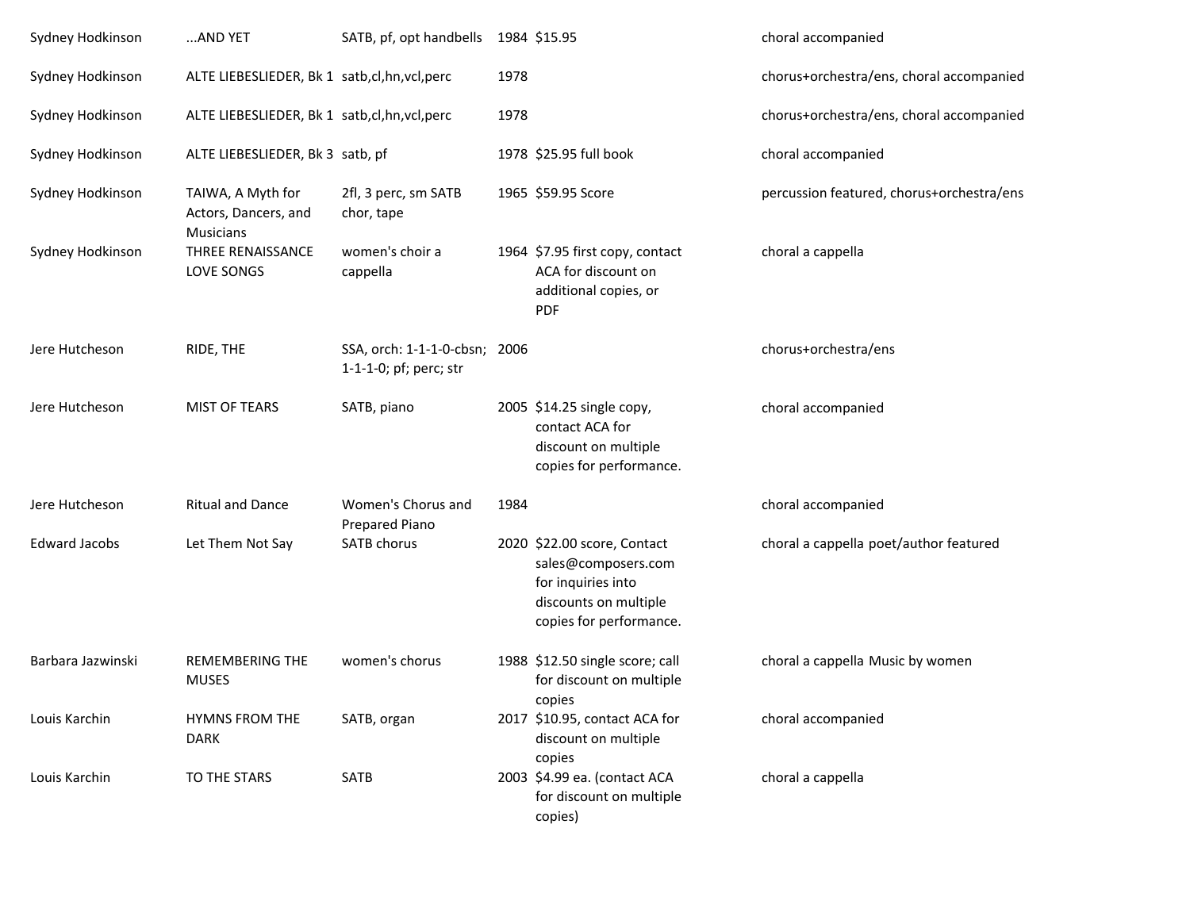| | | | | | |
|---|---|---|---|---|---|
| Sydney Hodkinson | ...AND YET | SATB, pf, opt handbells | 1984 | $15.95 | choral accompanied |
| Sydney Hodkinson | ALTE LIEBESLIEDER, Bk 1 | satb,cl,hn,vcl,perc | 1978 | | chorus+orchestra/ens, choral accompanied |
| Sydney Hodkinson | ALTE LIEBESLIEDER, Bk 1 | satb,cl,hn,vcl,perc | 1978 | | chorus+orchestra/ens, choral accompanied |
| Sydney Hodkinson | ALTE LIEBESLIEDER, Bk 3 | satb, pf | 1978 | $25.95 full book | choral accompanied |
| Sydney Hodkinson | TAIWA, A Myth for Actors, Dancers, and Musicians | 2fl, 3 perc, sm SATB chor, tape | 1965 | $59.95 Score | percussion featured, chorus+orchestra/ens |
| Sydney Hodkinson | THREE RENAISSANCE LOVE SONGS | women's choir a cappella | 1964 | $7.95 first copy, contact ACA for discount on additional copies, or PDF | choral a cappella |
| Jere Hutcheson | RIDE, THE | SSA, orch: 1-1-1-0-cbsn; 1-1-1-0; pf; perc; str | 2006 | | chorus+orchestra/ens |
| Jere Hutcheson | MIST OF TEARS | SATB, piano | 2005 | $14.25 single copy, contact ACA for discount on multiple copies for performance. | choral accompanied |
| Jere Hutcheson | Ritual and Dance | Women's Chorus and Prepared Piano | 1984 | | choral accompanied |
| Edward Jacobs | Let Them Not Say | SATB chorus | 2020 | $22.00 score, Contact sales@composers.com for inquiries into discounts on multiple copies for performance. | choral a cappella poet/author featured |
| Barbara Jazwinski | REMEMBERING THE MUSES | women's chorus | 1988 | $12.50 single score; call for discount on multiple copies | choral a cappella Music by women |
| Louis Karchin | HYMNS FROM THE DARK | SATB, organ | 2017 | $10.95, contact ACA for discount on multiple copies | choral accompanied |
| Louis Karchin | TO THE STARS | SATB | 2003 | $4.99 ea. (contact ACA for discount on multiple copies) | choral a cappella |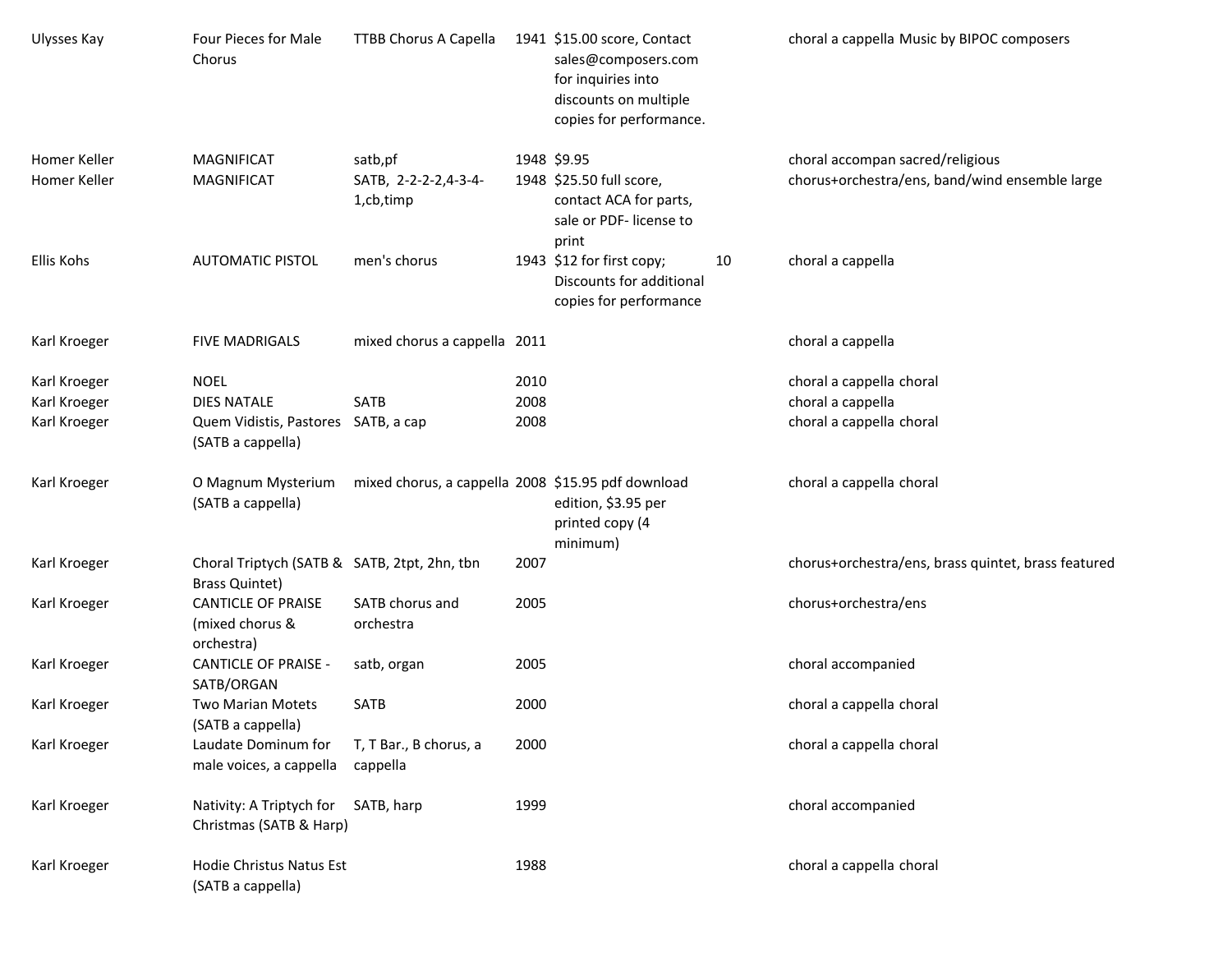| | | | | | | | |
|---|---|---|---|---|---|---|---|
| Ulysses Kay | Four Pieces for Male Chorus | TTBB Chorus A Capella | 1941 | $15.00 score, Contact sales@composers.com for inquiries into discounts on multiple copies for performance. | | choral a cappella | Music by BIPOC composers |
| Homer Keller | MAGNIFICAT | satb,pf | 1948 | $9.95 | | choral accompan | sacred/religious |
| Homer Keller | MAGNIFICAT | SATB, 2-2-2-2,4-3-4-1,cb,timp | 1948 | $25.50 full score, contact ACA for parts, sale or PDF- license to print | | chorus+orchestra/ens, band/wind ensemble large | |
| Ellis Kohs | AUTOMATIC PISTOL | men's chorus | 1943 | $12 for first copy; Discounts for additional copies for performance | 10 | choral a cappella | |
| Karl Kroeger | FIVE MADRIGALS | mixed chorus a cappella | 2011 | | | choral a cappella | |
| Karl Kroeger | NOEL | | 2010 | | | choral a cappella | choral |
| Karl Kroeger | DIES NATALE | SATB | 2008 | | | choral a cappella | |
| Karl Kroeger | Quem Vidistis, Pastores (SATB a cappella) | SATB, a cap | 2008 | | | choral a cappella | choral |
| Karl Kroeger | O Magnum Mysterium (SATB a cappella) | mixed chorus, a cappella | 2008 | $15.95 pdf download edition, $3.95 per printed copy (4 minimum) | | choral a cappella | choral |
| Karl Kroeger | Choral Triptych (SATB & Brass Quintet) | SATB, 2tpt, 2hn, tbn | 2007 | | | chorus+orchestra/ens, brass quintet, brass featured | |
| Karl Kroeger | CANTICLE OF PRAISE (mixed chorus & orchestra) | SATB chorus and orchestra | 2005 | | | chorus+orchestra/ens | |
| Karl Kroeger | CANTICLE OF PRAISE - SATB/ORGAN | satb, organ | 2005 | | | choral accompanied | |
| Karl Kroeger | Two Marian Motets (SATB a cappella) | SATB | 2000 | | | choral a cappella | choral |
| Karl Kroeger | Laudate Dominum for male voices, a cappella | T, T Bar., B chorus, a cappella | 2000 | | | choral a cappella | choral |
| Karl Kroeger | Nativity: A Triptych for Christmas (SATB & Harp) | SATB, harp | 1999 | | | choral accompanied | |
| Karl Kroeger | Hodie Christus Natus Est (SATB a cappella) | | 1988 | | | choral a cappella | choral |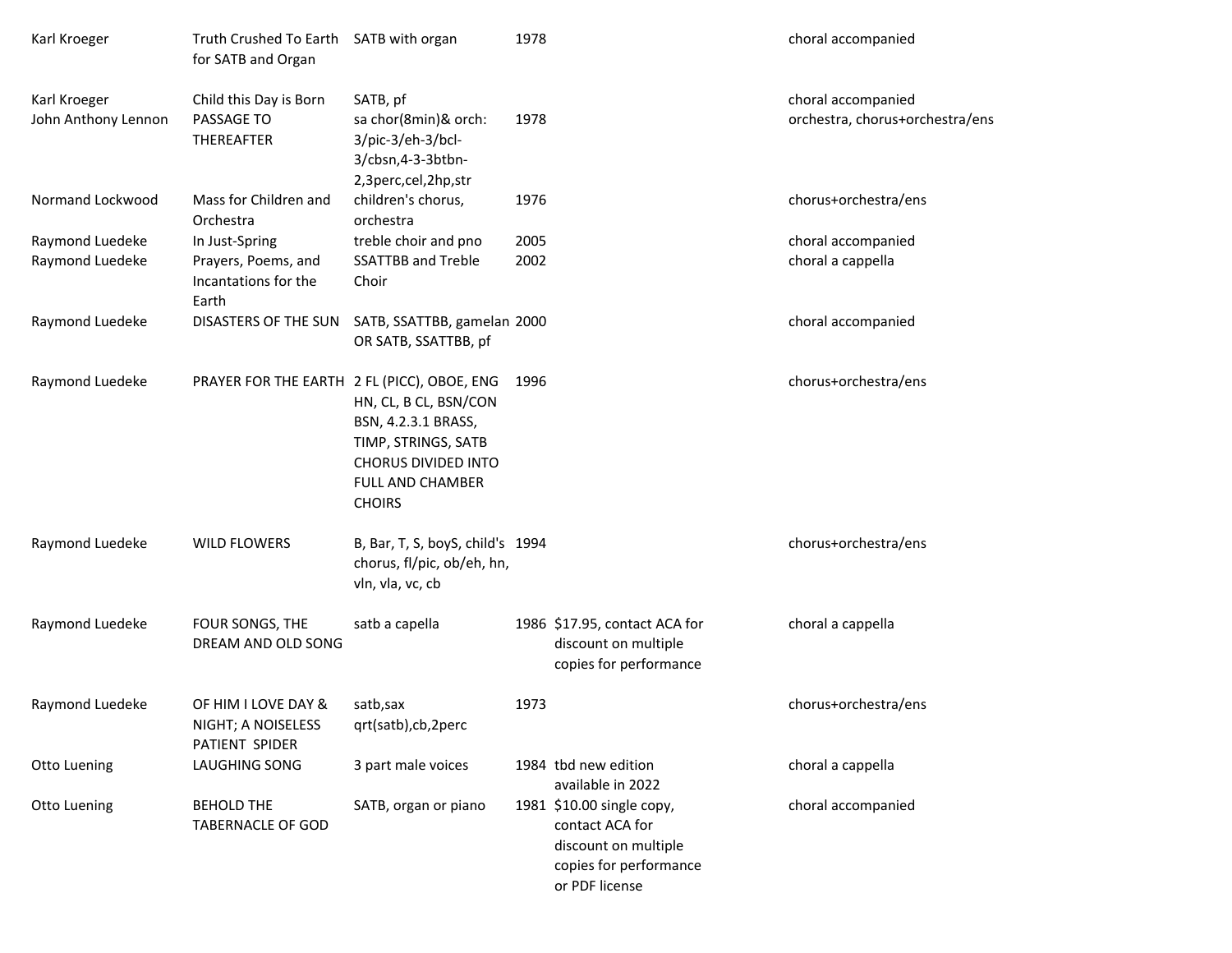| | | | | | |
|---|---|---|---|---|---|
| Karl Kroeger | Truth Crushed To Earth for SATB and Organ | SATB with organ | 1978 | | choral accompanied |
| Karl Kroeger | Child this Day is Born | SATB, pf | | | choral accompanied |
| John Anthony Lennon | PASSAGE TO THEREAFTER | sa chor(8min)& orch: 3/pic-3/eh-3/bcl-3/cbsn,4-3-3btbn-2,3perc,cel,2hp,str | 1978 | | orchestra, chorus+orchestra/ens |
| Normand Lockwood | Mass for Children and Orchestra | children's chorus, orchestra | 1976 | | chorus+orchestra/ens |
| Raymond Luedeke | In Just-Spring | treble choir and pno | 2005 | | choral accompanied |
| Raymond Luedeke | Prayers, Poems, and Incantations for the Earth | SSATTBB and Treble Choir | 2002 | | choral a cappella |
| Raymond Luedeke | DISASTERS OF THE SUN | SATB, SSATTBB, gamelan OR SATB, SSATTBB, pf | 2000 | | choral accompanied |
| Raymond Luedeke | PRAYER FOR THE EARTH | 2 FL (PICC), OBOE, ENG HN, CL, B CL, BSN/CON BSN, 4.2.3.1 BRASS, TIMP, STRINGS, SATB CHORUS DIVIDED INTO FULL AND CHAMBER CHOIRS | 1996 | | chorus+orchestra/ens |
| Raymond Luedeke | WILD FLOWERS | B, Bar, T, S, boyS, child's chorus, fl/pic, ob/eh, hn, vln, vla, vc, cb | 1994 | | chorus+orchestra/ens |
| Raymond Luedeke | FOUR SONGS, THE DREAM AND OLD SONG | satb a capella | 1986 | $17.95, contact ACA for discount on multiple copies for performance | choral a cappella |
| Raymond Luedeke | OF HIM I LOVE DAY & NIGHT; A NOISELESS PATIENT SPIDER | satb,sax qrt(satb),cb,2perc | 1973 | | chorus+orchestra/ens |
| Otto Luening | LAUGHING SONG | 3 part male voices | 1984 | tbd new edition available in 2022 | choral a cappella |
| Otto Luening | BEHOLD THE TABERNACLE OF GOD | SATB, organ or piano | 1981 | $10.00 single copy, contact ACA for discount on multiple copies for performance or PDF license | choral accompanied |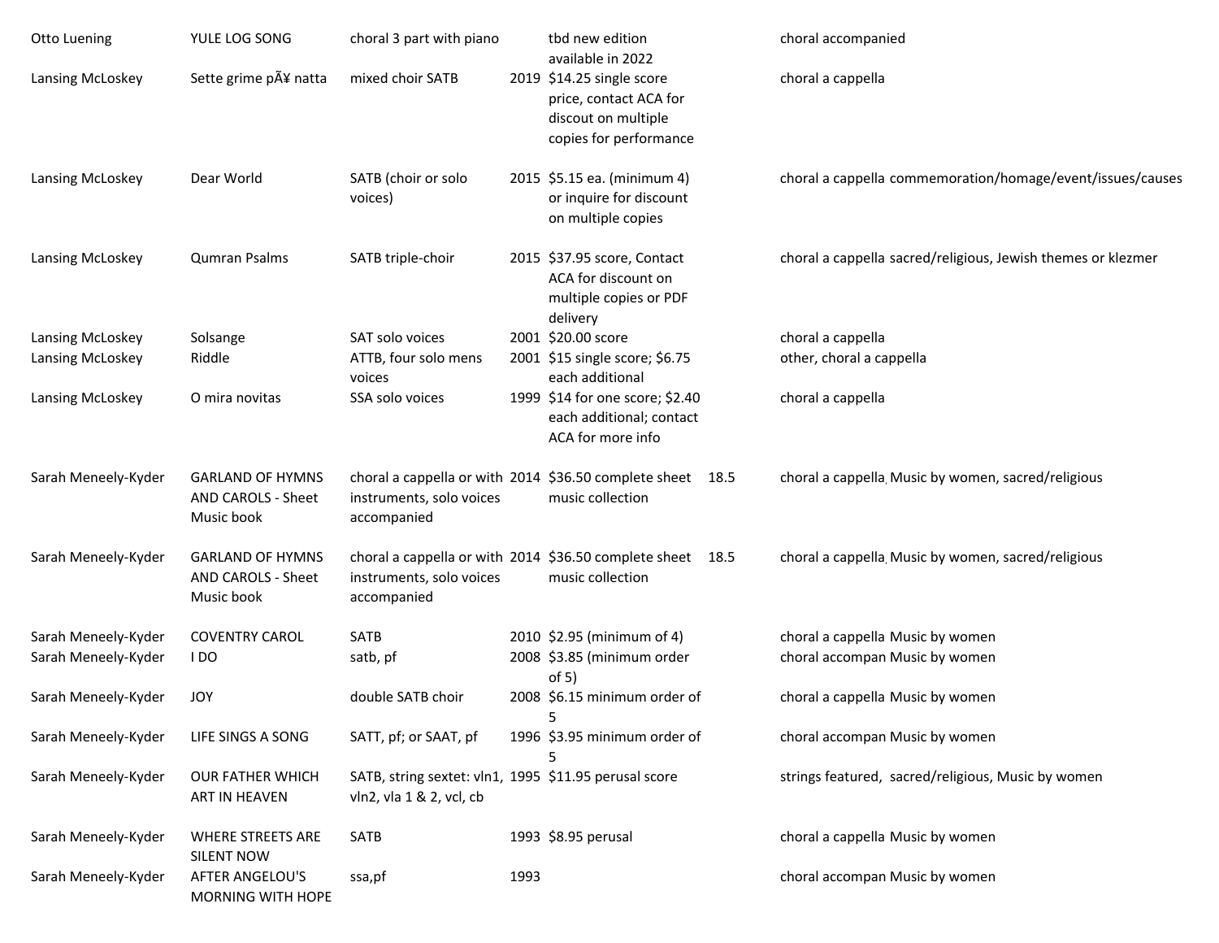| | | | | | | | |
|---|---|---|---|---|---|---|---|
| Otto Luening | YULE LOG SONG | choral 3 part with piano | | tbd new edition available in 2022 | | choral accompanied | |
| Lansing McLoskey | Sette grime pÃ¥ natta | mixed choir SATB | 2019 | $14.25 single score price, contact ACA for discout on multiple copies for performance | | choral a cappella | |
| Lansing McLoskey | Dear World | SATB (choir or solo voices) | 2015 | $5.15 ea. (minimum 4) or inquire for discount on multiple copies | | choral a cappella | commemoration/homage/event/issues/causes |
| Lansing McLoskey | Qumran Psalms | SATB triple-choir | 2015 | $37.95 score, Contact ACA for discount on multiple copies or PDF delivery | | choral a cappella | sacred/religious, Jewish themes or klezmer |
| Lansing McLoskey | Solsange | SAT solo voices | 2001 | $20.00 score | | choral a cappella | |
| Lansing McLoskey | Riddle | ATTB, four solo mens voices | 2001 | $15 single score; $6.75 each additional | | other, choral a cappella | |
| Lansing McLoskey | O mira novitas | SSA solo voices | 1999 | $14 for one score; $2.40 each additional; contact ACA for more info | | choral a cappella | |
| Sarah Meneely-Kyder | GARLAND OF HYMNS AND CAROLS - Sheet Music book | choral a cappella or with instruments, solo voices accompanied | 2014 | $36.50 complete sheet music collection | 18.5 | choral a cappella | Music by women, sacred/religious |
| Sarah Meneely-Kyder | GARLAND OF HYMNS AND CAROLS - Sheet Music book | choral a cappella or with instruments, solo voices accompanied | 2014 | $36.50 complete sheet music collection | 18.5 | choral a cappella | Music by women, sacred/religious |
| Sarah Meneely-Kyder | COVENTRY CAROL | SATB | 2010 | $2.95 (minimum of 4) | | choral a cappella | Music by women |
| Sarah Meneely-Kyder | I DO | satb, pf | 2008 | $3.85 (minimum order of 5) | | choral accompan | Music by women |
| Sarah Meneely-Kyder | JOY | double SATB choir | 2008 | $6.15 minimum order of 5 | | choral a cappella | Music by women |
| Sarah Meneely-Kyder | LIFE SINGS A SONG | SATT, pf; or SAAT, pf | 1996 | $3.95 minimum order of 5 | | choral accompan | Music by women |
| Sarah Meneely-Kyder | OUR FATHER WHICH ART IN HEAVEN | SATB, string sextet: vln1, vln2, vla 1 & 2, vcl, cb | 1995 | $11.95 perusal score | | strings featured, | sacred/religious, Music by women |
| Sarah Meneely-Kyder | WHERE STREETS ARE SILENT NOW | SATB | 1993 | $8.95 perusal | | choral a cappella | Music by women |
| Sarah Meneely-Kyder | AFTER ANGELOU'S MORNING WITH HOPE | ssa,pf | 1993 | | | choral accompan | Music by women |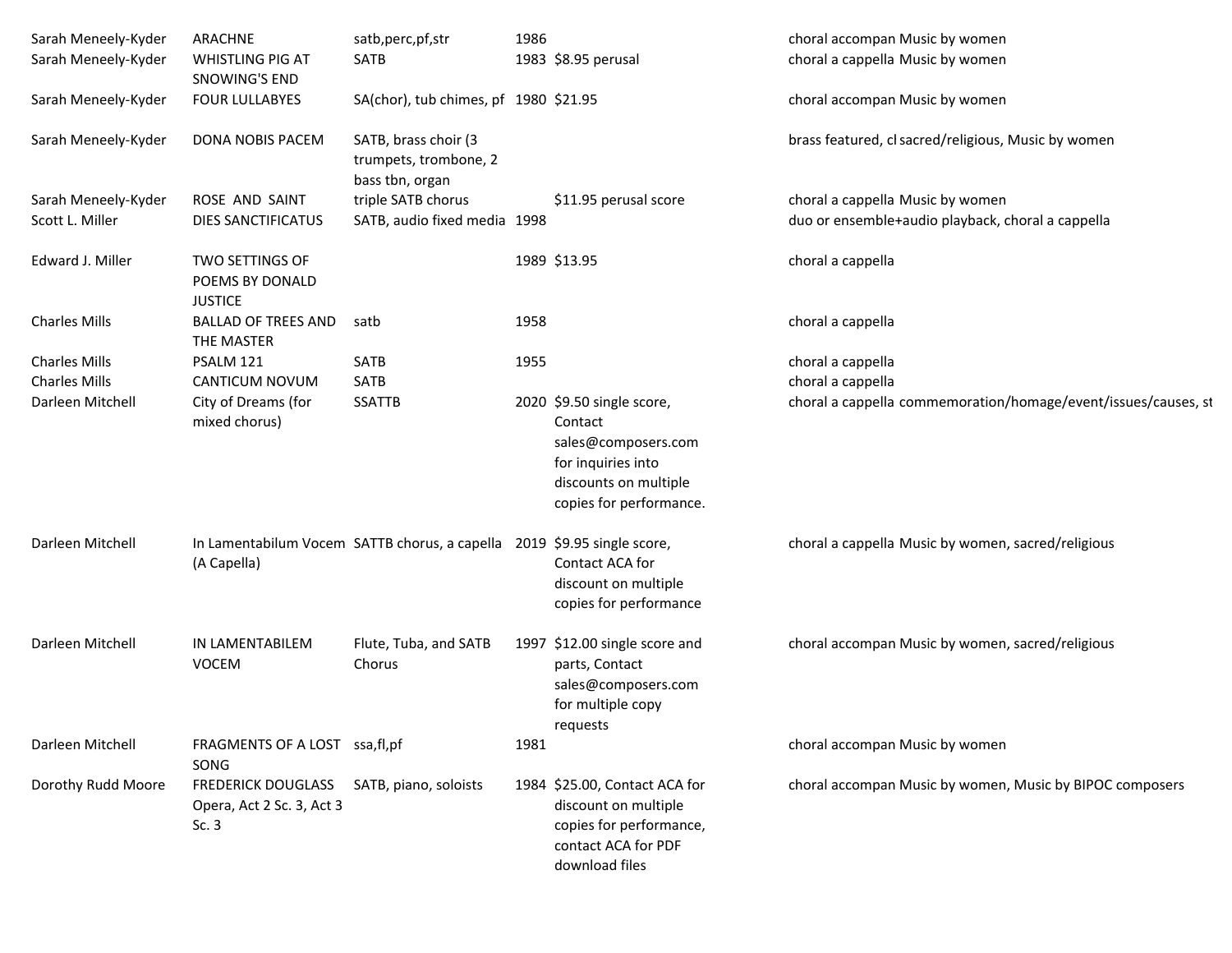| | | | | | |
|---|---|---|---|---|---|
| Sarah Meneely-Kyder | ARACHNE | satb,perc,pf,str | 1986 | | choral accompan Music by women |
| Sarah Meneely-Kyder | WHISTLING PIG AT SNOWING'S END | SATB | 1983 | $8.95 perusal | choral a cappella Music by women |
| Sarah Meneely-Kyder | FOUR LULLABYES | SA(chor), tub chimes, pf | 1980 | $21.95 | choral accompan Music by women |
| Sarah Meneely-Kyder | DONA NOBIS PACEM | SATB, brass choir (3 trumpets, trombone, 2 bass tbn, organ | | | brass featured, cl sacred/religious, Music by women |
| Sarah Meneely-Kyder | ROSE AND SAINT | triple SATB chorus | | $11.95 perusal score | choral a cappella Music by women |
| Scott L. Miller | DIES SANCTIFICATUS | SATB, audio fixed media | 1998 | | duo or ensemble+audio playback, choral a cappella |
| Edward J. Miller | TWO SETTINGS OF POEMS BY DONALD JUSTICE | | 1989 | $13.95 | choral a cappella |
| Charles Mills | BALLAD OF TREES AND THE MASTER | satb | 1958 | | choral a cappella |
| Charles Mills | PSALM 121 | SATB | 1955 | | choral a cappella |
| Charles Mills | CANTICUM NOVUM | SATB | | | choral a cappella |
| Darleen Mitchell | City of Dreams (for mixed chorus) | SSATTB | 2020 | $9.50 single score, Contact sales@composers.com for inquiries into discounts on multiple copies for performance. | choral a cappella commemoration/homage/event/issues/causes, st |
| Darleen Mitchell | In Lamentabilum Vocem (A Capella) | SATTB chorus, a capella | 2019 | $9.95 single score, Contact ACA for discount on multiple copies for performance | choral a cappella Music by women, sacred/religious |
| Darleen Mitchell | IN LAMENTABILEM VOCEM | Flute, Tuba, and SATB Chorus | 1997 | $12.00 single score and parts, Contact sales@composers.com for multiple copy requests | choral accompan Music by women, sacred/religious |
| Darleen Mitchell | FRAGMENTS OF A LOST SONG | ssa,fl,pf | 1981 | | choral accompan Music by women |
| Dorothy Rudd Moore | FREDERICK DOUGLASS Opera, Act 2 Sc. 3, Act 3 Sc. 3 | SATB, piano, soloists | 1984 | $25.00, Contact ACA for discount on multiple copies for performance, contact ACA for PDF download files | choral accompan Music by women, Music by BIPOC composers |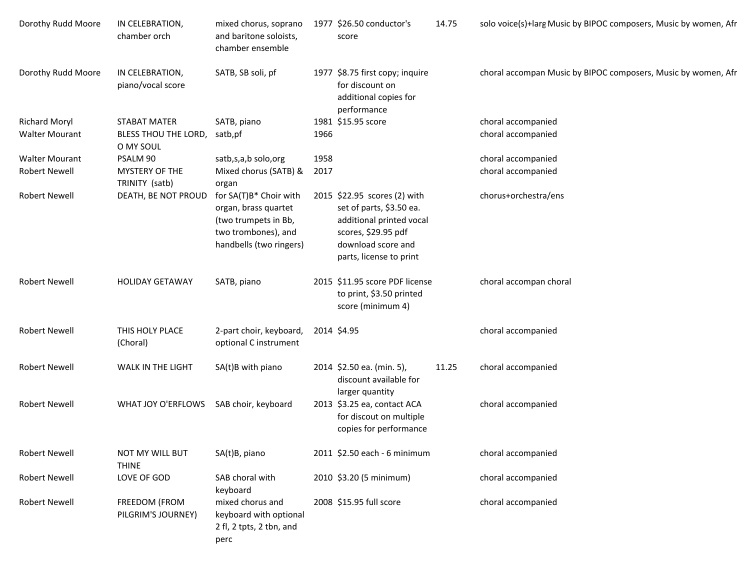| | | | | | | | |
|---|---|---|---|---|---|---|---|
| Dorothy Rudd Moore | IN CELEBRATION, chamber orch | mixed chorus, soprano and baritone soloists, chamber ensemble | 1977 | $26.50 conductor's score | 14.75 | solo voice(s)+larg | Music by BIPOC composers, Music by women, Afr |
| Dorothy Rudd Moore | IN CELEBRATION, piano/vocal score | SATB, SB soli, pf | 1977 | $8.75 first copy; inquire for discount on additional copies for performance | | choral accompan | Music by BIPOC composers, Music by women, Afr |
| Richard Moryl | STABAT MATER | SATB, piano | 1981 | $15.95 score | | choral accompanied | |
| Walter Mourant | BLESS THOU THE LORD, O MY SOUL | satb,pf | 1966 | | | choral accompanied | |
| Walter Mourant | PSALM 90 | satb,s,a,b solo,org | 1958 | | | choral accompanied | |
| Robert Newell | MYSTERY OF THE TRINITY (satb) | Mixed chorus (SATB) & organ | 2017 | | | choral accompanied | |
| Robert Newell | DEATH, BE NOT PROUD | for SA(T)B* Choir with organ, brass quartet (two trumpets in Bb, two trombones), and handbells (two ringers) | 2015 | $22.95 scores (2) with set of parts, $3.50 ea. additional printed vocal scores, $29.95 pdf download score and parts, license to print | | chorus+orchestra/ens | |
| Robert Newell | HOLIDAY GETAWAY | SATB, piano | 2015 | $11.95 score PDF license to print, $3.50 printed score (minimum 4) | | choral accompan | choral |
| Robert Newell | THIS HOLY PLACE (Choral) | 2-part choir, keyboard, optional C instrument | 2014 | $4.95 | | choral accompanied | |
| Robert Newell | WALK IN THE LIGHT | SA(t)B with piano | 2014 | $2.50 ea. (min. 5), discount available for larger quantity | 11.25 | choral accompanied | |
| Robert Newell | WHAT JOY O'ERFLOWS | SAB choir, keyboard | 2013 | $3.25 ea, contact ACA for discout on multiple copies for performance | | choral accompanied | |
| Robert Newell | NOT MY WILL BUT THINE | SA(t)B, piano | 2011 | $2.50 each - 6 minimum | | choral accompanied | |
| Robert Newell | LOVE OF GOD | SAB choral with keyboard | 2010 | $3.20 (5 minimum) | | choral accompanied | |
| Robert Newell | FREEDOM (FROM PILGRIM'S JOURNEY) | mixed chorus and keyboard with optional 2 fl, 2 tpts, 2 tbn, and perc | 2008 | $15.95 full score | | choral accompanied | |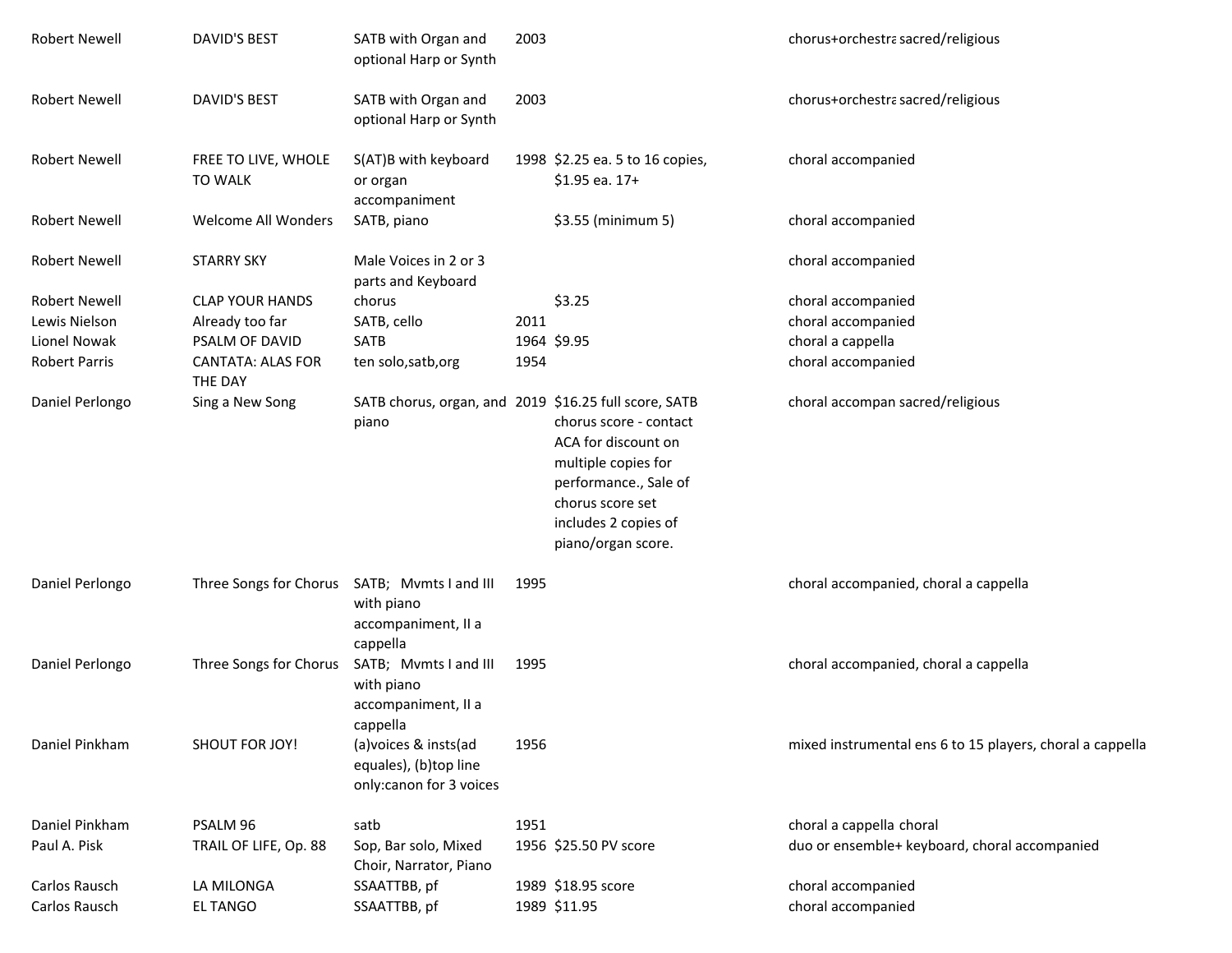| | | | | | | |
|---|---|---|---|---|---|---|
| Robert Newell | DAVID'S BEST | SATB with Organ and optional Harp or Synth | 2003 | | chorus+orchestra | sacred/religious |
| Robert Newell | DAVID'S BEST | SATB with Organ and optional Harp or Synth | 2003 | | chorus+orchestra | sacred/religious |
| Robert Newell | FREE TO LIVE, WHOLE TO WALK | S(AT)B with keyboard or organ accompaniment | 1998 | $2.25 ea. 5 to 16 copies, $1.95 ea. 17+ | choral accompanied | |
| Robert Newell | Welcome All Wonders | SATB, piano | | $3.55 (minimum 5) | choral accompanied | |
| Robert Newell | STARRY SKY | Male Voices in 2 or 3 parts and Keyboard | | | choral accompanied | |
| Robert Newell | CLAP YOUR HANDS | chorus | | $3.25 | choral accompanied | |
| Lewis Nielson | Already too far | SATB, cello | 2011 | | choral accompanied | |
| Lionel Nowak | PSALM OF DAVID | SATB | 1964 | $9.95 | choral a cappella | |
| Robert Parris | CANTATA: ALAS FOR THE DAY | ten solo,satb,org | 1954 | | choral accompanied | |
| Daniel Perlongo | Sing a New Song | SATB chorus, organ, and piano | 2019 | $16.25 full score, SATB chorus score - contact ACA for discount on multiple copies for performance., Sale of chorus score set includes 2 copies of piano/organ score. | choral accompan | sacred/religious |
| Daniel Perlongo | Three Songs for Chorus | SATB; Mvmts I and III with piano accompaniment, II a cappella | 1995 | | choral accompanied, choral a cappella | |
| Daniel Perlongo | Three Songs for Chorus | SATB; Mvmts I and III with piano accompaniment, II a cappella | 1995 | | choral accompanied, choral a cappella | |
| Daniel Pinkham | SHOUT FOR JOY! | (a)voices & insts(ad equales), (b)top line only:canon for 3 voices | 1956 | | mixed instrumental ens 6 to 15 players, choral a cappella | |
| Daniel Pinkham | PSALM 96 | satb | 1951 | | choral a cappella | choral |
| Paul A. Pisk | TRAIL OF LIFE, Op. 88 | Sop, Bar solo, Mixed Choir, Narrator, Piano | 1956 | $25.50 PV score | duo or ensemble+ keyboard, choral accompanied | |
| Carlos Rausch | LA MILONGA | SSAATTBB, pf | 1989 | $18.95 score | choral accompanied | |
| Carlos Rausch | EL TANGO | SSAATTBB, pf | 1989 | $11.95 | choral accompanied | |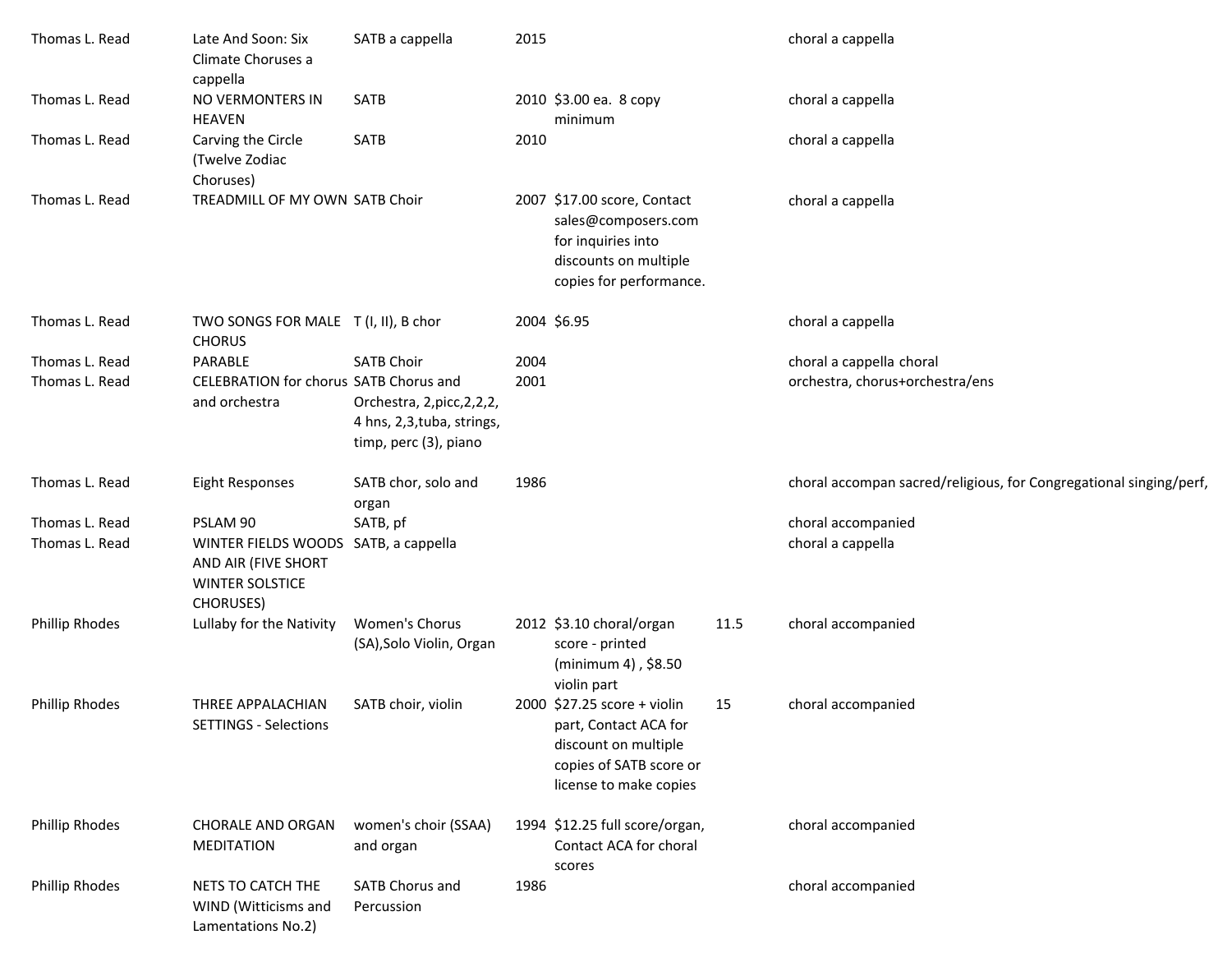| | | | | | | |
|---|---|---|---|---|---|---|
| Thomas L. Read | Late And Soon: Six Climate Choruses a cappella | SATB a cappella | 2015 | | | choral a cappella |
| Thomas L. Read | NO VERMONTERS IN HEAVEN | SATB | 2010 | $3.00 ea. 8 copy minimum | | choral a cappella |
| Thomas L. Read | Carving the Circle (Twelve Zodiac Choruses) | SATB | 2010 | | | choral a cappella |
| Thomas L. Read | TREADMILL OF MY OWN | SATB Choir | 2007 | $17.00 score, Contact sales@composers.com for inquiries into discounts on multiple copies for performance. | | choral a cappella |
| Thomas L. Read | TWO SONGS FOR MALE CHORUS | T (I, II), B chor | 2004 | $6.95 | | choral a cappella |
| Thomas L. Read | PARABLE | SATB Choir | 2004 | | | choral a cappella choral |
| Thomas L. Read | CELEBRATION for chorus and orchestra | SATB Chorus and Orchestra, 2,picc,2,2,2, 4 hns, 2,3,tuba, strings, timp, perc (3), piano | 2001 | | | orchestra, chorus+orchestra/ens |
| Thomas L. Read | Eight Responses | SATB chor, solo and organ | 1986 | | | choral accompan sacred/religious, for Congregational singing/perf, |
| Thomas L. Read | PSLAM 90 | SATB, pf | | | | choral accompanied |
| Thomas L. Read | WINTER FIELDS WOODS AND AIR (FIVE SHORT WINTER SOLSTICE CHORUSES) | SATB, a cappella | | | | choral a cappella |
| Phillip Rhodes | Lullaby for the Nativity | Women's Chorus (SA),Solo Violin, Organ | 2012 | $3.10 choral/organ score - printed (minimum 4) , $8.50 violin part | 11.5 | choral accompanied |
| Phillip Rhodes | THREE APPALACHIAN SETTINGS - Selections | SATB choir, violin | 2000 | $27.25 score + violin part, Contact ACA for discount on multiple copies of SATB score or license to make copies | 15 | choral accompanied |
| Phillip Rhodes | CHORALE AND ORGAN MEDITATION | women's choir (SSAA) and organ | 1994 | $12.25 full score/organ, Contact ACA for choral scores | | choral accompanied |
| Phillip Rhodes | NETS TO CATCH THE WIND (Witticisms and Lamentations No.2) | SATB Chorus and Percussion | 1986 | | | choral accompanied |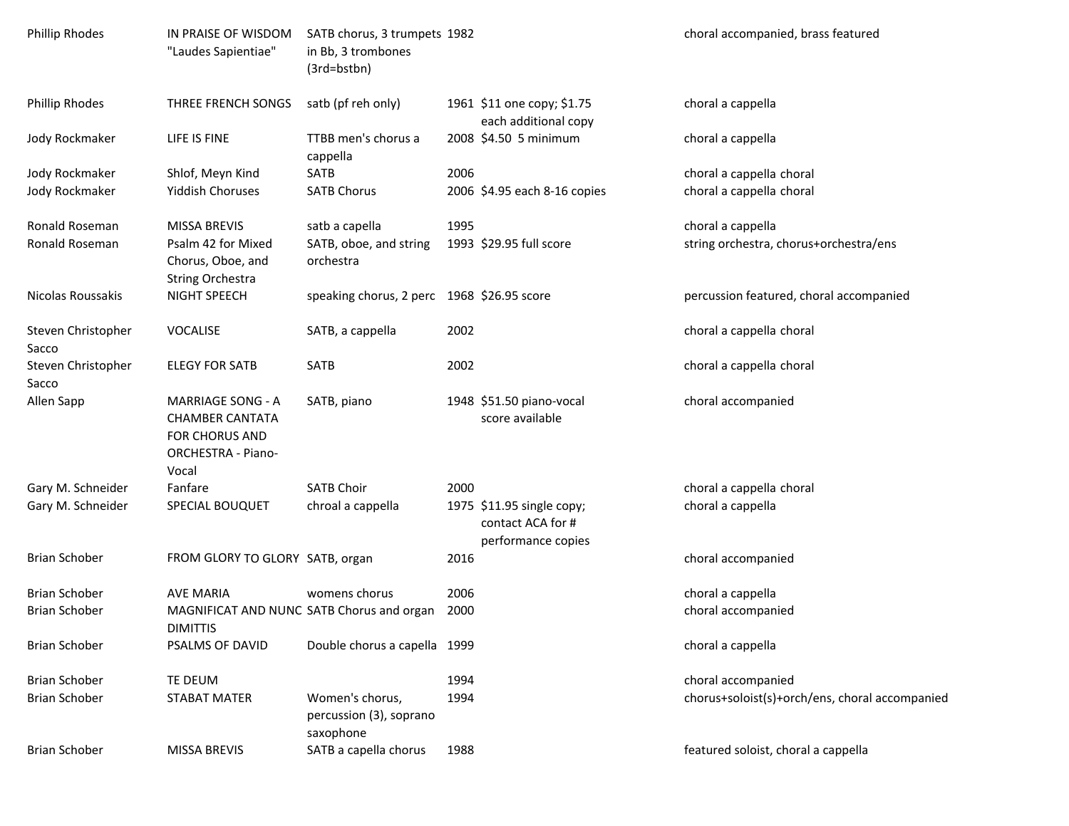| | | | | | |
|---|---|---|---|---|---|
| Phillip Rhodes | IN PRAISE OF WISDOM "Laudes Sapientiae" | SATB chorus, 3 trumpets in Bb, 3 trombones (3rd=bstbn) | 1982 | | choral accompanied, brass featured |
| Phillip Rhodes | THREE FRENCH SONGS | satb (pf reh only) | 1961 | $11 one copy; $1.75 each additional copy | choral a cappella |
| Jody Rockmaker | LIFE IS FINE | TTBB men's chorus a cappella | 2008 | $4.50  5 minimum | choral a cappella |
| Jody Rockmaker | Shlof, Meyn Kind | SATB | 2006 | | choral a cappella choral |
| Jody Rockmaker | Yiddish Choruses | SATB Chorus | 2006 | $4.95 each 8-16 copies | choral a cappella choral |
| Ronald Roseman | MISSA BREVIS | satb a capella | 1995 | | choral a cappella |
| Ronald Roseman | Psalm 42 for Mixed Chorus, Oboe, and String Orchestra | SATB, oboe, and string orchestra | 1993 | $29.95 full score | string orchestra, chorus+orchestra/ens |
| Nicolas Roussakis | NIGHT SPEECH | speaking chorus, 2 perc | 1968 | $26.95 score | percussion featured, choral accompanied |
| Steven Christopher Sacco | VOCALISE | SATB, a cappella | 2002 | | choral a cappella choral |
| Steven Christopher Sacco | ELEGY FOR SATB | SATB | 2002 | | choral a cappella choral |
| Allen Sapp | MARRIAGE SONG - A CHAMBER CANTATA FOR CHORUS AND ORCHESTRA - Piano-Vocal | SATB, piano | 1948 | $51.50 piano-vocal score available | choral accompanied |
| Gary M. Schneider | Fanfare | SATB Choir | 2000 | | choral a cappella choral |
| Gary M. Schneider | SPECIAL BOUQUET | chroal a cappella | 1975 | $11.95 single copy; contact ACA for # performance copies | choral a cappella |
| Brian Schober | FROM GLORY TO GLORY | SATB, organ | 2016 | | choral accompanied |
| Brian Schober | AVE MARIA | womens chorus | 2006 | | choral a cappella |
| Brian Schober | MAGNIFICAT AND NUNC DIMITTIS | SATB Chorus and organ | 2000 | | choral accompanied |
| Brian Schober | PSALMS OF DAVID | Double chorus a capella | 1999 | | choral a cappella |
| Brian Schober | TE DEUM | | 1994 | | choral accompanied |
| Brian Schober | STABAT MATER | Women's chorus, percussion (3), soprano saxophone | 1994 | | chorus+soloist(s)+orch/ens, choral accompanied |
| Brian Schober | MISSA BREVIS | SATB a capella chorus | 1988 | | featured soloist, choral a cappella |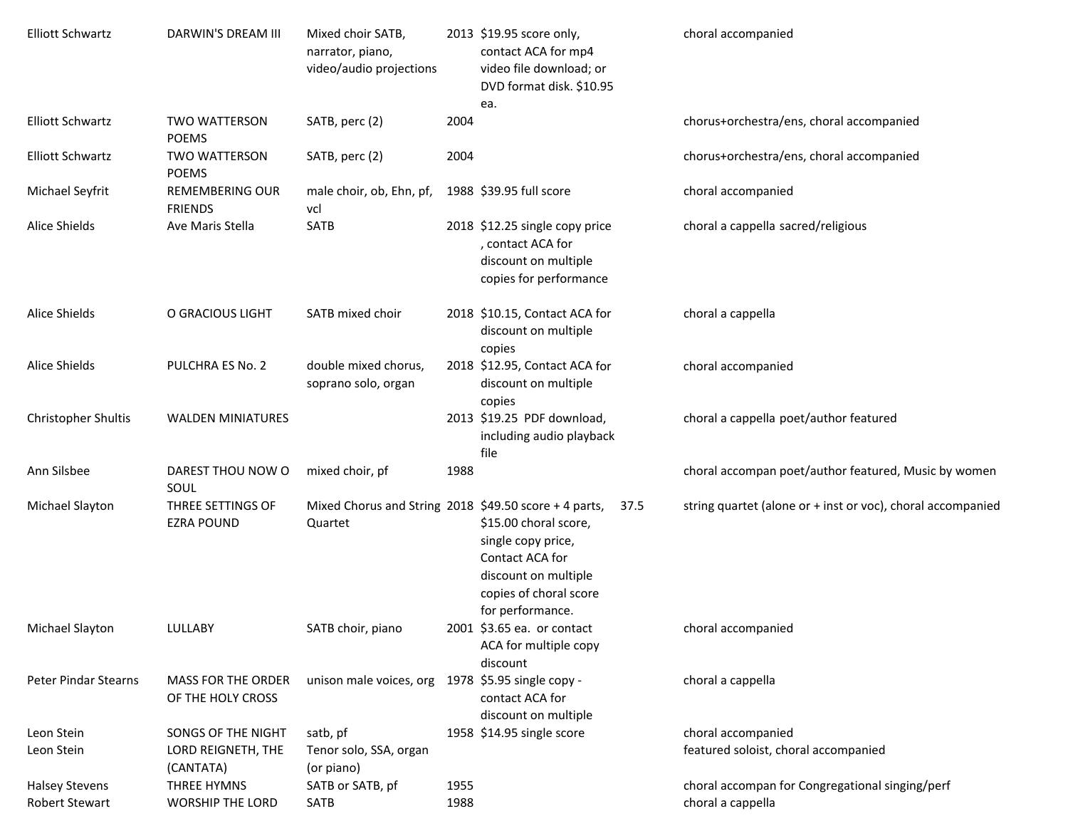| | | | | | | |
|---|---|---|---|---|---|---|
| Elliott Schwartz | DARWIN'S DREAM III | Mixed choir SATB, narrator, piano, video/audio projections | 2013 | $19.95 score only, contact ACA for mp4 video file download; or DVD format disk. $10.95 ea. | | choral accompanied |
| Elliott Schwartz | TWO WATTERSON POEMS | SATB, perc (2) | 2004 | | | chorus+orchestra/ens, choral accompanied |
| Elliott Schwartz | TWO WATTERSON POEMS | SATB, perc (2) | 2004 | | | chorus+orchestra/ens, choral accompanied |
| Michael Seyfrit | REMEMBERING OUR FRIENDS | male choir, ob, Ehn, pf, vcl | 1988 | $39.95 full score | | choral accompanied |
| Alice Shields | Ave Maris Stella | SATB | 2018 | $12.25 single copy price , contact ACA for discount on multiple copies for performance | | choral a cappella sacred/religious |
| Alice Shields | O GRACIOUS LIGHT | SATB mixed choir | 2018 | $10.15, Contact ACA for discount on multiple copies | | choral a cappella |
| Alice Shields | PULCHRA ES No. 2 | double mixed chorus, soprano solo, organ | 2018 | $12.95, Contact ACA for discount on multiple copies | | choral accompanied |
| Christopher Shultis | WALDEN MINIATURES | | 2013 | $19.25 PDF download, including audio playback file | | choral a cappella poet/author featured |
| Ann Silsbee | DAREST THOU NOW O SOUL | mixed choir, pf | 1988 | | | choral accompan poet/author featured, Music by women |
| Michael Slayton | THREE SETTINGS OF EZRA POUND | Mixed Chorus and String Quartet | 2018 | $49.50 score + 4 parts, $15.00 choral score, single copy price, Contact ACA for discount on multiple copies of choral score for performance. | 37.5 | string quartet (alone or + inst or voc), choral accompanied |
| Michael Slayton | LULLABY | SATB choir, piano | 2001 | $3.65 ea. or contact ACA for multiple copy discount | | choral accompanied |
| Peter Pindar Stearns | MASS FOR THE ORDER OF THE HOLY CROSS | unison male voices, org | 1978 | $5.95 single copy - contact ACA for discount on multiple | | choral a cappella |
| Leon Stein | SONGS OF THE NIGHT | satb, pf | 1958 | $14.95 single score | | choral accompanied |
| Leon Stein | LORD REIGNETH, THE (CANTATA) | Tenor solo, SSA, organ (or piano) | | | | featured soloist, choral accompanied |
| Halsey Stevens | THREE HYMNS | SATB or SATB, pf | 1955 | | | choral accompan for Congregational singing/perf |
| Robert Stewart | WORSHIP THE LORD | SATB | 1988 | | | choral a cappella |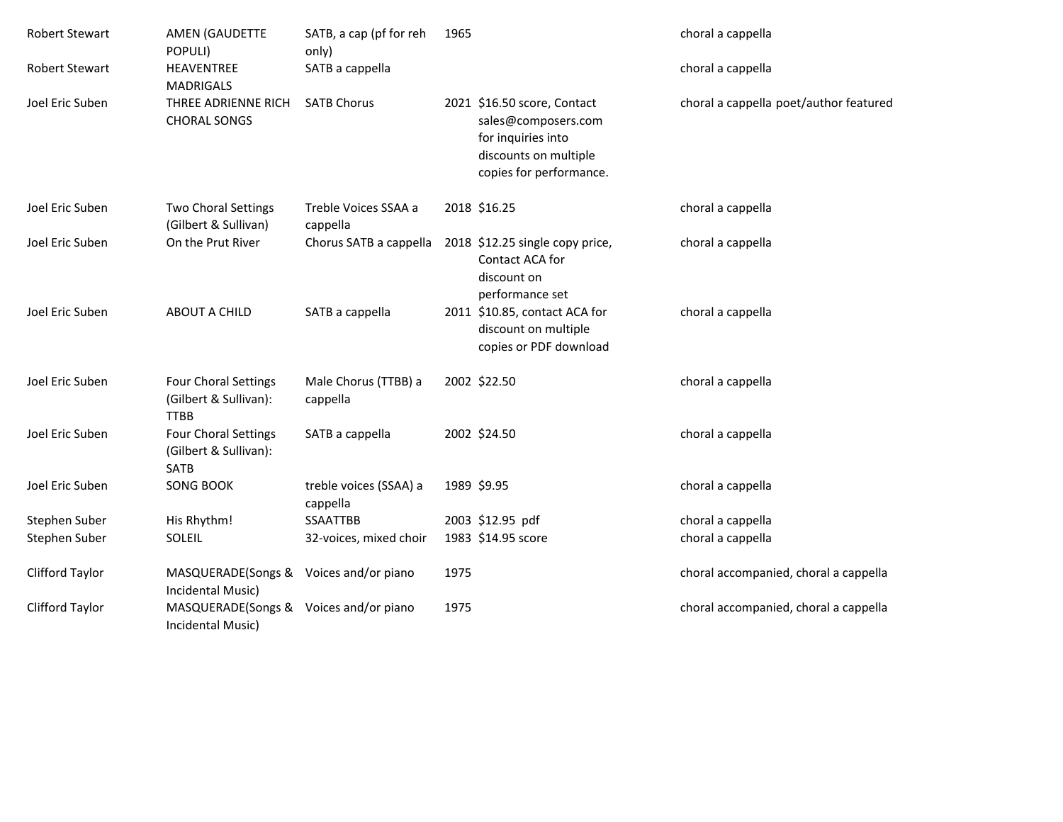| | | | | | |
|---|---|---|---|---|---|
| Robert Stewart | AMEN (GAUDETTE POPULI) | SATB, a cap (pf for reh only) | 1965 | | choral a cappella |
| Robert Stewart | HEAVENTREE MADRIGALS | SATB a cappella | | | choral a cappella |
| Joel Eric Suben | THREE ADRIENNE RICH CHORAL SONGS | SATB Chorus | 2021 | $16.50 score, Contact sales@composers.com for inquiries into discounts on multiple copies for performance. | choral a cappella poet/author featured |
| Joel Eric Suben | Two Choral Settings (Gilbert & Sullivan) | Treble Voices SSAA a cappella | 2018 | $16.25 | choral a cappella |
| Joel Eric Suben | On the Prut River | Chorus SATB a cappella | 2018 | $12.25 single copy price, Contact ACA for discount on performance set | choral a cappella |
| Joel Eric Suben | ABOUT A CHILD | SATB a cappella | 2011 | $10.85, contact ACA for discount on multiple copies or PDF download | choral a cappella |
| Joel Eric Suben | Four Choral Settings (Gilbert & Sullivan): TTBB | Male Chorus (TTBB) a cappella | 2002 | $22.50 | choral a cappella |
| Joel Eric Suben | Four Choral Settings (Gilbert & Sullivan): SATB | SATB a cappella | 2002 | $24.50 | choral a cappella |
| Joel Eric Suben | SONG BOOK | treble voices (SSAA) a cappella | 1989 | $9.95 | choral a cappella |
| Stephen Suber | His Rhythm! | SSAATTBB | 2003 | $12.95 pdf | choral a cappella |
| Stephen Suber | SOLEIL | 32-voices, mixed choir | 1983 | $14.95 score | choral a cappella |
| Clifford Taylor | MASQUERADE(Songs & Incidental Music) | Voices and/or piano | 1975 | | choral accompanied, choral a cappella |
| Clifford Taylor | MASQUERADE(Songs & Incidental Music) | Voices and/or piano | 1975 | | choral accompanied, choral a cappella |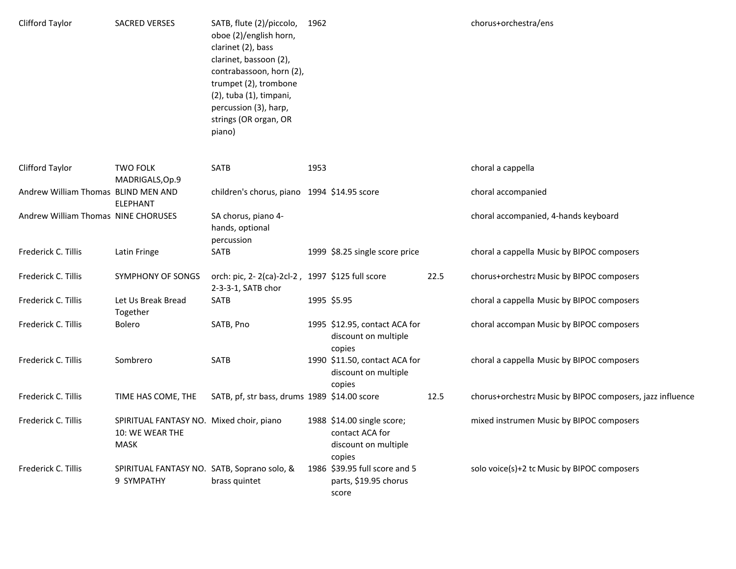| | | | | | | | |
|---|---|---|---|---|---|---|---|
| Clifford Taylor | SACRED VERSES | SATB, flute (2)/piccolo, oboe (2)/english horn, clarinet (2), bass clarinet, bassoon (2), contrabassoon, horn (2), trumpet (2), trombone (2), tuba (1), timpani, percussion (3), harp, strings (OR organ, OR piano) | 1962 | | | chorus+orchestra/ens | |
| Clifford Taylor | TWO FOLK MADRIGALS,Op.9 | SATB | 1953 | | | choral a cappella | |
| Andrew William Thomas | BLIND MEN AND ELEPHANT | children's chorus, piano | 1994 | $14.95 score | | choral accompanied | |
| Andrew William Thomas | NINE CHORUSES | SA chorus, piano 4-hands, optional percussion | | | | choral accompanied, 4-hands keyboard | |
| Frederick C. Tillis | Latin Fringe | SATB | 1999 | $8.25 single score price | | choral a cappella | Music by BIPOC composers |
| Frederick C. Tillis | SYMPHONY OF SONGS | orch: pic, 2- 2(ca)-2cl-2 , 2-3-3-1, SATB chor | 1997 | $125 full score | 22.5 | chorus+orchestra | Music by BIPOC composers |
| Frederick C. Tillis | Let Us Break Bread Together | SATB | 1995 | $5.95 | | choral a cappella | Music by BIPOC composers |
| Frederick C. Tillis | Bolero | SATB, Pno | 1995 | $12.95, contact ACA for discount on multiple copies | | choral accompan | Music by BIPOC composers |
| Frederick C. Tillis | Sombrero | SATB | 1990 | $11.50, contact ACA for discount on multiple copies | | choral a cappella | Music by BIPOC composers |
| Frederick C. Tillis | TIME HAS COME, THE | SATB, pf, str bass, drums | 1989 | $14.00 score | 12.5 | chorus+orchestra | Music by BIPOC composers, jazz influence |
| Frederick C. Tillis | SPIRITUAL FANTASY NO. 10: WE WEAR THE MASK | Mixed choir, piano | 1988 | $14.00 single score; contact ACA for discount on multiple copies | | mixed instrumen | Music by BIPOC composers |
| Frederick C. Tillis | SPIRITUAL FANTASY NO. 9 SYMPATHY | SATB, Soprano solo, & brass quintet | 1986 | $39.95 full score and 5 parts, $19.95 chorus score | | solo voice(s)+2 to | Music by BIPOC composers |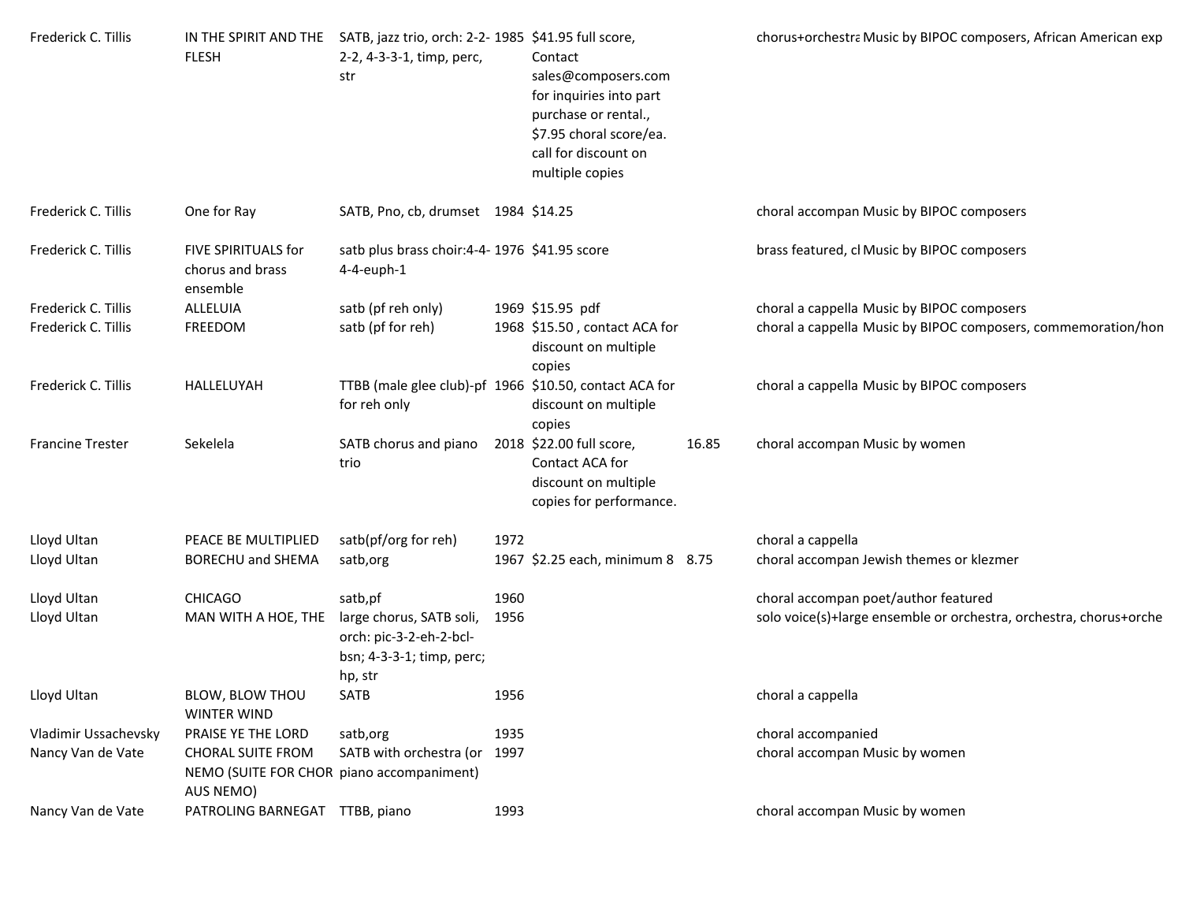| | | | | | | | |
|---|---|---|---|---|---|---|---|
| Frederick C. Tillis | IN THE SPIRIT AND THE FLESH | SATB, jazz trio, orch: 2-2-2-2, 4-3-3-1, timp, perc, str | 1985 | $41.95 full score, Contact sales@composers.com for inquiries into part purchase or rental., $7.95 choral score/ea. call for discount on multiple copies | | chorus+orchestra | Music by BIPOC composers, African American exp |
| Frederick C. Tillis | One for Ray | SATB, Pno, cb, drumset | 1984 | $14.25 | | choral accompan | Music by BIPOC composers |
| Frederick C. Tillis | FIVE SPIRITUALS for chorus and brass ensemble | satb plus brass choir:4-4-4-4-euph-1 | 1976 | $41.95 score | | brass featured, cl | Music by BIPOC composers |
| Frederick C. Tillis | ALLELUIA | satb (pf reh only) | 1969 | $15.95 pdf | | choral a cappella | Music by BIPOC composers |
| Frederick C. Tillis | FREEDOM | satb (pf for reh) | 1968 | $15.50 , contact ACA for discount on multiple copies | | choral a cappella | Music by BIPOC composers, commemoration/hon |
| Frederick C. Tillis | HALLELUYAH | TTBB (male glee club)-pf for reh only | 1966 | $10.50, contact ACA for discount on multiple copies | | choral a cappella | Music by BIPOC composers |
| Francine Trester | Sekelela | SATB chorus and piano trio | 2018 | $22.00 full score, Contact ACA for discount on multiple copies for performance. | 16.85 | choral accompan | Music by women |
| Lloyd Ultan | PEACE BE MULTIPLIED | satb(pf/org for reh) | 1972 | | | choral a cappella | |
| Lloyd Ultan | BORECHU and SHEMA | satb,org | 1967 | $2.25 each, minimum 8 | 8.75 | choral accompan | Jewish themes or klezmer |
| Lloyd Ultan | CHICAGO | satb,pf | 1960 | | | choral accompan | poet/author featured |
| Lloyd Ultan | MAN WITH A HOE, THE | large chorus, SATB soli, orch: pic-3-2-eh-2-bcl-bsn; 4-3-3-1; timp, perc; hp, str | 1956 | | | solo voice(s)+large ensemble or orchestra, orchestra, chorus+orche | |
| Lloyd Ultan | BLOW, BLOW THOU WINTER WIND | SATB | 1956 | | | choral a cappella | |
| Vladimir Ussachevsky | PRAISE YE THE LORD | satb,org | 1935 | | | choral accompanied | |
| Nancy Van de Vate | CHORAL SUITE FROM NEMO (SUITE FOR CHOR AUS NEMO) | SATB with orchestra (or piano accompaniment) | 1997 | | | choral accompan | Music by women |
| Nancy Van de Vate | PATROLING BARNEGAT | TTBB, piano | 1993 | | | choral accompan | Music by women |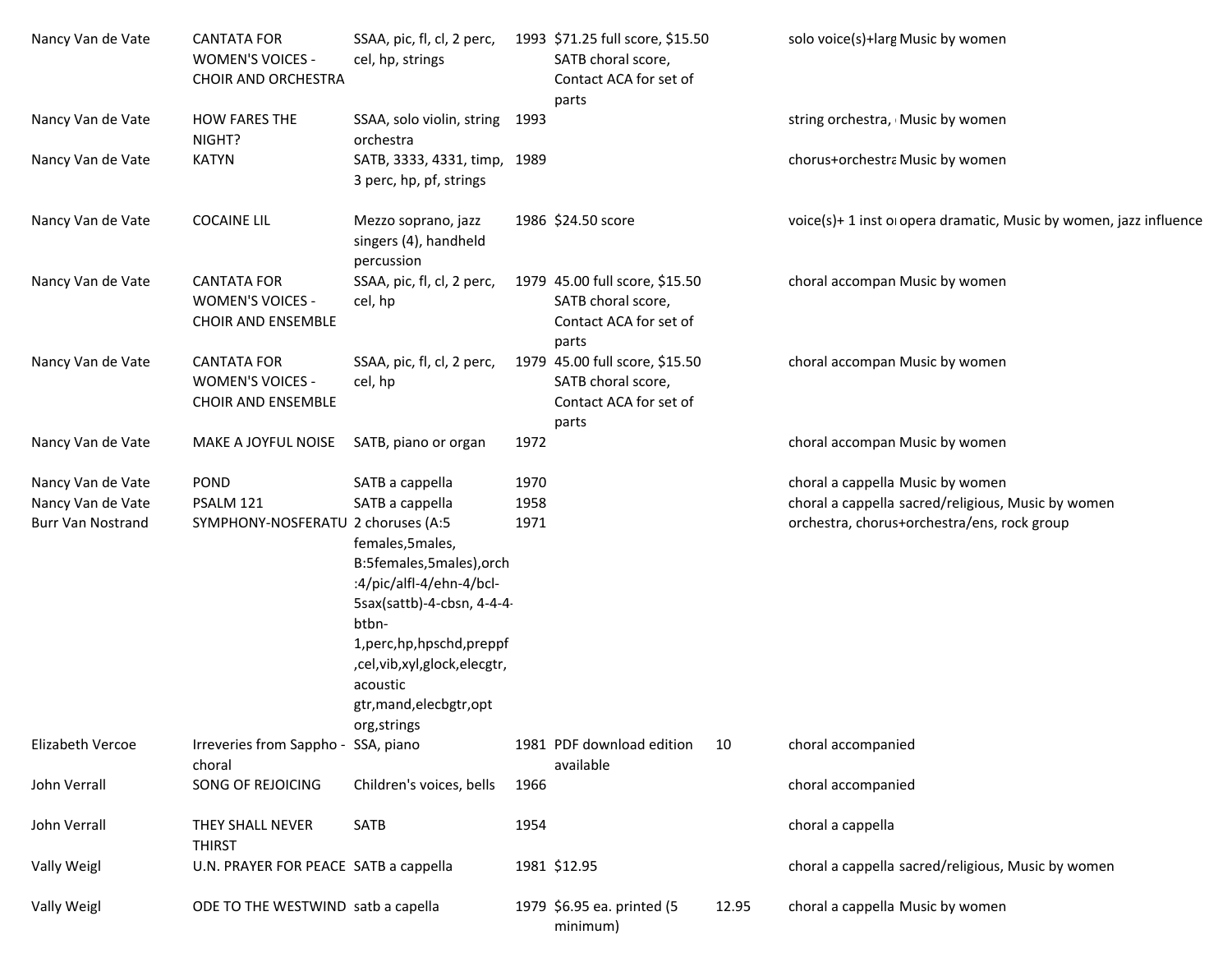| | | | | | | | |
|---|---|---|---|---|---|---|---|
| Nancy Van de Vate | CANTATA FOR WOMEN'S VOICES - CHOIR AND ORCHESTRA | SSAA, pic, fl, cl, 2 perc, cel, hp, strings | 1993 | $71.25 full score, $15.50 SATB choral score, Contact ACA for set of parts | | solo voice(s)+larg | Music by women |
| Nancy Van de Vate | HOW FARES THE NIGHT? | SSAA, solo violin, string orchestra | 1993 | | | string orchestra, | Music by women |
| Nancy Van de Vate | KATYN | SATB, 3333, 4331, timp, 3 perc, hp, pf, strings | 1989 | | | chorus+orchestra | Music by women |
| Nancy Van de Vate | COCAINE LIL | Mezzo soprano, jazz singers (4), handheld percussion | 1986 | $24.50 score | | voice(s)+ 1 inst or | opera dramatic, Music by women, jazz influence |
| Nancy Van de Vate | CANTATA FOR WOMEN'S VOICES - CHOIR AND ENSEMBLE | SSAA, pic, fl, cl, 2 perc, cel, hp | 1979 | 45.00 full score, $15.50 SATB choral score, Contact ACA for set of parts | | choral accompan | Music by women |
| Nancy Van de Vate | CANTATA FOR WOMEN'S VOICES - CHOIR AND ENSEMBLE | SSAA, pic, fl, cl, 2 perc, cel, hp | 1979 | 45.00 full score, $15.50 SATB choral score, Contact ACA for set of parts | | choral accompan | Music by women |
| Nancy Van de Vate | MAKE A JOYFUL NOISE | SATB, piano or organ | 1972 | | | choral accompan | Music by women |
| Nancy Van de Vate | POND | SATB a cappella | 1970 | | | choral a cappella | Music by women |
| Nancy Van de Vate | PSALM 121 | SATB a cappella | 1958 | | | choral a cappella | sacred/religious, Music by women |
| Burr Van Nostrand | SYMPHONY-NOSFERATU | 2 choruses (A:5 females,5males, B:5females,5males),orch:4/pic/alfl-4/ehn-4/bcl-5sax(sattb)-4-cbsn, 4-4-4-btbn-1,perc,hp,hpschd,preppf,cel,vib,xyl,glock,elecgtr, acoustic gtr,mand,elecbgtr,opt org,strings | 1971 | | | orchestra, chorus+orchestra/ens, rock group | |
| Elizabeth Vercoe | Irreveries from Sappho - choral | SSA, piano | 1981 | PDF download edition available | 10 | choral accompanied | |
| John Verrall | SONG OF REJOICING | Children's voices, bells | 1966 | | | choral accompanied | |
| John Verrall | THEY SHALL NEVER THIRST | SATB | 1954 | | | choral a cappella | |
| Vally Weigl | U.N. PRAYER FOR PEACE | SATB a cappella | 1981 | $12.95 | | choral a cappella | sacred/religious, Music by women |
| Vally Weigl | ODE TO THE WESTWIND | satb a capella | 1979 | $6.95 ea. printed (5 minimum) | 12.95 | choral a cappella | Music by women |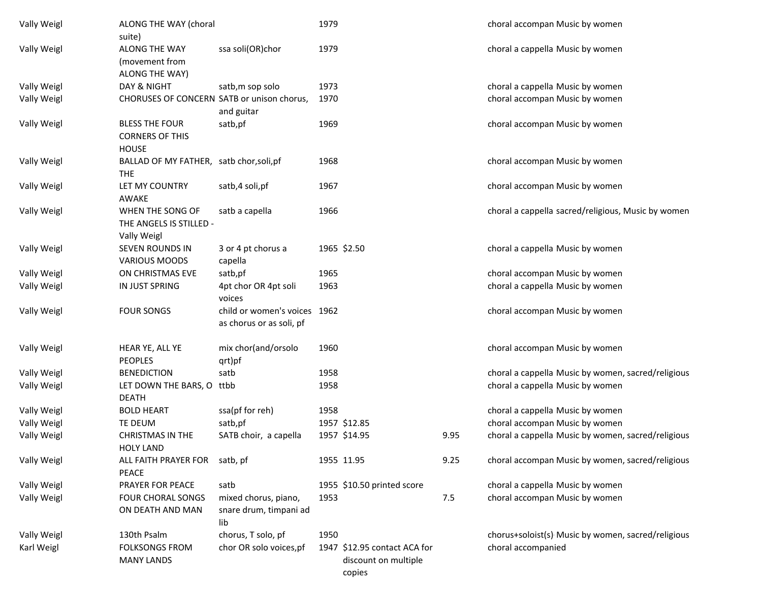| | | | | | | |
|---|---|---|---|---|---|---|
| Vally Weigl | ALONG THE WAY (choral suite) | | 1979 | | | choral accompan Music by women |
| Vally Weigl | ALONG THE WAY (movement from ALONG THE WAY) | ssa soli(OR)chor | 1979 | | | choral a cappella Music by women |
| Vally Weigl | DAY & NIGHT | satb,m sop solo | 1973 | | | choral a cappella Music by women |
| Vally Weigl | CHORUSES OF CONCERN | SATB or unison chorus, and guitar | 1970 | | | choral accompan Music by women |
| Vally Weigl | BLESS THE FOUR CORNERS OF THIS HOUSE | satb,pf | 1969 | | | choral accompan Music by women |
| Vally Weigl | BALLAD OF MY FATHER, THE | satb chor,soli,pf | 1968 | | | choral accompan Music by women |
| Vally Weigl | LET MY COUNTRY AWAKE | satb,4 soli,pf | 1967 | | | choral accompan Music by women |
| Vally Weigl | WHEN THE SONG OF THE ANGELS IS STILLED - Vally Weigl | satb a capella | 1966 | | | choral a cappella sacred/religious, Music by women |
| Vally Weigl | SEVEN ROUNDS IN VARIOUS MOODS | 3 or 4 pt chorus a capella | 1965 | $2.50 | | choral a cappella Music by women |
| Vally Weigl | ON CHRISTMAS EVE | satb,pf | 1965 | | | choral accompan Music by women |
| Vally Weigl | IN JUST SPRING | 4pt chor OR 4pt soli voices | 1963 | | | choral a cappella Music by women |
| Vally Weigl | FOUR SONGS | child or women's voices as chorus or as soli, pf | 1962 | | | choral accompan Music by women |
| Vally Weigl | HEAR YE, ALL YE PEOPLES | mix chor(and/orsolo qrt)pf | 1960 | | | choral accompan Music by women |
| Vally Weigl | BENEDICTION | satb | 1958 | | | choral a cappella Music by women, sacred/religious |
| Vally Weigl | LET DOWN THE BARS, O DEATH | ttbb | 1958 | | | choral a cappella Music by women |
| Vally Weigl | BOLD HEART | ssa(pf for reh) | 1958 | | | choral a cappella Music by women |
| Vally Weigl | TE DEUM | satb,pf | 1957 | $12.85 | | choral accompan Music by women |
| Vally Weigl | CHRISTMAS IN THE HOLY LAND | SATB choir, a capella | 1957 | $14.95 | 9.95 | choral a cappella Music by women, sacred/religious |
| Vally Weigl | ALL FAITH PRAYER FOR PEACE | satb, pf | 1955 | 11.95 | 9.25 | choral accompan Music by women, sacred/religious |
| Vally Weigl | PRAYER FOR PEACE | satb | 1955 | $10.50 printed score | | choral a cappella Music by women |
| Vally Weigl | FOUR CHORAL SONGS ON DEATH AND MAN | mixed chorus, piano, snare drum, timpani ad lib | 1953 | | 7.5 | choral accompan Music by women |
| Vally Weigl | 130th Psalm | chorus, T solo, pf | 1950 | | | chorus+soloist(s) Music by women, sacred/religious |
| Karl Weigl | FOLKSONGS FROM MANY LANDS | chor OR solo voices,pf | 1947 | $12.95 contact ACA for discount on multiple copies | | choral accompanied |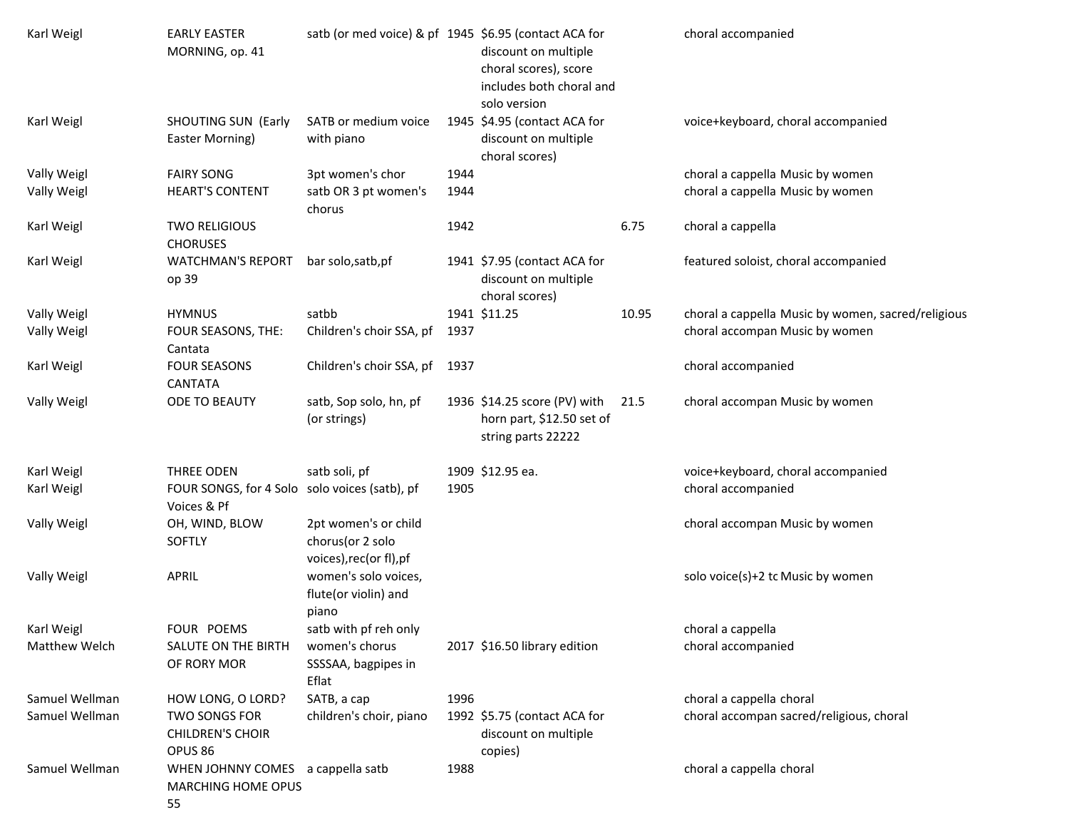| | | | | | | | |
|---|---|---|---|---|---|---|---|
| Karl Weigl | EARLY EASTER MORNING, op. 41 | satb (or med voice) & pf | 1945 | $6.95 (contact ACA for discount on multiple choral scores), score includes both choral and solo version | | choral accompanied | |
| Karl Weigl | SHOUTING SUN (Early Easter Morning) | SATB or medium voice with piano | 1945 | $4.95 (contact ACA for discount on multiple choral scores) | | voice+keyboard, choral accompanied | |
| Vally Weigl | FAIRY SONG | 3pt women's chor | 1944 | | | choral a cappella | Music by women |
| Vally Weigl | HEART'S CONTENT | satb OR 3 pt women's chorus | 1944 | | | choral a cappella | Music by women |
| Karl Weigl | TWO RELIGIOUS CHORUSES | | 1942 | | 6.75 | choral a cappella | |
| Karl Weigl | WATCHMAN'S REPORT op 39 | bar solo,satb,pf | 1941 | $7.95 (contact ACA for discount on multiple choral scores) | | featured soloist, choral accompanied | |
| Vally Weigl | HYMNUS | satbb | 1941 | $11.25 | 10.95 | choral a cappella | Music by women, sacred/religious |
| Vally Weigl | FOUR SEASONS, THE: Cantata | Children's choir SSA, pf | 1937 | | | choral accompan | Music by women |
| Karl Weigl | FOUR SEASONS CANTATA | Children's choir SSA, pf | 1937 | | | choral accompanied | |
| Vally Weigl | ODE TO BEAUTY | satb, Sop solo, hn, pf (or strings) | 1936 | $14.25 score (PV) with horn part, $12.50 set of string parts 22222 | 21.5 | choral accompan | Music by women |
| Karl Weigl | THREE ODEN | satb soli, pf | 1909 | $12.95 ea. | | voice+keyboard, choral accompanied | |
| Karl Weigl | FOUR SONGS, for 4 Solo Voices & Pf | solo voices (satb), pf | 1905 | | | choral accompanied | |
| Vally Weigl | OH, WIND, BLOW SOFTLY | 2pt women's or child chorus(or 2 solo voices),rec(or fl),pf | | | | choral accompan | Music by women |
| Vally Weigl | APRIL | women's solo voices, flute(or violin) and piano | | | | solo voice(s)+2 tc | Music by women |
| Karl Weigl | FOUR POEMS | satb with pf reh only | | | | choral a cappella | |
| Matthew Welch | SALUTE ON THE BIRTH OF RORY MOR | women's chorus SSSSAA, bagpipes in Eflat | 2017 | $16.50 library edition | | choral accompanied | |
| Samuel Wellman | HOW LONG, O LORD? | SATB, a cap | 1996 | | | choral a cappella | choral |
| Samuel Wellman | TWO SONGS FOR CHILDREN'S CHOIR OPUS 86 | children's choir, piano | 1992 | $5.75 (contact ACA for discount on multiple copies) | | choral accompan | sacred/religious, choral |
| Samuel Wellman | WHEN JOHNNY COMES MARCHING HOME OPUS 55 | a cappella satb | 1988 | | | choral a cappella | choral |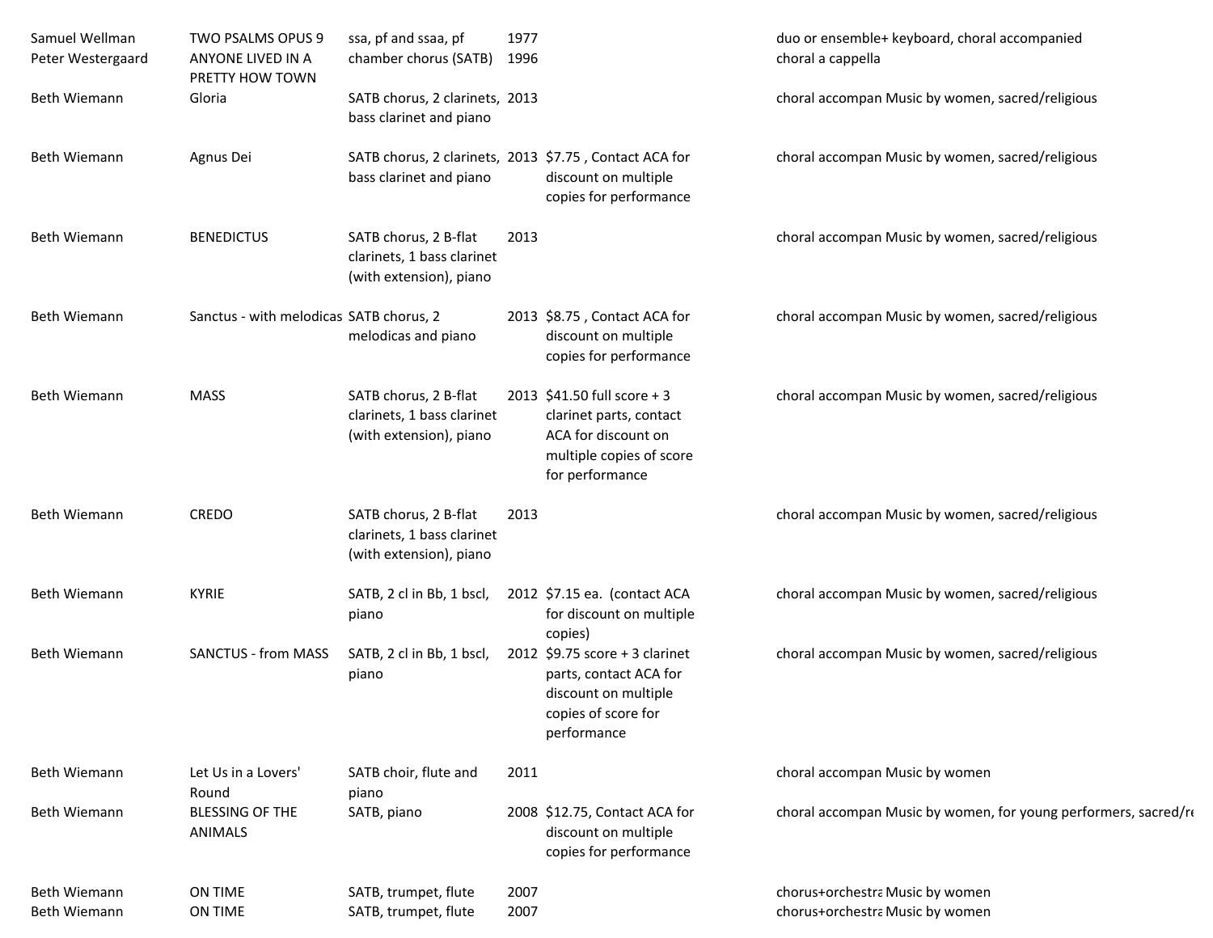| | | | | | | |
|---|---|---|---|---|---|---|
| Samuel Wellman | TWO PSALMS OPUS 9 | ssa, pf and ssaa, pf | 1977 | | duo or ensemble+ keyboard, choral accompanied | |
| Peter Westergaard | ANYONE LIVED IN A PRETTY HOW TOWN | chamber chorus (SATB) | 1996 | | choral a cappella | |
| Beth Wiemann | Gloria | SATB chorus, 2 clarinets, bass clarinet and piano | 2013 | | choral accompan | Music by women, sacred/religious |
| Beth Wiemann | Agnus Dei | SATB chorus, 2 clarinets, bass clarinet and piano | 2013 | $7.75 , Contact ACA for discount on multiple copies for performance | choral accompan | Music by women, sacred/religious |
| Beth Wiemann | BENEDICTUS | SATB chorus, 2 B-flat clarinets, 1 bass clarinet (with extension), piano | 2013 | | choral accompan | Music by women, sacred/religious |
| Beth Wiemann | Sanctus - with melodicas | SATB chorus, 2 melodicas and piano | 2013 | $8.75 , Contact ACA for discount on multiple copies for performance | choral accompan | Music by women, sacred/religious |
| Beth Wiemann | MASS | SATB chorus, 2 B-flat clarinets, 1 bass clarinet (with extension), piano | 2013 | $41.50 full score + 3 clarinet parts, contact ACA for discount on multiple copies of score for performance | choral accompan | Music by women, sacred/religious |
| Beth Wiemann | CREDO | SATB chorus, 2 B-flat clarinets, 1 bass clarinet (with extension), piano | 2013 | | choral accompan | Music by women, sacred/religious |
| Beth Wiemann | KYRIE | SATB, 2 cl in Bb, 1 bscl, piano | 2012 | $7.15 ea. (contact ACA for discount on multiple copies) | choral accompan | Music by women, sacred/religious |
| Beth Wiemann | SANCTUS - from MASS | SATB, 2 cl in Bb, 1 bscl, piano | 2012 | $9.75 score + 3 clarinet parts, contact ACA for discount on multiple copies of score for performance | choral accompan | Music by women, sacred/religious |
| Beth Wiemann | Let Us in a Lovers' Round | SATB choir, flute and piano | 2011 | | choral accompan | Music by women |
| Beth Wiemann | BLESSING OF THE ANIMALS | SATB, piano | 2008 | $12.75, Contact ACA for discount on multiple copies for performance | choral accompan | Music by women, for young performers, sacred/re |
| Beth Wiemann | ON TIME | SATB, trumpet, flute | 2007 | | chorus+orchestra | Music by women |
| Beth Wiemann | ON TIME | SATB, trumpet, flute | 2007 | | chorus+orchestra | Music by women |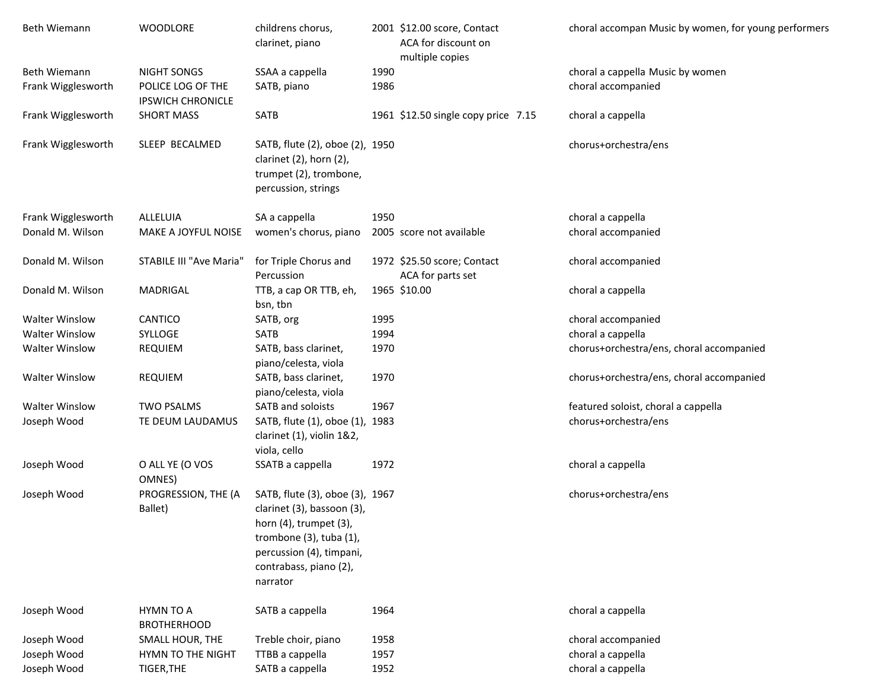| | | | | | |
|---|---|---|---|---|---|
| Beth Wiemann | WOODLORE | childrens chorus, clarinet, piano | 2001 | $12.00 score, Contact ACA for discount on multiple copies | choral accompan Music by women, for young performers |
| Beth Wiemann | NIGHT SONGS | SSAA a cappella | 1990 | | choral a cappella Music by women |
| Frank Wigglesworth | POLICE LOG OF THE IPSWICH CHRONICLE | SATB, piano | 1986 | | choral accompanied |
| Frank Wigglesworth | SHORT MASS | SATB | 1961 | $12.50 single copy price 7.15 | choral a cappella |
| Frank Wigglesworth | SLEEP BECALMED | SATB, flute (2), oboe (2), clarinet (2), horn (2), trumpet (2), trombone, percussion, strings | 1950 | | chorus+orchestra/ens |
| Frank Wigglesworth | ALLELUIA | SA a cappella | 1950 | | choral a cappella |
| Donald M. Wilson | MAKE A JOYFUL NOISE | women's chorus, piano | 2005 | score not available | choral accompanied |
| Donald M. Wilson | STABILE III "Ave Maria" | for Triple Chorus and Percussion | 1972 | $25.50 score; Contact ACA for parts set | choral accompanied |
| Donald M. Wilson | MADRIGAL | TTB, a cap OR TTB, eh, bsn, tbn | 1965 | $10.00 | choral a cappella |
| Walter Winslow | CANTICO | SATB, org | 1995 | | choral accompanied |
| Walter Winslow | SYLLOGE | SATB | 1994 | | choral a cappella |
| Walter Winslow | REQUIEM | SATB, bass clarinet, piano/celesta, viola | 1970 | | chorus+orchestra/ens, choral accompanied |
| Walter Winslow | REQUIEM | SATB, bass clarinet, piano/celesta, viola | 1970 | | chorus+orchestra/ens, choral accompanied |
| Walter Winslow | TWO PSALMS | SATB and soloists | 1967 | | featured soloist, choral a cappella |
| Joseph Wood | TE DEUM LAUDAMUS | SATB, flute (1), oboe (1), clarinet (1), violin 1&2, viola, cello | 1983 | | chorus+orchestra/ens |
| Joseph Wood | O ALL YE (O VOS OMNES) | SSATB a cappella | 1972 | | choral a cappella |
| Joseph Wood | PROGRESSION, THE (A Ballet) | SATB, flute (3), oboe (3), clarinet (3), bassoon (3), horn (4), trumpet (3), trombone (3), tuba (1), percussion (4), timpani, contrabass, piano (2), narrator | 1967 | | chorus+orchestra/ens |
| Joseph Wood | HYMN TO A BROTHERHOOD | SATB a cappella | 1964 | | choral a cappella |
| Joseph Wood | SMALL HOUR, THE | Treble choir, piano | 1958 | | choral accompanied |
| Joseph Wood | HYMN TO THE NIGHT | TTBB a cappella | 1957 | | choral a cappella |
| Joseph Wood | TIGER,THE | SATB a cappella | 1952 | | choral a cappella |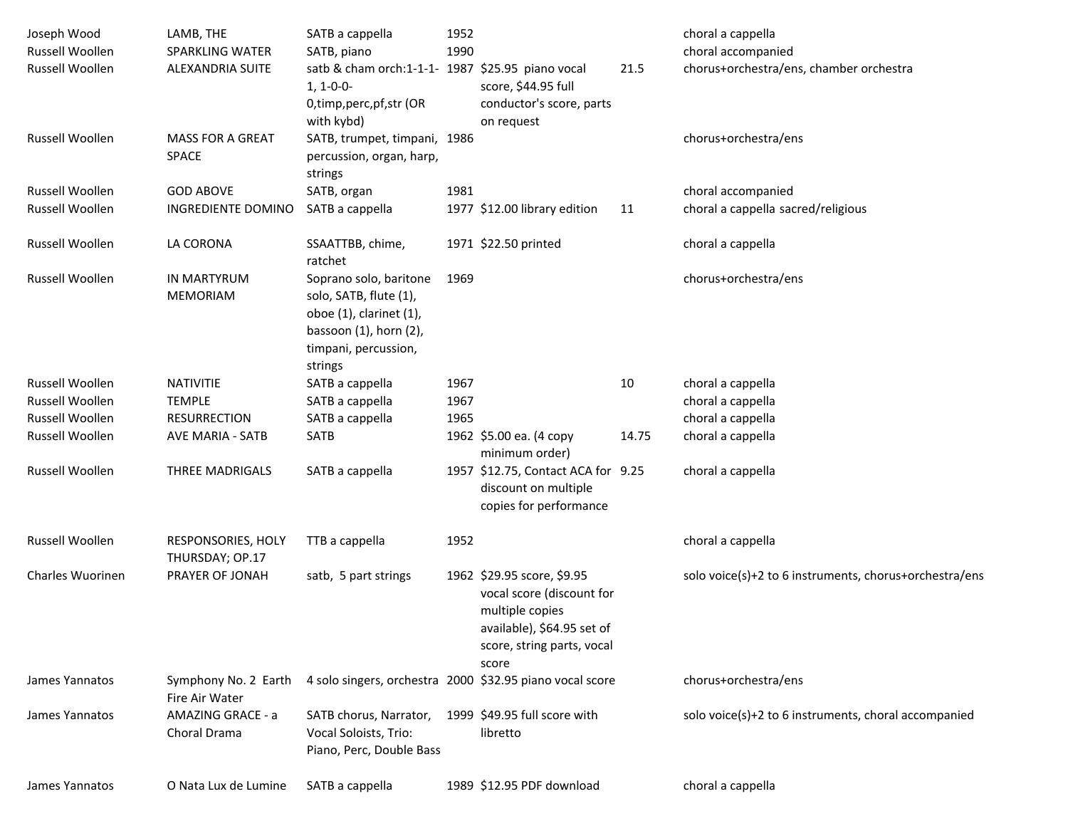| | | | | | | |
|---|---|---|---|---|---|---|
| Joseph Wood | LAMB, THE | SATB a cappella | 1952 | | | choral a cappella |
| Russell Woollen | SPARKLING WATER | SATB, piano | 1990 | | | choral accompanied |
| Russell Woollen | ALEXANDRIA SUITE | satb & cham orch:1-1-1-1, 1-0-0-0,timp,perc,pf,str (OR with kybd) | 1987 | $25.95 piano vocal score, $44.95 full conductor's score, parts on request | 21.5 | chorus+orchestra/ens, chamber orchestra |
| Russell Woollen | MASS FOR A GREAT SPACE | SATB, trumpet, timpani, percussion, organ, harp, strings | 1986 | | | chorus+orchestra/ens |
| Russell Woollen | GOD ABOVE | SATB, organ | 1981 | | | choral accompanied |
| Russell Woollen | INGREDIENTE DOMINO | SATB a cappella | 1977 | $12.00 library edition | 11 | choral a cappella sacred/religious |
| Russell Woollen | LA CORONA | SSAATTBB, chime, ratchet | 1971 | $22.50 printed | | choral a cappella |
| Russell Woollen | IN MARTYRUM MEMORIAM | Soprano solo, baritone solo, SATB, flute (1), oboe (1), clarinet (1), bassoon (1), horn (2), timpani, percussion, strings | 1969 | | | chorus+orchestra/ens |
| Russell Woollen | NATIVITIE | SATB a cappella | 1967 | | 10 | choral a cappella |
| Russell Woollen | TEMPLE | SATB a cappella | 1967 | | | choral a cappella |
| Russell Woollen | RESURRECTION | SATB a cappella | 1965 | | | choral a cappella |
| Russell Woollen | AVE MARIA - SATB | SATB | 1962 | $5.00 ea. (4 copy minimum order) | 14.75 | choral a cappella |
| Russell Woollen | THREE MADRIGALS | SATB a cappella | 1957 | $12.75, Contact ACA for discount on multiple copies for performance | 9.25 | choral a cappella |
| Russell Woollen | RESPONSORIES, HOLY THURSDAY; OP.17 | TTB a cappella | 1952 | | | choral a cappella |
| Charles Wuorinen | PRAYER OF JONAH | satb, 5 part strings | 1962 | $29.95 score, $9.95 vocal score (discount for multiple copies available), $64.95 set of score, string parts, vocal score | | solo voice(s)+2 to 6 instruments, chorus+orchestra/ens |
| James Yannatos | Symphony No. 2 Earth Fire Air Water | 4 solo singers, orchestra | 2000 | $32.95 piano vocal score | | chorus+orchestra/ens |
| James Yannatos | AMAZING GRACE - a Choral Drama | SATB chorus, Narrator, Vocal Soloists, Trio: Piano, Perc, Double Bass | 1999 | $49.95 full score with libretto | | solo voice(s)+2 to 6 instruments, choral accompanied |
| James Yannatos | O Nata Lux de Lumine | SATB a cappella | 1989 | $12.95 PDF download | | choral a cappella |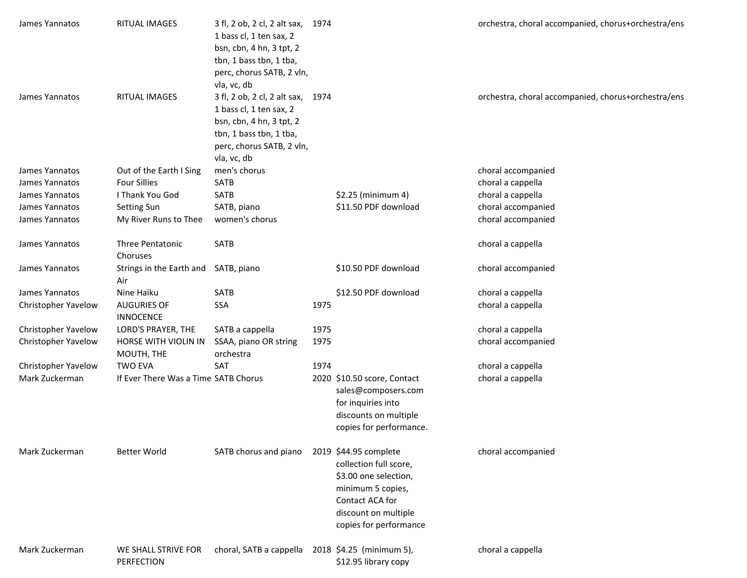| | | | | | |
|---|---|---|---|---|---|
| James Yannatos | RITUAL IMAGES | 3 fl, 2 ob, 2 cl, 2 alt sax, 1 bass cl, 1 ten sax, 2 bsn, cbn, 4 hn, 3 tpt, 2 tbn, 1 bass tbn, 1 tba, perc, chorus SATB, 2 vln, vla, vc, db | 1974 | | orchestra, choral accompanied, chorus+orchestra/ens |
| James Yannatos | RITUAL IMAGES | 3 fl, 2 ob, 2 cl, 2 alt sax, 1 bass cl, 1 ten sax, 2 bsn, cbn, 4 hn, 3 tpt, 2 tbn, 1 bass tbn, 1 tba, perc, chorus SATB, 2 vln, vla, vc, db | 1974 | | orchestra, choral accompanied, chorus+orchestra/ens |
| James Yannatos | Out of the Earth I Sing | men's chorus | | | choral accompanied |
| James Yannatos | Four Sillies | SATB | | | choral a cappella |
| James Yannatos | I Thank You God | SATB | | $2.25 (minimum 4) | choral a cappella |
| James Yannatos | Setting Sun | SATB, piano | | $11.50 PDF download | choral accompanied |
| James Yannatos | My River Runs to Thee | women's chorus | | | choral accompanied |
| James Yannatos | Three Pentatonic Choruses | SATB | | | choral a cappella |
| James Yannatos | Strings in the Earth and Air | SATB, piano | | $10.50 PDF download | choral accompanied |
| James Yannatos | Nine Haiku | SATB | | $12.50 PDF download | choral a cappella |
| Christopher Yavelow | AUGURIES OF INNOCENCE | SSA | 1975 | | choral a cappella |
| Christopher Yavelow | LORD'S PRAYER, THE | SATB a cappella | 1975 | | choral a cappella |
| Christopher Yavelow | HORSE WITH VIOLIN IN MOUTH, THE | SSAA, piano OR string orchestra | 1975 | | choral accompanied |
| Christopher Yavelow | TWO EVA | SAT | 1974 | | choral a cappella |
| Mark Zuckerman | If Ever There Was a Time | SATB Chorus | 2020 | $10.50 score, Contact sales@composers.com for inquiries into discounts on multiple copies for performance. | choral a cappella |
| Mark Zuckerman | Better World | SATB chorus and piano | 2019 | $44.95 complete collection full score, $3.00 one selection, minimum 5 copies, Contact ACA for discount on multiple copies for performance | choral accompanied |
| Mark Zuckerman | WE SHALL STRIVE FOR PERFECTION | choral, SATB a cappella | 2018 | $4.25 (minimum 5), $12.95 library copy | choral a cappella |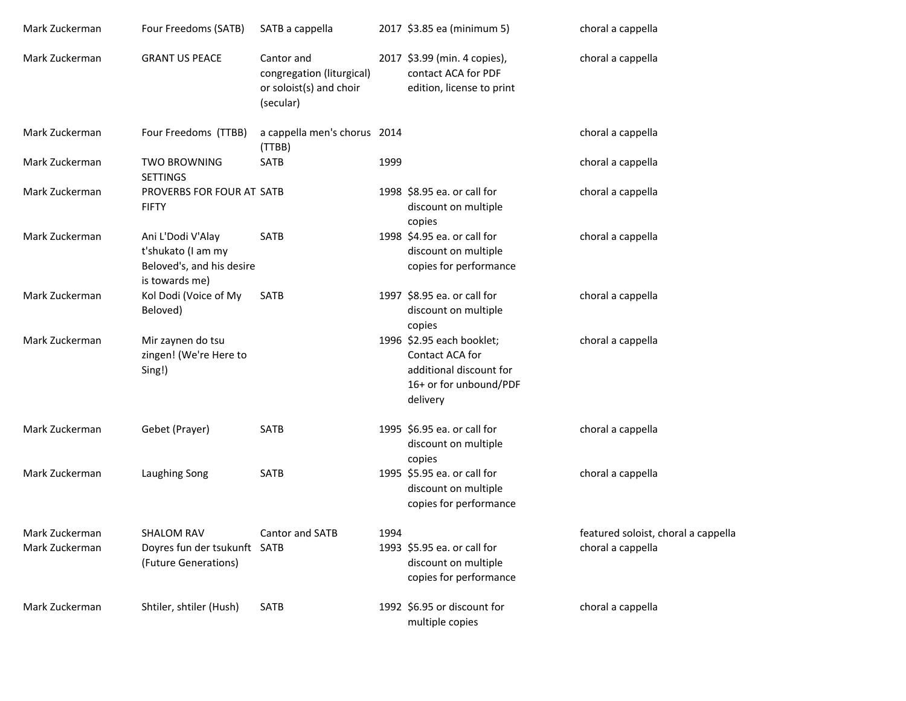| | | | | | |
|---|---|---|---|---|---|
| Mark Zuckerman | Four Freedoms (SATB) | SATB a cappella | 2017 | $3.85 ea (minimum 5) | choral a cappella |
| Mark Zuckerman | GRANT US PEACE | Cantor and congregation (liturgical) or soloist(s) and choir (secular) | 2017 | $3.99 (min. 4 copies), contact ACA for PDF edition, license to print | choral a cappella |
| Mark Zuckerman | Four Freedoms (TTBB) | a cappella men's chorus (TTBB) | 2014 | | choral a cappella |
| Mark Zuckerman | TWO BROWNING SETTINGS | SATB | 1999 | | choral a cappella |
| Mark Zuckerman | PROVERBS FOR FOUR AT FIFTY | SATB | 1998 | $8.95 ea. or call for discount on multiple copies | choral a cappella |
| Mark Zuckerman | Ani L'Dodi V'Alay t'shukato (I am my Beloved's, and his desire is towards me) | SATB | 1998 | $4.95 ea. or call for discount on multiple copies for performance | choral a cappella |
| Mark Zuckerman | Kol Dodi (Voice of My Beloved) | SATB | 1997 | $8.95 ea. or call for discount on multiple copies | choral a cappella |
| Mark Zuckerman | Mir zaynen do tsu zingen! (We're Here to Sing!) | | 1996 | $2.95 each booklet; Contact ACA for additional discount for 16+ or for unbound/PDF delivery | choral a cappella |
| Mark Zuckerman | Gebet (Prayer) | SATB | 1995 | $6.95 ea. or call for discount on multiple copies | choral a cappella |
| Mark Zuckerman | Laughing Song | SATB | 1995 | $5.95 ea. or call for discount on multiple copies for performance | choral a cappella |
| Mark Zuckerman | SHALOM RAV | Cantor and SATB | 1994 | | featured soloist, choral a cappella |
| Mark Zuckerman | Doyres fun der tsukunft (Future Generations) | SATB | 1993 | $5.95 ea. or call for discount on multiple copies for performance | choral a cappella |
| Mark Zuckerman | Shtiler, shtiler (Hush) | SATB | 1992 | $6.95 or discount for multiple copies | choral a cappella |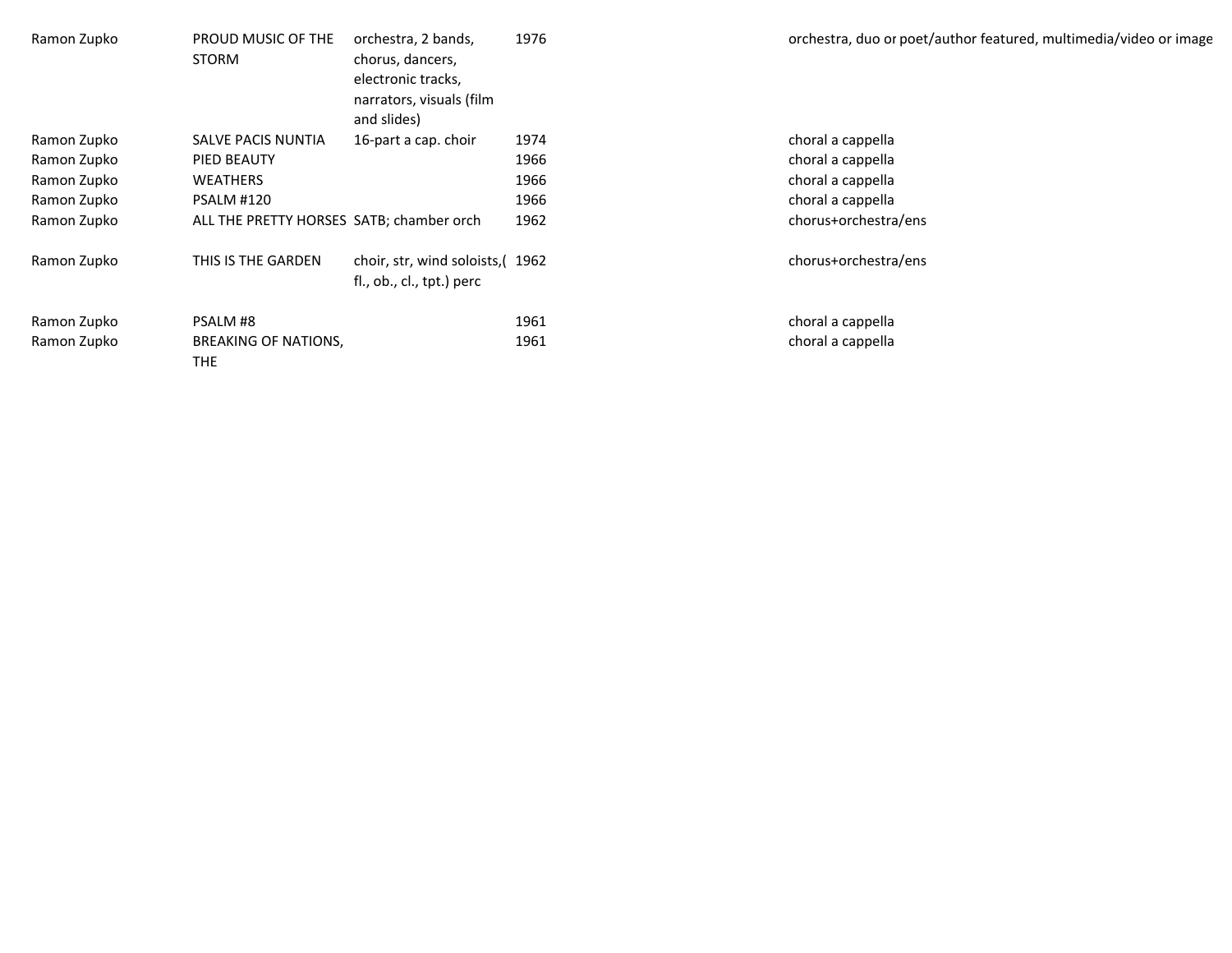| | | | | | |
|---|---|---|---|---|---|
| Ramon Zupko | PROUD MUSIC OF THE STORM | orchestra, 2 bands, chorus, dancers, electronic tracks, narrators, visuals (film and slides) | 1976 | | orchestra, duo or poet/author featured, multimedia/video or image |
| Ramon Zupko | SALVE PACIS NUNTIA | 16-part a cap. choir | 1974 | | choral a cappella |
| Ramon Zupko | PIED BEAUTY | | 1966 | | choral a cappella |
| Ramon Zupko | WEATHERS | | 1966 | | choral a cappella |
| Ramon Zupko | PSALM #120 | | 1966 | | choral a cappella |
| Ramon Zupko | ALL THE PRETTY HORSES | SATB; chamber orch | 1962 | | chorus+orchestra/ens |
| Ramon Zupko | THIS IS THE GARDEN | choir, str, wind soloists,( fl., ob., cl., tpt.) perc | 1962 | | chorus+orchestra/ens |
| Ramon Zupko | PSALM #8 | | 1961 | | choral a cappella |
| Ramon Zupko | BREAKING OF NATIONS, THE | | 1961 | | choral a cappella |